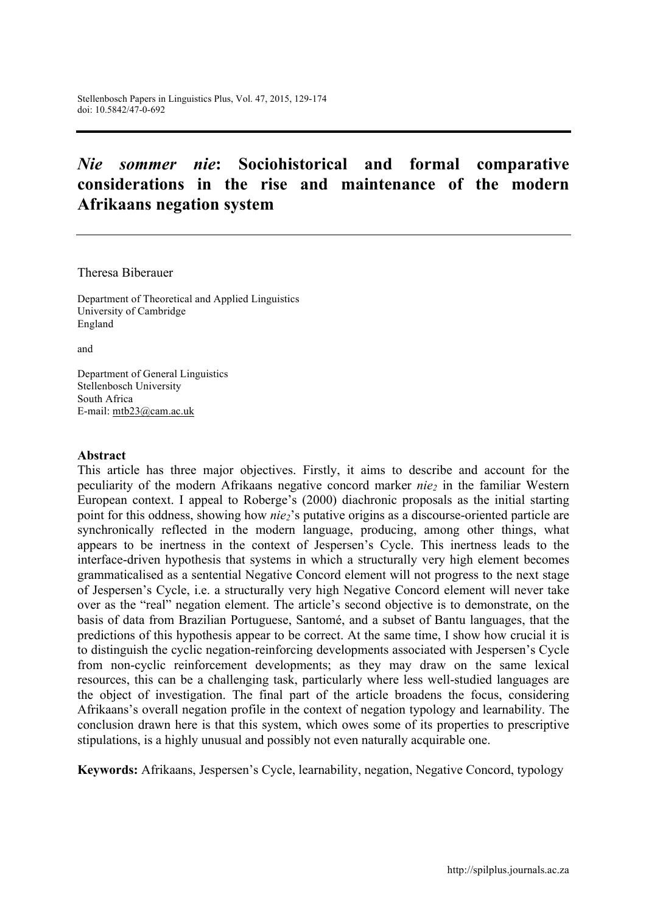# *Nie sommer nie*: Sociohistorical and formal comparative considerations in the rise and maintenance of the modern Afrikaans negation system

Theresa Biberauer

Department of Theoretical and Applied Linguistics
University of Cambridge
England

and

Department of General Linguistics
Stellenbosch University
South Africa
E-mail: mtb23@cam.ac.uk

**Abstract**

This article has three major objectives. Firstly, it aims to describe and account for the peculiarity of the modern Afrikaans negative concord marker *nie*$_2$ in the familiar Western European context. I appeal to Roberge's (2000) diachronic proposals as the initial starting point for this oddness, showing how *nie*$_2$'s putative origins as a discourse-oriented particle are synchronically reflected in the modern language, producing, among other things, what appears to be inertness in the context of Jespersen's Cycle. This inertness leads to the interface-driven hypothesis that systems in which a structurally very high element becomes grammaticalised as a sentential Negative Concord element will not progress to the next stage of Jespersen's Cycle, i.e. a structurally very high Negative Concord element will never take over as the "real" negation element. The article's second objective is to demonstrate, on the basis of data from Brazilian Portuguese, Santomé, and a subset of Bantu languages, that the predictions of this hypothesis appear to be correct. At the same time, I show how crucial it is to distinguish the cyclic negation-reinforcing developments associated with Jespersen's Cycle from non-cyclic reinforcement developments; as they may draw on the same lexical resources, this can be a challenging task, particularly where less well-studied languages are the object of investigation. The final part of the article broadens the focus, considering Afrikaans's overall negation profile in the context of negation typology and learnability. The conclusion drawn here is that this system, which owes some of its properties to prescriptive stipulations, is a highly unusual and possibly not even naturally acquirable one.

**Keywords:** Afrikaans, Jespersen's Cycle, learnability, negation, Negative Concord, typology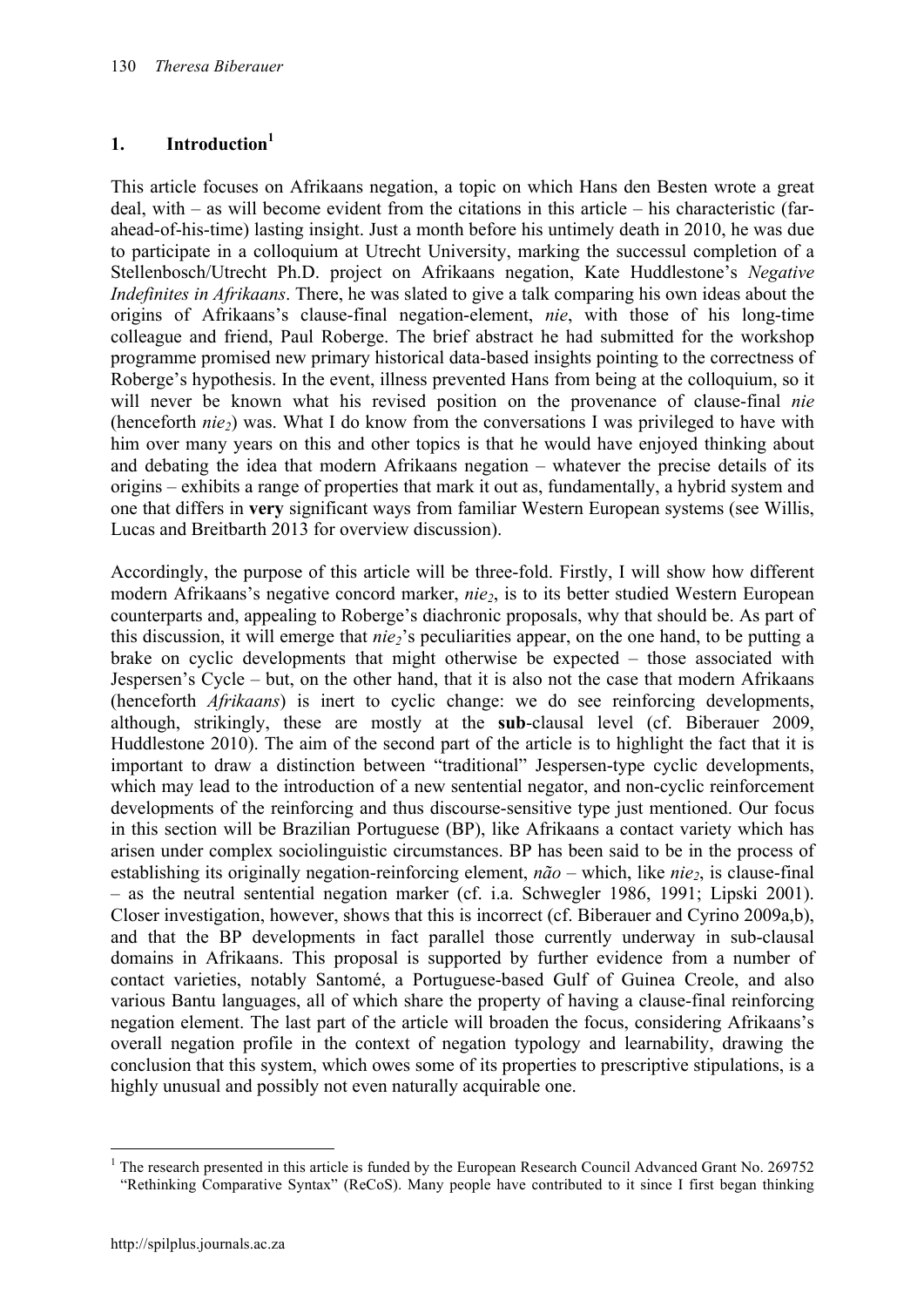## 1. Introduction[1]

This article focuses on Afrikaans negation, a topic on which Hans den Besten wrote a great deal, with – as will become evident from the citations in this article – his characteristic (far-ahead-of-his-time) lasting insight. Just a month before his untimely death in 2010, he was due to participate in a colloquium at Utrecht University, marking the successul completion of a Stellenbosch/Utrecht Ph.D. project on Afrikaans negation, Kate Huddlestone's *Negative Indefinites in Afrikaans*. There, he was slated to give a talk comparing his own ideas about the origins of Afrikaans's clause-final negation-element, *nie*, with those of his long-time colleague and friend, Paul Roberge. The brief abstract he had submitted for the workshop programme promised new primary historical data-based insights pointing to the correctness of Roberge's hypothesis. In the event, illness prevented Hans from being at the colloquium, so it will never be known what his revised position on the provenance of clause-final *nie* (henceforth *nie*$_2$) was. What I do know from the conversations I was privileged to have with him over many years on this and other topics is that he would have enjoyed thinking about and debating the idea that modern Afrikaans negation – whatever the precise details of its origins – exhibits a range of properties that mark it out as, fundamentally, a hybrid system and one that differs in **very** significant ways from familiar Western European systems (see Willis, Lucas and Breitbarth 2013 for overview discussion).

Accordingly, the purpose of this article will be three-fold. Firstly, I will show how different modern Afrikaans's negative concord marker, *nie*$_2$, is to its better studied Western European counterparts and, appealing to Roberge's diachronic proposals, why that should be. As part of this discussion, it will emerge that *nie*$_2$'s peculiarities appear, on the one hand, to be putting a brake on cyclic developments that might otherwise be expected – those associated with Jespersen's Cycle – but, on the other hand, that it is also not the case that modern Afrikaans (henceforth *Afrikaans*) is inert to cyclic change: we do see reinforcing developments, although, strikingly, these are mostly at the **sub**-clausal level (cf. Biberauer 2009, Huddlestone 2010). The aim of the second part of the article is to highlight the fact that it is important to draw a distinction between "traditional" Jespersen-type cyclic developments, which may lead to the introduction of a new sentential negator, and non-cyclic reinforcement developments of the reinforcing and thus discourse-sensitive type just mentioned. Our focus in this section will be Brazilian Portuguese (BP), like Afrikaans a contact variety which has arisen under complex sociolinguistic circumstances. BP has been said to be in the process of establishing its originally negation-reinforcing element, *não* – which, like *nie*$_2$, is clause-final – as the neutral sentential negation marker (cf. i.a. Schwegler 1986, 1991; Lipski 2001). Closer investigation, however, shows that this is incorrect (cf. Biberauer and Cyrino 2009a,b), and that the BP developments in fact parallel those currently underway in sub-clausal domains in Afrikaans. This proposal is supported by further evidence from a number of contact varieties, notably Santomé, a Portuguese-based Gulf of Guinea Creole, and also various Bantu languages, all of which share the property of having a clause-final reinforcing negation element. The last part of the article will broaden the focus, considering Afrikaans's overall negation profile in the context of negation typology and learnability, drawing the conclusion that this system, which owes some of its properties to prescriptive stipulations, is a highly unusual and possibly not even naturally acquirable one.

[1] The research presented in this article is funded by the European Research Council Advanced Grant No. 269752 "Rethinking Comparative Syntax" (ReCoS). Many people have contributed to it since I first began thinking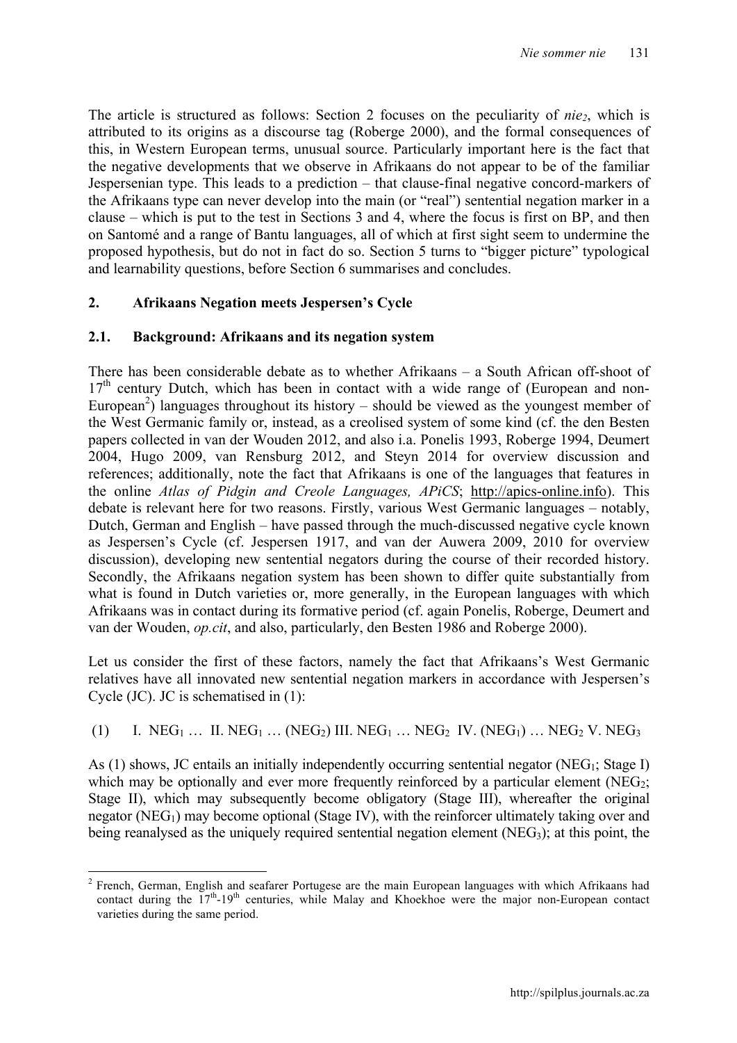The article is structured as follows: Section 2 focuses on the peculiarity of *nie₂*, which is attributed to its origins as a discourse tag (Roberge 2000), and the formal consequences of this, in Western European terms, unusual source. Particularly important here is the fact that the negative developments that we observe in Afrikaans do not appear to be of the familiar Jespersenian type. This leads to a prediction – that clause-final negative concord-markers of the Afrikaans type can never develop into the main (or "real") sentential negation marker in a clause – which is put to the test in Sections 3 and 4, where the focus is first on BP, and then on Santomé and a range of Bantu languages, all of which at first sight seem to undermine the proposed hypothesis, but do not in fact do so. Section 5 turns to "bigger picture" typological and learnability questions, before Section 6 summarises and concludes.

## 2. Afrikaans Negation meets Jespersen's Cycle

### 2.1. Background: Afrikaans and its negation system

There has been considerable debate as to whether Afrikaans – a South African off-shoot of 17th century Dutch, which has been in contact with a wide range of (European and non-European[2]) languages throughout its history – should be viewed as the youngest member of the West Germanic family or, instead, as a creolised system of some kind (cf. the den Besten papers collected in van der Wouden 2012, and also i.a. Ponelis 1993, Roberge 1994, Deumert 2004, Hugo 2009, van Rensburg 2012, and Steyn 2014 for overview discussion and references; additionally, note the fact that Afrikaans is one of the languages that features in the online *Atlas of Pidgin and Creole Languages, APiCS*; http://apics-online.info). This debate is relevant here for two reasons. Firstly, various West Germanic languages – notably, Dutch, German and English – have passed through the much-discussed negative cycle known as Jespersen's Cycle (cf. Jespersen 1917, and van der Auwera 2009, 2010 for overview discussion), developing new sentential negators during the course of their recorded history. Secondly, the Afrikaans negation system has been shown to differ quite substantially from what is found in Dutch varieties or, more generally, in the European languages with which Afrikaans was in contact during its formative period (cf. again Ponelis, Roberge, Deumert and van der Wouden, *op.cit*, and also, particularly, den Besten 1986 and Roberge 2000).

Let us consider the first of these factors, namely the fact that Afrikaans's West Germanic relatives have all innovated new sentential negation markers in accordance with Jespersen's Cycle (JC). JC is schematised in (1):

(1) I. $NEG_1$ … II. $NEG_1$ … ($NEG_2$) III. $NEG_1$ … $NEG_2$ IV. ($NEG_1$) … $NEG_2$ V. $NEG_3$

As (1) shows, JC entails an initially independently occurring sentential negator ($NEG_1$; Stage I) which may be optionally and ever more frequently reinforced by a particular element ($NEG_2$; Stage II), which may subsequently become obligatory (Stage III), whereafter the original negator ($NEG_1$) may become optional (Stage IV), with the reinforcer ultimately taking over and being reanalysed as the uniquely required sentential negation element ($NEG_3$); at this point, the

[2] French, German, English and seafarer Portugese are the main European languages with which Afrikaans had contact during the 17th-19th centuries, while Malay and Khoekhoe were the major non-European contact varieties during the same period.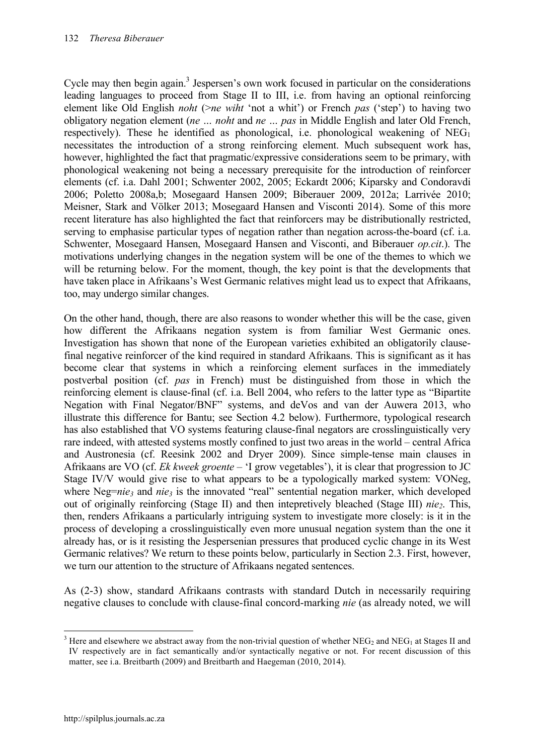Cycle may then begin again.[3] Jespersen's own work focused in particular on the considerations leading languages to proceed from Stage II to III, i.e. from having an optional reinforcing element like Old English *noht* (>*ne wiht* 'not a whit') or French *pas* ('step') to having two obligatory negation element (*ne … noht* and *ne … pas* in Middle English and later Old French, respectively). These he identified as phonological, i.e. phonological weakening of $NEG_1$ necessitates the introduction of a strong reinforcing element. Much subsequent work has, however, highlighted the fact that pragmatic/expressive considerations seem to be primary, with phonological weakening not being a necessary prerequisite for the introduction of reinforcer elements (cf. i.a. Dahl 2001; Schwenter 2002, 2005; Eckardt 2006; Kiparsky and Condoravdi 2006; Poletto 2008a,b; Mosegaard Hansen 2009; Biberauer 2009, 2012a; Larrivée 2010; Meisner, Stark and Völker 2013; Mosegaard Hansen and Visconti 2014). Some of this more recent literature has also highlighted the fact that reinforcers may be distributionally restricted, serving to emphasise particular types of negation rather than negation across-the-board (cf. i.a. Schwenter, Mosegaard Hansen, Mosegaard Hansen and Visconti, and Biberauer *op.cit.*). The motivations underlying changes in the negation system will be one of the themes to which we will be returning below. For the moment, though, the key point is that the developments that have taken place in Afrikaans's West Germanic relatives might lead us to expect that Afrikaans, too, may undergo similar changes.

On the other hand, though, there are also reasons to wonder whether this will be the case, given how different the Afrikaans negation system is from familiar West Germanic ones. Investigation has shown that none of the European varieties exhibited an obligatorily clause-final negative reinforcer of the kind required in standard Afrikaans. This is significant as it has become clear that systems in which a reinforcing element surfaces in the immediately postverbal position (cf. *pas* in French) must be distinguished from those in which the reinforcing element is clause-final (cf. i.a. Bell 2004, who refers to the latter type as "Bipartite Negation with Final Negator/BNF" systems, and deVos and van der Auwera 2013, who illustrate this difference for Bantu; see Section 4.2 below). Furthermore, typological research has also established that VO systems featuring clause-final negators are crosslinguistically very rare indeed, with attested systems mostly confined to just two areas in the world – central Africa and Austronesia (cf. Reesink 2002 and Dryer 2009). Since simple-tense main clauses in Afrikaans are VO (cf. *Ek kweek groente* – 'I grow vegetables'), it is clear that progression to JC Stage IV/V would give rise to what appears to be a typologically marked system: VONeg, where Neg=$nie_3$ and $nie_3$ is the innovated "real" sentential negation marker, which developed out of originally reinforcing (Stage II) and then intepretively bleached (Stage III) $nie_2$. This, then, renders Afrikaans a particularly intriguing system to investigate more closely: is it in the process of developing a crosslinguistically even more unusual negation system than the one it already has, or is it resisting the Jespersenian pressures that produced cyclic change in its West Germanic relatives? We return to these points below, particularly in Section 2.3. First, however, we turn our attention to the structure of Afrikaans negated sentences.

As (2-3) show, standard Afrikaans contrasts with standard Dutch in necessarily requiring negative clauses to conclude with clause-final concord-marking *nie* (as already noted, we will

---

[3] Here and elsewhere we abstract away from the non-trivial question of whether $NEG_2$ and $NEG_1$ at Stages II and IV respectively are in fact semantically and/or syntactically negative or not. For recent discussion of this matter, see i.a. Breitbarth (2009) and Breitbarth and Haegeman (2010, 2014).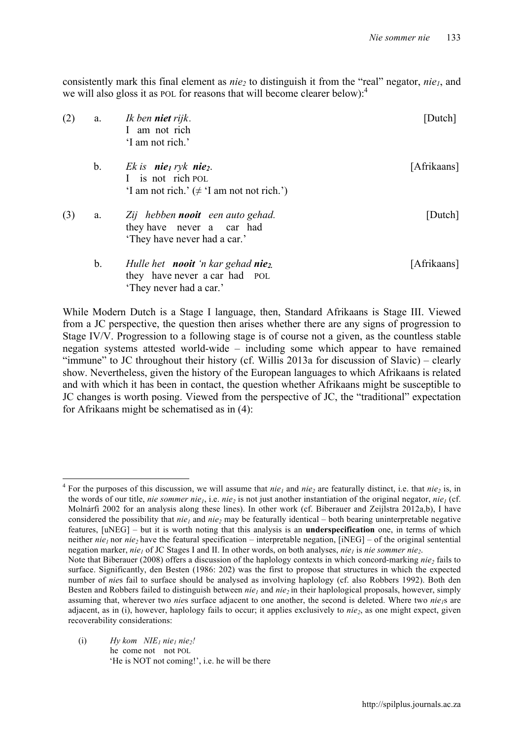consistently mark this final element as *nie*$_2$ to distinguish it from the "real" negator, *nie*$_1$, and we will also gloss it as POL for reasons that will become clearer below):[4]

(2) a. *Ik ben **niet** rijk*. [Dutch]
I am not rich
'I am not rich.'

b. *Ek is **nie**$_1$ ryk **nie**$_2$*. [Afrikaans]
I is not rich POL
'I am not rich.' (≠ 'I am not not rich.')

(3) a. *Zij hebben **nooit** een auto gehad.* [Dutch]
they have never a car had
'They have never had a car.'

b. *Hulle het **nooit** 'n kar gehad **nie**$_2$.* [Afrikaans]
they have never a car had POL
'They never had a car.'

While Modern Dutch is a Stage I language, then, Standard Afrikaans is Stage III. Viewed from a JC perspective, the question then arises whether there are any signs of progression to Stage IV/V. Progression to a following stage is of course not a given, as the countless stable negation systems attested world-wide – including some which appear to have remained "immune" to JC throughout their history (cf. Willis 2013a for discussion of Slavic) – clearly show. Nevertheless, given the history of the European languages to which Afrikaans is related and with which it has been in contact, the question whether Afrikaans might be susceptible to JC changes is worth posing. Viewed from the perspective of JC, the "traditional" expectation for Afrikaans might be schematised as in (4):

---

[4] For the purposes of this discussion, we will assume that *nie*$_1$ and *nie*$_2$ are featurally distinct, i.e. that *nie*$_2$ is, in the words of our title, *nie sommer nie*$_1$, i.e. *nie*$_2$ is not just another instantiation of the original negator, *nie*$_1$ (cf. Molnárfi 2002 for an analysis along these lines). In other work (cf. Biberauer and Zeijlstra 2012a,b), I have considered the possibility that *nie*$_1$ and *nie*$_2$ may be featurally identical – both bearing uninterpretable negative features, [uNEG] – but it is worth noting that this analysis is an **underspecification** one, in terms of which neither *nie*$_1$ nor *nie*$_2$ have the featural specification – interpretable negation, [iNEG] – of the original sentential negation marker, *nie*$_1$ of JC Stages I and II. In other words, on both analyses, *nie*$_1$ is *nie sommer nie*$_2$.

Note that Biberauer (2008) offers a discussion of the haplology contexts in which concord-marking *nie*$_2$ fails to surface. Significantly, den Besten (1986: 202) was the first to propose that structures in which the expected number of *nie*s fail to surface should be analysed as involving haplology (cf. also Robbers 1992). Both den Besten and Robbers failed to distinguish between *nie*$_1$ and *nie*$_2$ in their haplological proposals, however, simply assuming that, wherever two *nie*s surface adjacent to one another, the second is deleted. Where two *nie*$_1$s are adjacent, as in (i), however, haplology fails to occur; it applies exclusively to *nie*$_2$, as one might expect, given recoverability considerations:

(i) *Hy kom NIE*$_1$ *nie*$_1$ *nie*$_2$*!*
he come not not POL
'He is NOT not coming!', i.e. he will be there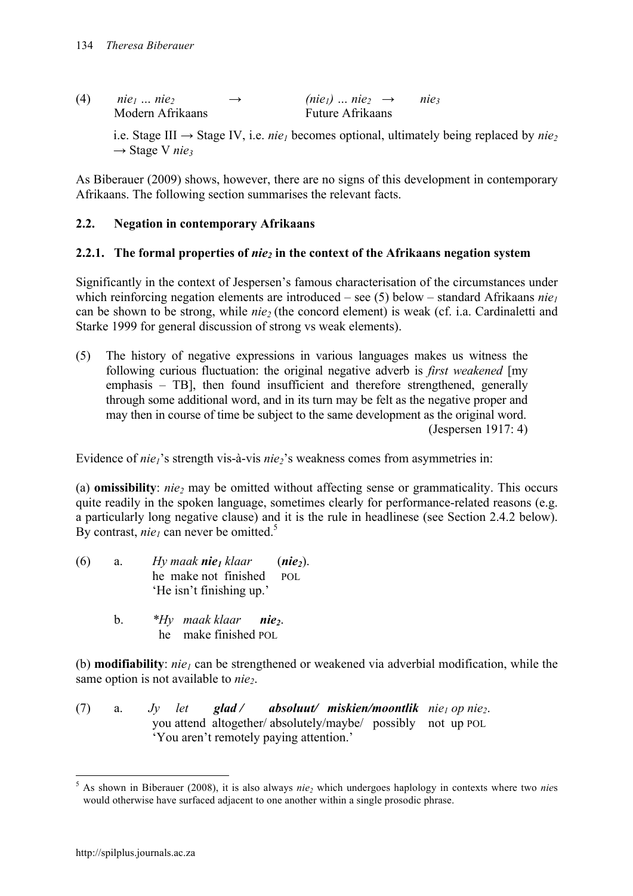(4) *nie*$_1$ … *nie*$_2$ → (*nie*$_1$) … *nie*$_2$ → *nie*$_3$
Modern Afrikaans Future Afrikaans

i.e. Stage III → Stage IV, i.e. *nie*$_1$ becomes optional, ultimately being replaced by *nie*$_2$ → Stage V *nie*$_3$

As Biberauer (2009) shows, however, there are no signs of this development in contemporary Afrikaans. The following section summarises the relevant facts.

## 2.2. Negation in contemporary Afrikaans

### 2.2.1. The formal properties of *nie*$_2$ in the context of the Afrikaans negation system

Significantly in the context of Jespersen's famous characterisation of the circumstances under which reinforcing negation elements are introduced – see (5) below – standard Afrikaans *nie*$_1$ can be shown to be strong, while *nie*$_2$ (the concord element) is weak (cf. i.a. Cardinaletti and Starke 1999 for general discussion of strong vs weak elements).

(5) The history of negative expressions in various languages makes us witness the following curious fluctuation: the original negative adverb is *first weakened* [my emphasis – TB], then found insufficient and therefore strengthened, generally through some additional word, and in its turn may be felt as the negative proper and may then in course of time be subject to the same development as the original word. (Jespersen 1917: 4)

Evidence of *nie*$_1$'s strength vis-à-vis *nie*$_2$'s weakness comes from asymmetries in:

(a) **omissibility**: *nie*$_2$ may be omitted without affecting sense or grammaticality. This occurs quite readily in the spoken language, sometimes clearly for performance-related reasons (e.g. a particularly long negative clause) and it is the rule in headlinese (see Section 2.4.2 below). By contrast, *nie*$_1$ can never be omitted.[5]

(6) a. *Hy maak* ***nie***$_1$ *klaar* (***nie***$_2$).
he make not finished POL
'He isn't finishing up.'

b. \**Hy maak klaar* ***nie***$_2$.
he make finished POL

(b) **modifiability**: *nie*$_1$ can be strengthened or weakened via adverbial modification, while the same option is not available to *nie*$_2$.

(7) a. *Jy let* ***glad / absoluut/ miskien/moontlik*** *nie*$_1$ *op nie*$_2$.
you attend altogether/ absolutely/maybe/ possibly not up POL
'You aren't remotely paying attention.'

---

[5] As shown in Biberauer (2008), it is also always *nie*$_2$ which undergoes haplology in contexts where two *nie*s would otherwise have surfaced adjacent to one another within a single prosodic phrase.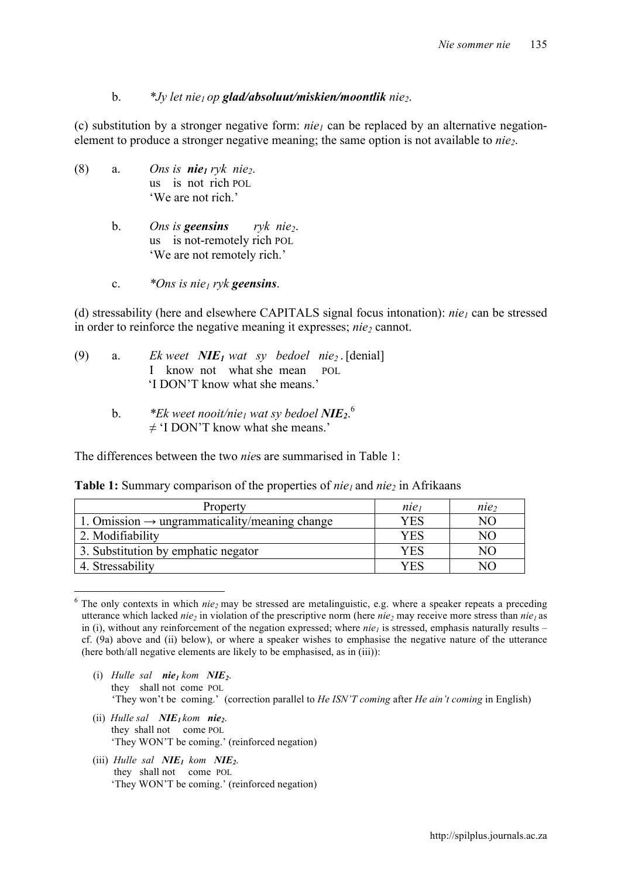b. *\*Jy let nie₁ op **glad/absoluut/miskien/moontlik** nie₂.*

(c) substitution by a stronger negative form: *nie₁* can be replaced by an alternative negation-element to produce a stronger negative meaning; the same option is not available to *nie₂*.

(8) a. *Ons is **nie₁** ryk nie₂.*
us is not rich POL
'We are not rich.'

b. *Ons is **geensins** ryk nie₂.*
us is not-remotely rich POL
'We are not remotely rich.'

c. *\*Ons is nie₁ ryk **geensins**.*

(d) stressability (here and elsewhere CAPITALS signal focus intonation): *nie₁* can be stressed in order to reinforce the negative meaning it expresses; *nie₂* cannot.

(9) a. *Ek weet **NIE₁** wat sy bedoel nie₂.* [denial]
I know not what she mean POL
'I DON'T know what she means.'

b. *\*Ek weet nooit/nie₁ wat sy bedoel **NIE₂**.*[6]
≠ 'I DON'T know what she means.'

The differences between the two *nie*s are summarised in Table 1:

**Table 1:** Summary comparison of the properties of *nie₁* and *nie₂* in Afrikaans

| Property | *nie₁* | *nie₂* |
|---|---|---|
| 1. Omission → ungrammaticality/meaning change | YES | NO |
| 2. Modifiability | YES | NO |
| 3. Substitution by emphatic negator | YES | NO |
| 4. Stressability | YES | NO |

[6] The only contexts in which *nie₂* may be stressed are metalinguistic, e.g. where a speaker repeats a preceding utterance which lacked *nie₂* in violation of the prescriptive norm (here *nie₂* may receive more stress than *nie₁* as in (i), without any reinforcement of the negation expressed; where *nie₁* is stressed, emphasis naturally results – cf. (9a) above and (ii) below), or where a speaker wishes to emphasise the negative nature of the utterance (here both/all negative elements are likely to be emphasised, as in (iii)):

(i) *Hulle sal **nie₁** kom **NIE₂**.*
they shall not come POL
'They won't be coming.' (correction parallel to *He ISN'T coming* after *He ain't coming* in English)

(ii) *Hulle sal **NIE₁** kom **nie₂**.*
they shall not come POL
'They WON'T be coming.' (reinforced negation)

(iii) *Hulle sal **NIE₁** kom **NIE₂**.*
they shall not come POL
'They WON'T be coming.' (reinforced negation)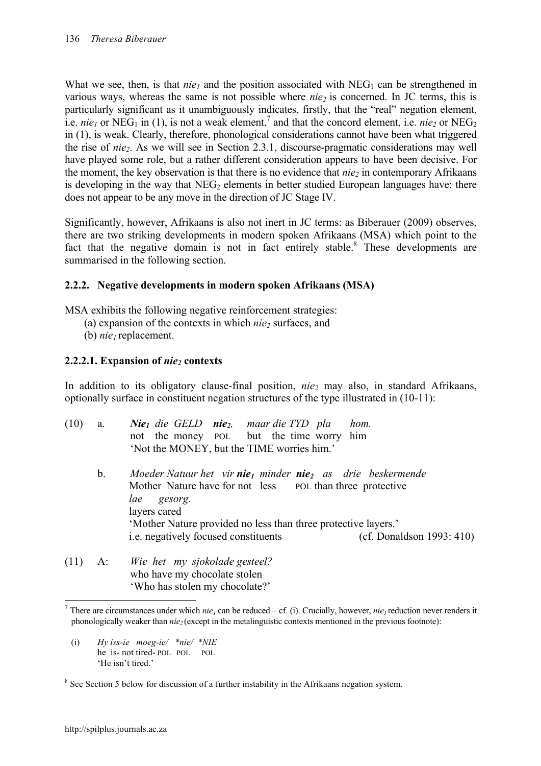What we see, then, is that *nie₁* and the position associated with $NEG_1$ can be strengthened in various ways, whereas the same is not possible where *nie₂* is concerned. In JC terms, this is particularly significant as it unambiguously indicates, firstly, that the "real" negation element, i.e. *nie₁* or $NEG_1$ in (1), is not a weak element,[7] and that the concord element, i.e. *nie₂* or $NEG_2$ in (1), is weak. Clearly, therefore, phonological considerations cannot have been what triggered the rise of *nie₂*. As we will see in Section 2.3.1, discourse-pragmatic considerations may well have played some role, but a rather different consideration appears to have been decisive. For the moment, the key observation is that there is no evidence that *nie₂* in contemporary Afrikaans is developing in the way that $NEG_2$ elements in better studied European languages have: there does not appear to be any move in the direction of JC Stage IV.

Significantly, however, Afrikaans is also not inert in JC terms: as Biberauer (2009) observes, there are two striking developments in modern spoken Afrikaans (MSA) which point to the fact that the negative domain is not in fact entirely stable.[8] These developments are summarised in the following section.

### 2.2.2. Negative developments in modern spoken Afrikaans (MSA)

MSA exhibits the following negative reinforcement strategies:

(a) expansion of the contexts in which *nie₂* surfaces, and
(b) *nie₁* replacement.

#### 2.2.2.1. Expansion of *nie₂* contexts

In addition to its obligatory clause-final position, *nie₂* may also, in standard Afrikaans, optionally surface in constituent negation structures of the type illustrated in (10-11):

(10) a. ***Nie₁*** *die GELD* ***nie₂***, *maar die TYD pla hom.*
 not the money POL but the time worry him
 'Not the MONEY, but the TIME worries him.'

 b. *Moeder Natuur het vir* ***nie₁*** *minder* ***nie₂*** *as drie beskermende lae gesorg.*
 Mother Nature have for not less POL than three protective layers cared
 'Mother Nature provided no less than three protective layers.'
 i.e. negatively focused constituents (cf. Donaldson 1993: 410)

(11) A: *Wie het my sjokolade gesteel?*
 who have my chocolate stolen
 'Who has stolen my chocolate?'

---

[7] There are circumstances under which *nie₁* can be reduced – cf. (i). Crucially, however, *nie₁* reduction never renders it phonologically weaker than *nie₂* (except in the metalinguistic contexts mentioned in the previous footnote):

(i) *Hy iss-ie moeg-ie/ \*nie/ \*NIE*
 he is- not tired- POL POL POL
 'He isn't tired.'

[8] See Section 5 below for discussion of a further instability in the Afrikaans negation system.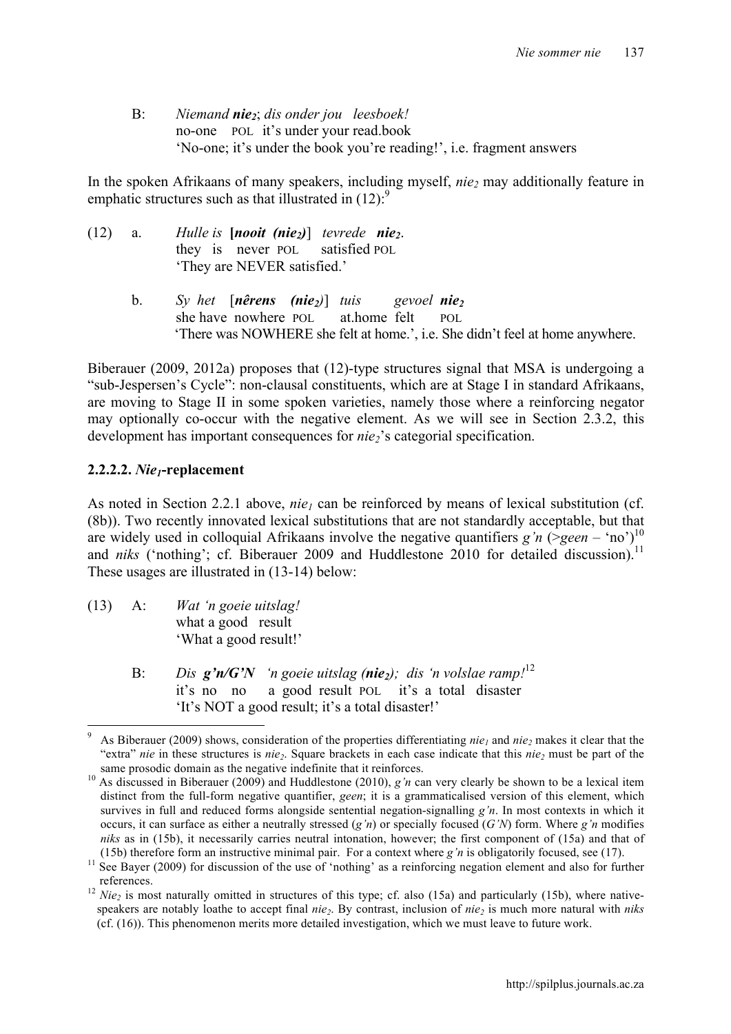B: *Niemand **nie₂**; dis onder jou leesboek!*
no-one POL it's under your read.book
'No-one; it's under the book you're reading!', i.e. fragment answers

In the spoken Afrikaans of many speakers, including myself, *nie₂* may additionally feature in emphatic structures such as that illustrated in (12):[9]

(12) a. *Hulle is* **[*nooit (nie₂)*]** *tevrede* ***nie₂***.
they is never POL satisfied POL
'They are NEVER satisfied.'

b. *Sy het* [***nêrens (nie₂)***] *tuis gevoel* ***nie₂***
she have nowhere POL at.home felt POL
'There was NOWHERE she felt at home.', i.e. She didn't feel at home anywhere.

Biberauer (2009, 2012a) proposes that (12)-type structures signal that MSA is undergoing a "sub-Jespersen's Cycle": non-clausal constituents, which are at Stage I in standard Afrikaans, are moving to Stage II in some spoken varieties, namely those where a reinforcing negator may optionally co-occur with the negative element. As we will see in Section 2.3.2, this development has important consequences for *nie₂*'s categorial specification.

### 2.2.2.2. *Nie₁*-replacement

As noted in Section 2.2.1 above, *nie₁* can be reinforced by means of lexical substitution (cf. (8b)). Two recently innovated lexical substitutions that are not standardly acceptable, but that are widely used in colloquial Afrikaans involve the negative quantifiers *g'n* (>*geen* – 'no')[10] and *niks* ('nothing'; cf. Biberauer 2009 and Huddlestone 2010 for detailed discussion).[11] These usages are illustrated in (13-14) below:

(13) A: *Wat 'n goeie uitslag!*
what a good result
'What a good result!'

B: *Dis **g'n/G'N** 'n goeie uitslag (**nie₂**); dis 'n volslae ramp!*[12]
it's no no a good result POL it's a total disaster
'It's NOT a good result; it's a total disaster!'

---

[9] As Biberauer (2009) shows, consideration of the properties differentiating *nie₁* and *nie₂* makes it clear that the "extra" *nie* in these structures is *nie₂*. Square brackets in each case indicate that this *nie₂* must be part of the same prosodic domain as the negative indefinite that it reinforces.

[10] As discussed in Biberauer (2009) and Huddlestone (2010), *g'n* can very clearly be shown to be a lexical item distinct from the full-form negative quantifier, *geen*; it is a grammaticalised version of this element, which survives in full and reduced forms alongside sentential negation-signalling *g'n*. In most contexts in which it occurs, it can surface as either a neutrally stressed (*g'n*) or specially focused (*G'N*) form. Where *g'n* modifies *niks* as in (15b), it necessarily carries neutral intonation, however; the first component of (15a) and that of (15b) therefore form an instructive minimal pair. For a context where *g'n* is obligatorily focused, see (17).

[11] See Bayer (2009) for discussion of the use of 'nothing' as a reinforcing negation element and also for further references.

[12] *Nie₂* is most naturally omitted in structures of this type; cf. also (15a) and particularly (15b), where native-speakers are notably loathe to accept final *nie₂*. By contrast, inclusion of *nie₂* is much more natural with *niks* (cf. (16)). This phenomenon merits more detailed investigation, which we must leave to future work.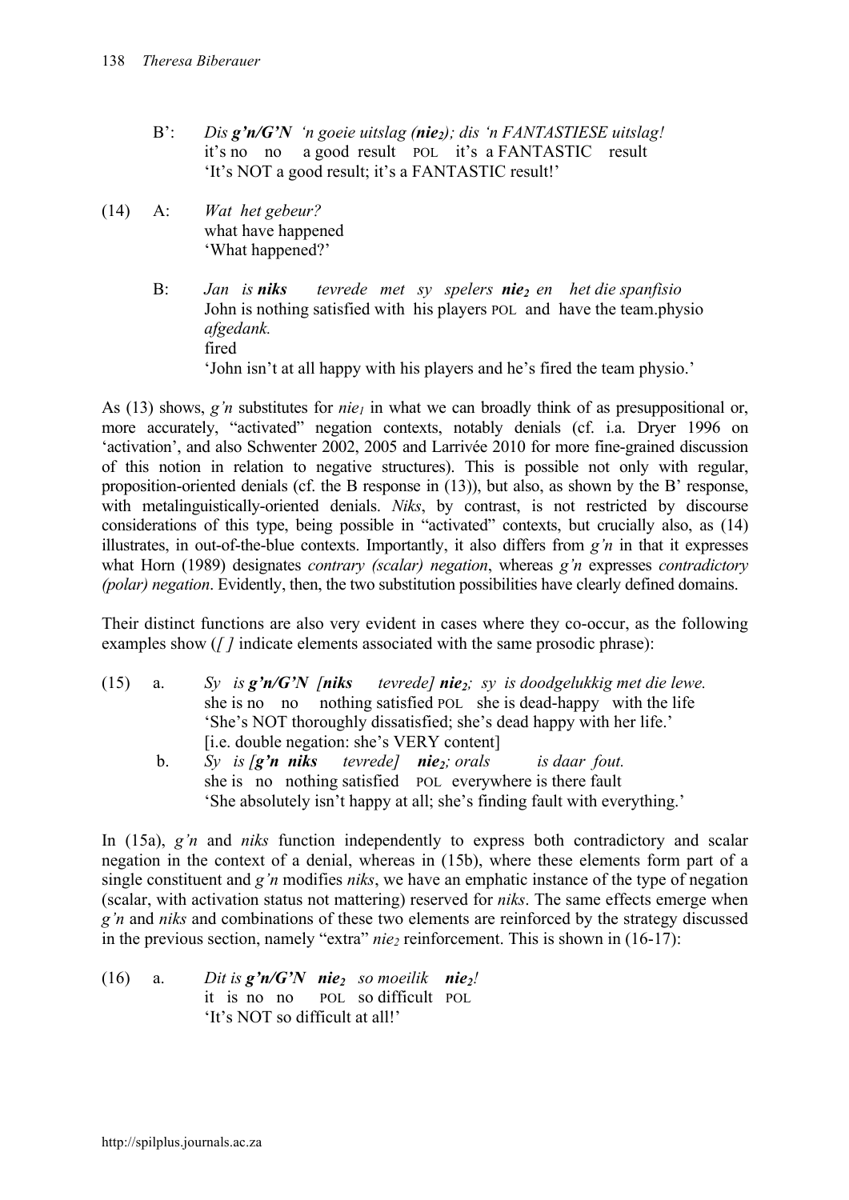B': *Dis **g'n/G'N** 'n goeie uitslag (**nie$_2$**); dis 'n FANTASTIESE uitslag!*
it's no no a good result POL it's a FANTASTIC result
'It's NOT a good result; it's a FANTASTIC result!'

(14) A: *Wat het gebeur?*
what have happened
'What happened?'

B: *Jan is **niks** tevrede met sy spelers **nie$_2$** en het die spanfisio afgedank.*
John is nothing satisfied with his players POL and have the team.physio fired
'John isn't at all happy with his players and he's fired the team physio.'

As (13) shows, *g'n* substitutes for *nie$_1$* in what we can broadly think of as presuppositional or, more accurately, "activated" negation contexts, notably denials (cf. i.a. Dryer 1996 on 'activation', and also Schwenter 2002, 2005 and Larrivée 2010 for more fine-grained discussion of this notion in relation to negative structures). This is possible not only with regular, proposition-oriented denials (cf. the B response in (13)), but also, as shown by the B' response, with metalinguistically-oriented denials. *Niks*, by contrast, is not restricted by discourse considerations of this type, being possible in "activated" contexts, but crucially also, as (14) illustrates, in out-of-the-blue contexts. Importantly, it also differs from *g'n* in that it expresses what Horn (1989) designates *contrary (scalar) negation*, whereas *g'n* expresses *contradictory (polar) negation*. Evidently, then, the two substitution possibilities have clearly defined domains.

Their distinct functions are also very evident in cases where they co-occur, as the following examples show (*[ ]* indicate elements associated with the same prosodic phrase):

(15) a. *Sy is **g'n/G'N** [**niks** tevrede] **nie$_2$**; sy is doodgelukkig met die lewe.*
she is no no nothing satisfied POL she is dead-happy with the life
'She's NOT thoroughly dissatisfied; she's dead happy with her life.'
[i.e. double negation: she's VERY content]

b. *Sy is [**g'n niks** tevrede] **nie$_2$**; orals is daar fout.*
she is no nothing satisfied POL everywhere is there fault
'She absolutely isn't happy at all; she's finding fault with everything.'

In (15a), *g'n* and *niks* function independently to express both contradictory and scalar negation in the context of a denial, whereas in (15b), where these elements form part of a single constituent and *g'n* modifies *niks*, we have an emphatic instance of the type of negation (scalar, with activation status not mattering) reserved for *niks*. The same effects emerge when *g'n* and *niks* and combinations of these two elements are reinforced by the strategy discussed in the previous section, namely "extra" *nie$_2$* reinforcement. This is shown in (16-17):

(16) a. *Dit is **g'n/G'N** **nie$_2$** so moeilik **nie$_2$**!*
it is no no POL so difficult POL
'It's NOT so difficult at all!'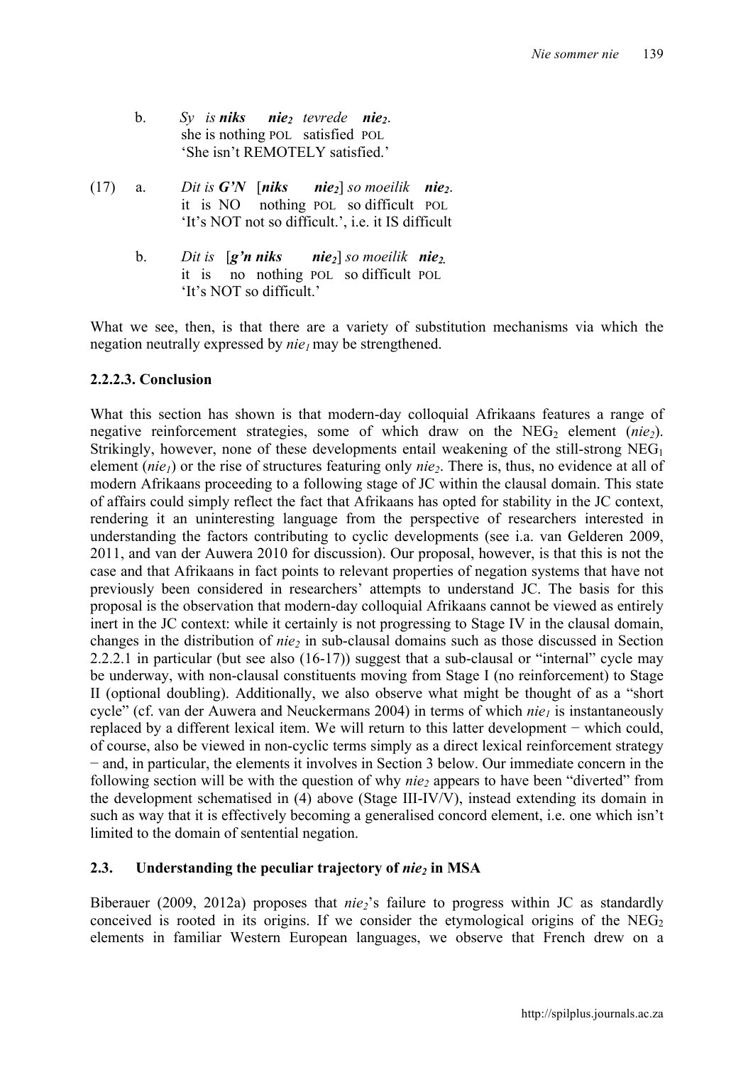b. *Sy is **niks** **nie₂** tevrede **nie₂**.*
   she is nothing POL satisfied POL
   'She isn't REMOTELY satisfied.'

(17) a. *Dit is **G'N** [**niks** **nie₂**] so moeilik **nie₂**.*
   it is NO nothing POL so difficult POL
   'It's NOT not so difficult.', i.e. it IS difficult

   b. *Dit is [**g'n niks** **nie₂**] so moeilik **nie₂**.*
   it is no nothing POL so difficult POL
   'It's NOT so difficult.'

What we see, then, is that there are a variety of substitution mechanisms via which the negation neutrally expressed by *nie₁* may be strengthened.

### 2.2.2.3. Conclusion

What this section has shown is that modern-day colloquial Afrikaans features a range of negative reinforcement strategies, some of which draw on the $NEG_2$ element (*nie₂*). Strikingly, however, none of these developments entail weakening of the still-strong $NEG_1$ element (*nie₁*) or the rise of structures featuring only *nie₂*. There is, thus, no evidence at all of modern Afrikaans proceeding to a following stage of JC within the clausal domain. This state of affairs could simply reflect the fact that Afrikaans has opted for stability in the JC context, rendering it an uninteresting language from the perspective of researchers interested in understanding the factors contributing to cyclic developments (see i.a. van Gelderen 2009, 2011, and van der Auwera 2010 for discussion). Our proposal, however, is that this is not the case and that Afrikaans in fact points to relevant properties of negation systems that have not previously been considered in researchers' attempts to understand JC. The basis for this proposal is the observation that modern-day colloquial Afrikaans cannot be viewed as entirely inert in the JC context: while it certainly is not progressing to Stage IV in the clausal domain, changes in the distribution of *nie₂* in sub-clausal domains such as those discussed in Section 2.2.2.1 in particular (but see also (16-17)) suggest that a sub-clausal or "internal" cycle may be underway, with non-clausal constituents moving from Stage I (no reinforcement) to Stage II (optional doubling). Additionally, we also observe what might be thought of as a "short cycle" (cf. van der Auwera and Neuckermans 2004) in terms of which *nie₁* is instantaneously replaced by a different lexical item. We will return to this latter development − which could, of course, also be viewed in non-cyclic terms simply as a direct lexical reinforcement strategy − and, in particular, the elements it involves in Section 3 below. Our immediate concern in the following section will be with the question of why *nie₂* appears to have been "diverted" from the development schematised in (4) above (Stage III-IV/V), instead extending its domain in such as way that it is effectively becoming a generalised concord element, i.e. one which isn't limited to the domain of sentential negation.

## 2.3. Understanding the peculiar trajectory of *nie₂* in MSA

Biberauer (2009, 2012a) proposes that *nie₂*'s failure to progress within JC as standardly conceived is rooted in its origins. If we consider the etymological origins of the $NEG_2$ elements in familiar Western European languages, we observe that French drew on a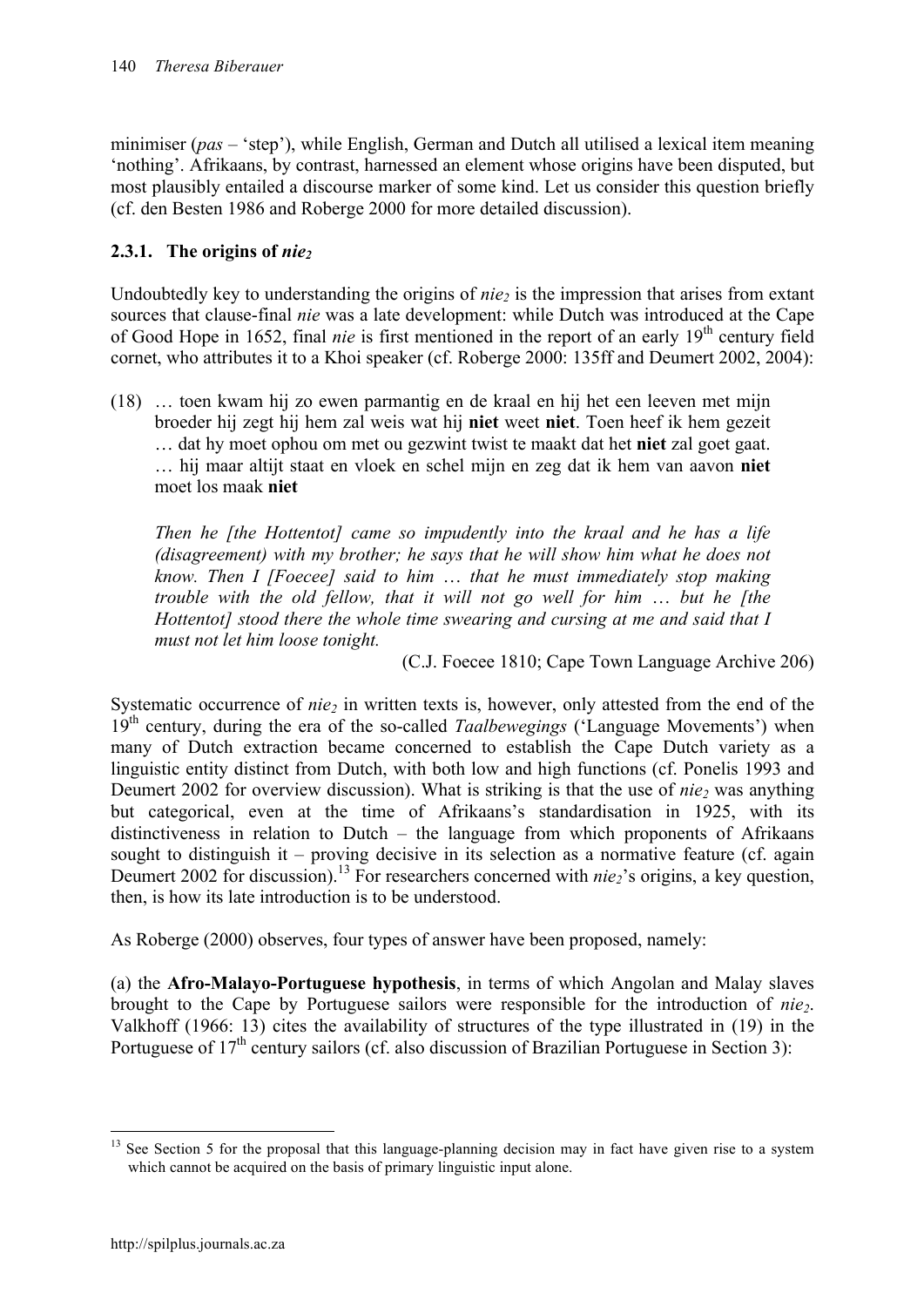minimiser (*pas* – 'step'), while English, German and Dutch all utilised a lexical item meaning 'nothing'. Afrikaans, by contrast, harnessed an element whose origins have been disputed, but most plausibly entailed a discourse marker of some kind. Let us consider this question briefly (cf. den Besten 1986 and Roberge 2000 for more detailed discussion).

### 2.3.1. The origins of *nie*$_2$

Undoubtedly key to understanding the origins of *nie*$_2$ is the impression that arises from extant sources that clause-final *nie* was a late development: while Dutch was introduced at the Cape of Good Hope in 1652, final *nie* is first mentioned in the report of an early 19th century field cornet, who attributes it to a Khoi speaker (cf. Roberge 2000: 135ff and Deumert 2002, 2004):

(18) … toen kwam hij zo ewen parmantig en de kraal en hij het een leeven met mijn broeder hij zegt hij hem zal weis wat hij **niet** weet **niet**. Toen heef ik hem gezeit … dat hy moet ophou om met ou gezwint twist te maakt dat het **niet** zal goet gaat. … hij maar altijt staat en vloek en schel mijn en zeg dat ik hem van aavon **niet** moet los maak **niet**

*Then he [the Hottentot] came so impudently into the kraal and he has a life (disagreement) with my brother; he says that he will show him what he does not know. Then I [Foecee] said to him … that he must immediately stop making trouble with the old fellow, that it will not go well for him … but he [the Hottentot] stood there the whole time swearing and cursing at me and said that I must not let him loose tonight.*

(C.J. Foecee 1810; Cape Town Language Archive 206)

Systematic occurrence of *nie*$_2$ in written texts is, however, only attested from the end of the 19th century, during the era of the so-called *Taalbewegings* ('Language Movements') when many of Dutch extraction became concerned to establish the Cape Dutch variety as a linguistic entity distinct from Dutch, with both low and high functions (cf. Ponelis 1993 and Deumert 2002 for overview discussion). What is striking is that the use of *nie*$_2$ was anything but categorical, even at the time of Afrikaans's standardisation in 1925, with its distinctiveness in relation to Dutch – the language from which proponents of Afrikaans sought to distinguish it – proving decisive in its selection as a normative feature (cf. again Deumert 2002 for discussion).[13] For researchers concerned with *nie*$_2$'s origins, a key question, then, is how its late introduction is to be understood.

As Roberge (2000) observes, four types of answer have been proposed, namely:

(a) the **Afro-Malayo-Portuguese hypothesis**, in terms of which Angolan and Malay slaves brought to the Cape by Portuguese sailors were responsible for the introduction of *nie*$_2$. Valkhoff (1966: 13) cites the availability of structures of the type illustrated in (19) in the Portuguese of 17th century sailors (cf. also discussion of Brazilian Portuguese in Section 3):

[13] See Section 5 for the proposal that this language-planning decision may in fact have given rise to a system which cannot be acquired on the basis of primary linguistic input alone.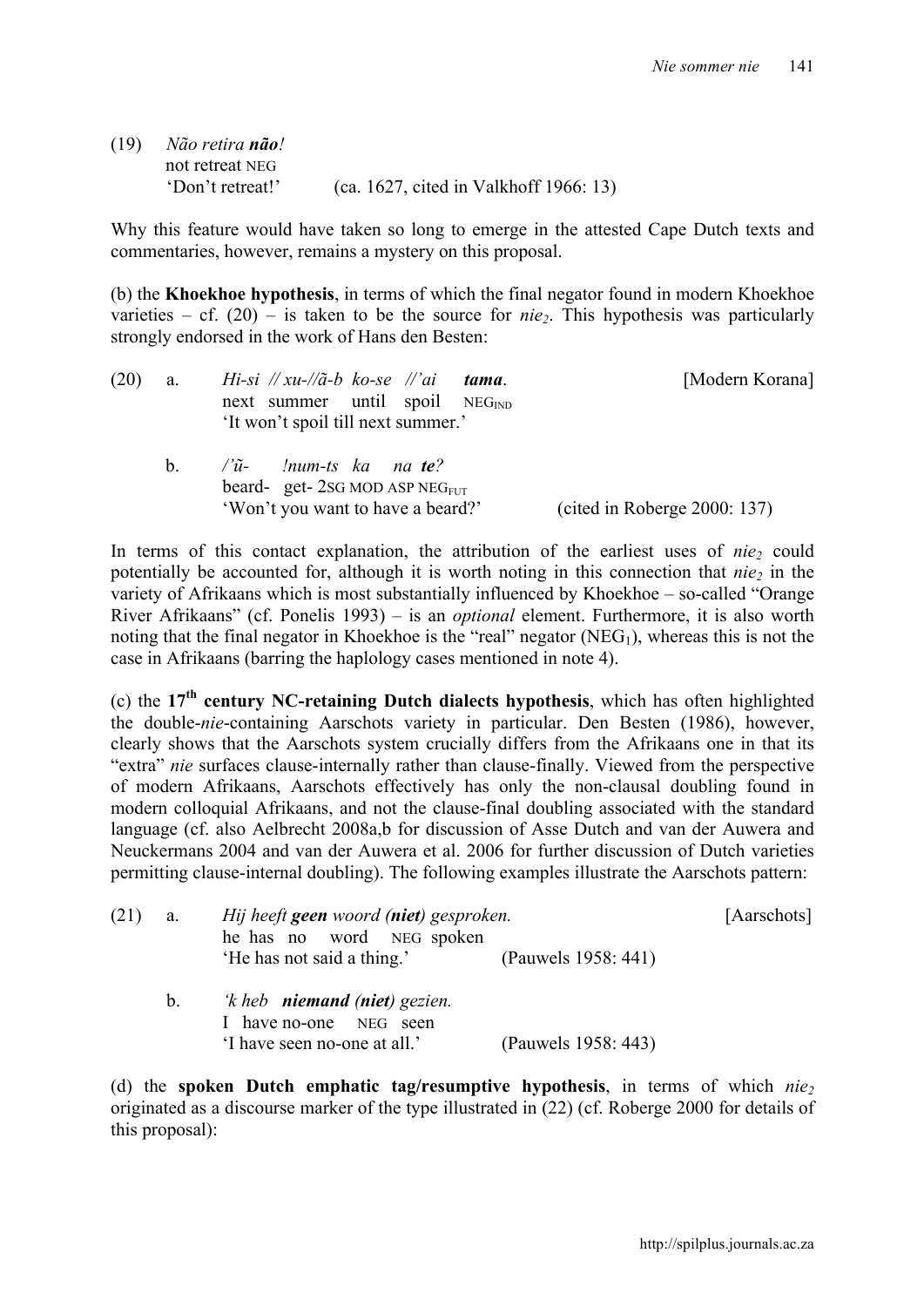(19) *Não retira **não**!*
  not retreat NEG
  'Don't retreat!'  (ca. 1627, cited in Valkhoff 1966: 13)

Why this feature would have taken so long to emerge in the attested Cape Dutch texts and commentaries, however, remains a mystery on this proposal.

(b) the **Khoekhoe hypothesis**, in terms of which the final negator found in modern Khoekhoe varieties – cf. (20) – is taken to be the source for *nie*$_2$. This hypothesis was particularly strongly endorsed in the work of Hans den Besten:

(20) a. *Hi-si //xu-//ã-b ko-se //'ai **tama**.*  [Modern Korana]
  next summer until spoil NEG$_{IND}$
  'It won't spoil till next summer.'

  b. */'ũ- !num-ts ka na **te**?*
  beard- get- 2SG MOD ASP NEG$_{FUT}$
  'Won't you want to have a beard?'  (cited in Roberge 2000: 137)

In terms of this contact explanation, the attribution of the earliest uses of *nie*$_2$ could potentially be accounted for, although it is worth noting in this connection that *nie*$_2$ in the variety of Afrikaans which is most substantially influenced by Khoekhoe – so-called "Orange River Afrikaans" (cf. Ponelis 1993) – is an *optional* element. Furthermore, it is also worth noting that the final negator in Khoekhoe is the "real" negator (NEG$_1$), whereas this is not the case in Afrikaans (barring the haplology cases mentioned in note 4).

(c) the **17$^{th}$ century NC-retaining Dutch dialects hypothesis**, which has often highlighted the double-*nie*-containing Aarschots variety in particular. Den Besten (1986), however, clearly shows that the Aarschots system crucially differs from the Afrikaans one in that its "extra" *nie* surfaces clause-internally rather than clause-finally. Viewed from the perspective of modern Afrikaans, Aarschots effectively has only the non-clausal doubling found in modern colloquial Afrikaans, and not the clause-final doubling associated with the standard language (cf. also Aelbrecht 2008a,b for discussion of Asse Dutch and van der Auwera and Neuckermans 2004 and van der Auwera et al. 2006 for further discussion of Dutch varieties permitting clause-internal doubling). The following examples illustrate the Aarschots pattern:

(21) a. *Hij heeft **geen** woord (**niet**) gesproken.*  [Aarschots]
  he has no word NEG spoken
  'He has not said a thing.'  (Pauwels 1958: 441)

  b. *'k heb **niemand** (**niet**) gezien.*
  I have no-one NEG seen
  'I have seen no-one at all.'  (Pauwels 1958: 443)

(d) the **spoken Dutch emphatic tag/resumptive hypothesis**, in terms of which *nie*$_2$ originated as a discourse marker of the type illustrated in (22) (cf. Roberge 2000 for details of this proposal):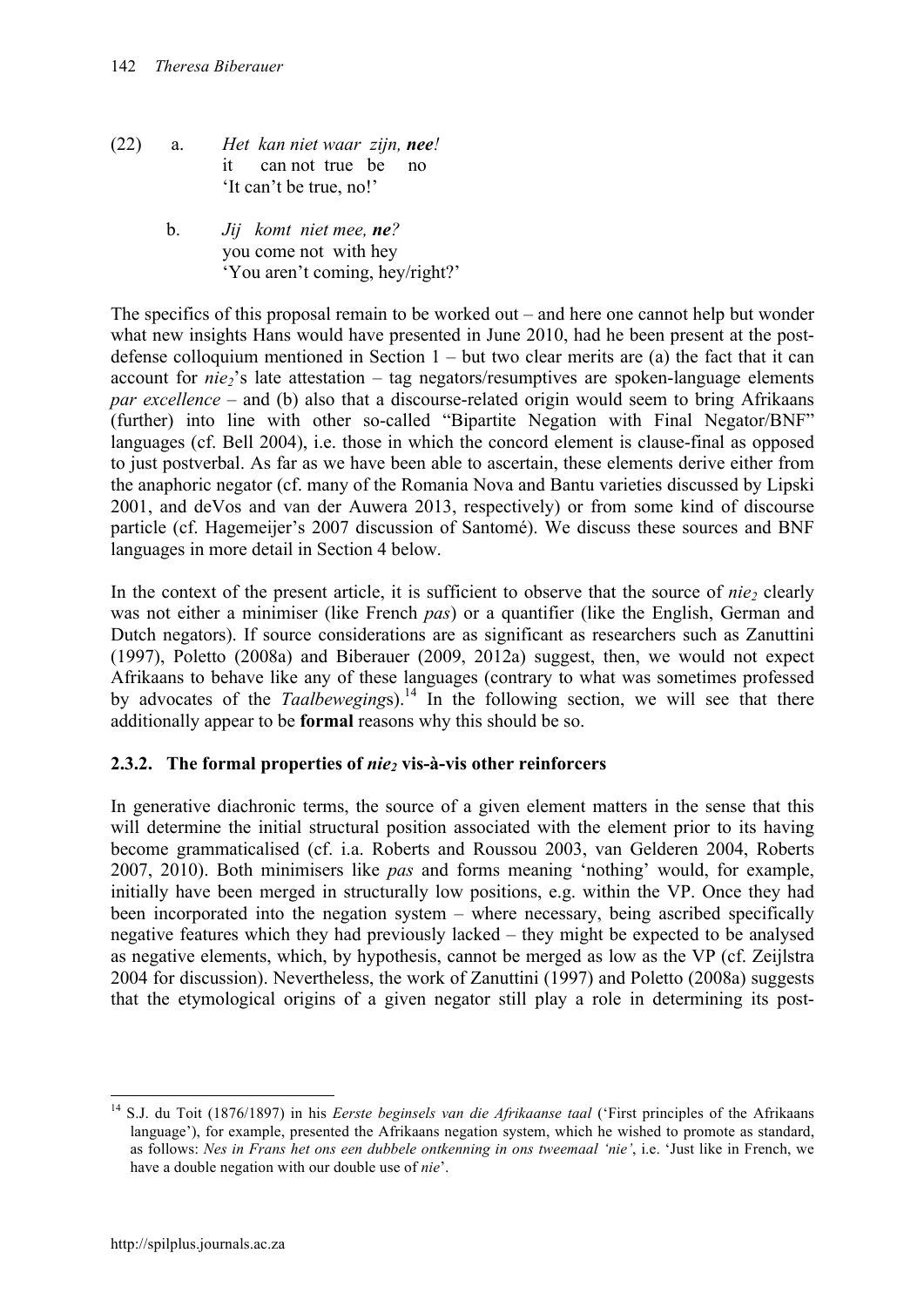(22) a. *Het kan niet waar zijn, **nee**!*
  it can not true be no
  'It can't be true, no!'

 b. *Jij komt niet mee, **ne**?*
  you come not with hey
  'You aren't coming, hey/right?'

The specifics of this proposal remain to be worked out – and here one cannot help but wonder what new insights Hans would have presented in June 2010, had he been present at the post-defense colloquium mentioned in Section 1 – but two clear merits are (a) the fact that it can account for *nie₂*'s late attestation – tag negators/resumptives are spoken-language elements *par excellence* – and (b) also that a discourse-related origin would seem to bring Afrikaans (further) into line with other so-called "Bipartite Negation with Final Negator/BNF" languages (cf. Bell 2004), i.e. those in which the concord element is clause-final as opposed to just postverbal. As far as we have been able to ascertain, these elements derive either from the anaphoric negator (cf. many of the Romania Nova and Bantu varieties discussed by Lipski 2001, and deVos and van der Auwera 2013, respectively) or from some kind of discourse particle (cf. Hagemeijer's 2007 discussion of Santomé). We discuss these sources and BNF languages in more detail in Section 4 below.

In the context of the present article, it is sufficient to observe that the source of $nie_2$ clearly was not either a minimiser (like French *pas*) or a quantifier (like the English, German and Dutch negators). If source considerations are as significant as researchers such as Zanuttini (1997), Poletto (2008a) and Biberauer (2009, 2012a) suggest, then, we would not expect Afrikaans to behave like any of these languages (contrary to what was sometimes professed by advocates of the *Taalbeweging*s).[14] In the following section, we will see that there additionally appear to be **formal** reasons why this should be so.

### 2.3.2. The formal properties of *nie₂* vis-à-vis other reinforcers

In generative diachronic terms, the source of a given element matters in the sense that this will determine the initial structural position associated with the element prior to its having become grammaticalised (cf. i.a. Roberts and Roussou 2003, van Gelderen 2004, Roberts 2007, 2010). Both minimisers like *pas* and forms meaning 'nothing' would, for example, initially have been merged in structurally low positions, e.g. within the VP. Once they had been incorporated into the negation system – where necessary, being ascribed specifically negative features which they had previously lacked – they might be expected to be analysed as negative elements, which, by hypothesis, cannot be merged as low as the VP (cf. Zeijlstra 2004 for discussion). Nevertheless, the work of Zanuttini (1997) and Poletto (2008a) suggests that the etymological origins of a given negator still play a role in determining its post-

---

[14] S.J. du Toit (1876/1897) in his *Eerste beginsels van die Afrikaanse taal* ('First principles of the Afrikaans language'), for example, presented the Afrikaans negation system, which he wished to promote as standard, as follows: *Nes in Frans het ons een dubbele ontkenning in ons tweemaal 'nie'*, i.e. 'Just like in French, we have a double negation with our double use of *nie*'.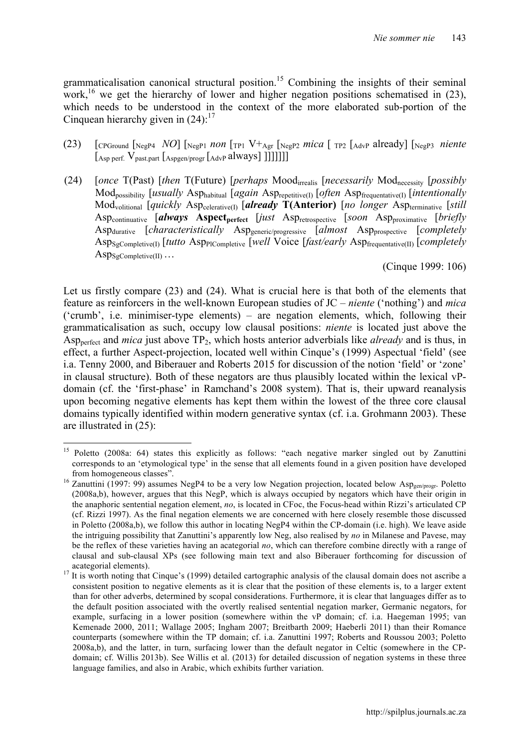grammaticalisation canonical structural position.[15] Combining the insights of their seminal work,[16] we get the hierarchy of lower and higher negation positions schematised in (23), which needs to be understood in the context of the more elaborated sub-portion of the Cinquean hierarchy given in (24):[17]

(23) [$_{\text{CPGround}}$ [$_{\text{NegP4}}$ *NO*] [$_{\text{NegP1}}$ *non* [$_{\text{TP1}}$ V+$_{\text{Agr}}$ [$_{\text{NegP2}}$ *mica* [ $_{\text{TP2}}$ [$_{\text{AdvP}}$ already] [$_{\text{NegP3}}$ *niente* [$_{\text{Asp perf.}}$ V$_{\text{past.part}}$ [$_{\text{Aspgen/progr}}$ [$_{\text{AdvP}}$ always] ]]]]]]]

(24) [*once* T(Past) [*then* T(Future) [*perhaps* Mood$_{\text{irrealis}}$ [*necessarily* Mod$_{\text{necessity}}$ [*possibly* Mod$_{\text{possibility}}$ [*usually* Asp$_{\text{habitual}}$ [*again* Asp$_{\text{repetitive(I)}}$ [*often* Asp$_{\text{frequentative(I)}}$ [*intentionally* Mod$_{\text{volitional}}$ [*quickly* Asp$_{\text{celerative(I)}}$ [***already*** **T(Anterior)** [*no longer* Asp$_{\text{terminative}}$ [*still* Asp$_{\text{continuative}}$ [***always*** **Aspect$_{\text{perfect}}$** [*just* Asp$_{\text{retrospective}}$ [*soon* Asp$_{\text{proximative}}$ [*briefly* Asp$_{\text{durative}}$ [*characteristically* Asp$_{\text{generic/progressive}}$ [*almost* Asp$_{\text{prospective}}$ [*completely* Asp$_{\text{SgCompletive(I)}}$ [*tutto* Asp$_{\text{PlCompletive}}$ [*well* Voice [*fast/early* Asp$_{\text{frequentative(II)}}$ [*completely* Asp$_{\text{SgCompletive(II)}}$ …

(Cinque 1999: 106)

Let us firstly compare (23) and (24). What is crucial here is that both of the elements that feature as reinforcers in the well-known European studies of JC – *niente* ('nothing') and *mica* ('crumb', i.e. minimiser-type elements) – are negation elements, which, following their grammaticalisation as such, occupy low clausal positions: *niente* is located just above the Asp$_{\text{perfect}}$ and *mica* just above TP$_2$, which hosts anterior adverbials like *already* and is thus, in effect, a further Aspect-projection, located well within Cinque's (1999) Aspectual 'field' (see i.a. Tenny 2000, and Biberauer and Roberts 2015 for discussion of the notion 'field' or 'zone' in clausal structure). Both of these negators are thus plausibly located within the lexical vP-domain (cf. the 'first-phase' in Ramchand's 2008 system). That is, their upward reanalysis upon becoming negative elements has kept them within the lowest of the three core clausal domains typically identified within modern generative syntax (cf. i.a. Grohmann 2003). These are illustrated in (25):

---

[15] Poletto (2008a: 64) states this explicitly as follows: "each negative marker singled out by Zanuttini corresponds to an 'etymological type' in the sense that all elements found in a given position have developed from homogeneous classes".

[16] Zanuttini (1997: 99) assumes NegP4 to be a very low Negation projection, located below Asp$_{\text{gen/progr}}$. Poletto (2008a,b), however, argues that this NegP, which is always occupied by negators which have their origin in the anaphoric sentential negation element, *no*, is located in CFoc, the Focus-head within Rizzi's articulated CP (cf. Rizzi 1997). As the final negation elements we are concerned with here closely resemble those discussed in Poletto (2008a,b), we follow this author in locating NegP4 within the CP-domain (i.e. high). We leave aside the intriguing possibility that Zanuttini's apparently low Neg, also realised by *no* in Milanese and Pavese, may be the reflex of these varieties having an acategorial *no*, which can therefore combine directly with a range of clausal and sub-clausal XPs (see following main text and also Biberauer forthcoming for discussion of acategorial elements).

[17] It is worth noting that Cinque's (1999) detailed cartographic analysis of the clausal domain does not ascribe a consistent position to negative elements as it is clear that the position of these elements is, to a larger extent than for other adverbs, determined by scopal considerations. Furthermore, it is clear that languages differ as to the default position associated with the overtly realised sentential negation marker, Germanic negators, for example, surfacing in a lower position (somewhere within the vP domain; cf. i.a. Haegeman 1995; van Kemenade 2000, 2011; Wallage 2005; Ingham 2007; Breitbarth 2009; Haeberli 2011) than their Romance counterparts (somewhere within the TP domain; cf. i.a. Zanuttini 1997; Roberts and Roussou 2003; Poletto 2008a,b), and the latter, in turn, surfacing lower than the default negator in Celtic (somewhere in the CP-domain; cf. Willis 2013b). See Willis et al. (2013) for detailed discussion of negation systems in these three language families, and also in Arabic, which exhibits further variation.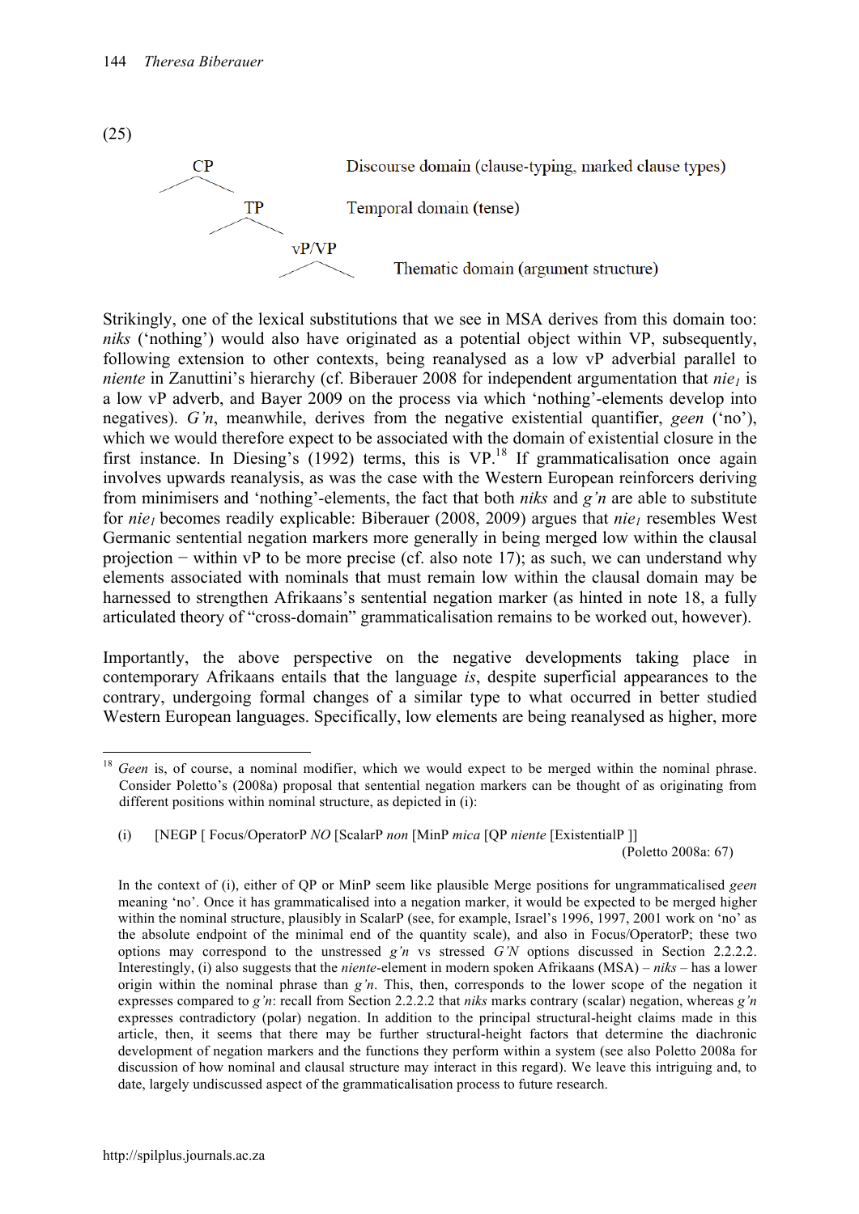(25)

```
CP                    Discourse domain (clause-typing, marked clause types)
  \
   TP                 Temporal domain (tense)
     \
      vP/VP           Thematic domain (argument structure)
```

Strikingly, one of the lexical substitutions that we see in MSA derives from this domain too: *niks* ('nothing') would also have originated as a potential object within VP, subsequently, following extension to other contexts, being reanalysed as a low vP adverbial parallel to *niente* in Zanuttini's hierarchy (cf. Biberauer 2008 for independent argumentation that $nie_1$ is a low vP adverb, and Bayer 2009 on the process via which 'nothing'-elements develop into negatives). *G'n*, meanwhile, derives from the negative existential quantifier, *geen* ('no'), which we would therefore expect to be associated with the domain of existential closure in the first instance. In Diesing's (1992) terms, this is VP.[18] If grammaticalisation once again involves upwards reanalysis, as was the case with the Western European reinforcers deriving from minimisers and 'nothing'-elements, the fact that both *niks* and *g'n* are able to substitute for $nie_1$ becomes readily explicable: Biberauer (2008, 2009) argues that $nie_1$ resembles West Germanic sentential negation markers more generally in being merged low within the clausal projection − within vP to be more precise (cf. also note 17); as such, we can understand why elements associated with nominals that must remain low within the clausal domain may be harnessed to strengthen Afrikaans's sentential negation marker (as hinted in note 18, a fully articulated theory of "cross-domain" grammaticalisation remains to be worked out, however).

Importantly, the above perspective on the negative developments taking place in contemporary Afrikaans entails that the language *is*, despite superficial appearances to the contrary, undergoing formal changes of a similar type to what occurred in better studied Western European languages. Specifically, low elements are being reanalysed as higher, more

---

[18] *Geen* is, of course, a nominal modifier, which we would expect to be merged within the nominal phrase. Consider Poletto's (2008a) proposal that sentential negation markers can be thought of as originating from different positions within nominal structure, as depicted in (i):

(i) [NEGP [ Focus/OperatorP *NO* [ScalarP *non* [MinP *mica* [QP *niente* [ExistentialP ]] (Poletto 2008a: 67)

In the context of (i), either of QP or MinP seem like plausible Merge positions for ungrammaticalised *geen* meaning 'no'. Once it has grammaticalised into a negation marker, it would be expected to be merged higher within the nominal structure, plausibly in ScalarP (see, for example, Israel's 1996, 1997, 2001 work on 'no' as the absolute endpoint of the minimal end of the quantity scale), and also in Focus/OperatorP; these two options may correspond to the unstressed *g'n* vs stressed *G'N* options discussed in Section 2.2.2.2. Interestingly, (i) also suggests that the *niente*-element in modern spoken Afrikaans (MSA) – *niks* – has a lower origin within the nominal phrase than *g'n*. This, then, corresponds to the lower scope of the negation it expresses compared to *g'n*: recall from Section 2.2.2.2 that *niks* marks contrary (scalar) negation, whereas *g'n* expresses contradictory (polar) negation. In addition to the principal structural-height claims made in this article, then, it seems that there may be further structural-height factors that determine the diachronic development of negation markers and the functions they perform within a system (see also Poletto 2008a for discussion of how nominal and clausal structure may interact in this regard). We leave this intriguing and, to date, largely undiscussed aspect of the grammaticalisation process to future research.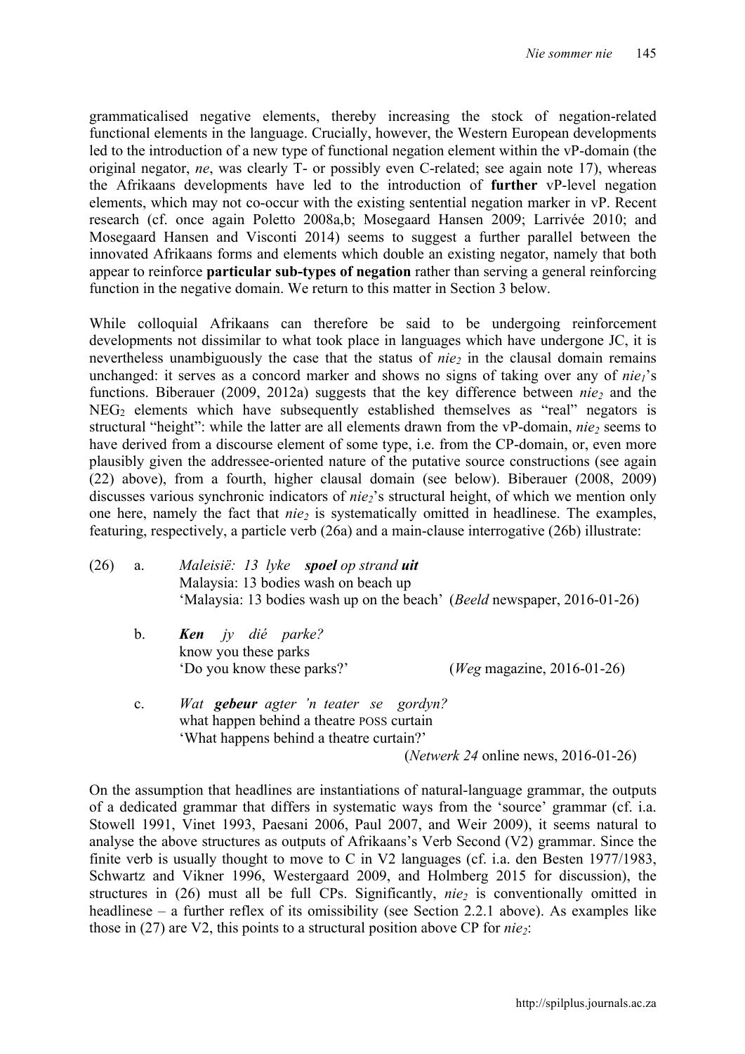grammaticalised negative elements, thereby increasing the stock of negation-related functional elements in the language. Crucially, however, the Western European developments led to the introduction of a new type of functional negation element within the vP-domain (the original negator, *ne*, was clearly T- or possibly even C-related; see again note 17), whereas the Afrikaans developments have led to the introduction of **further** vP-level negation elements, which may not co-occur with the existing sentential negation marker in vP. Recent research (cf. once again Poletto 2008a,b; Mosegaard Hansen 2009; Larrivée 2010; and Mosegaard Hansen and Visconti 2014) seems to suggest a further parallel between the innovated Afrikaans forms and elements which double an existing negator, namely that both appear to reinforce **particular sub-types of negation** rather than serving a general reinforcing function in the negative domain. We return to this matter in Section 3 below.

While colloquial Afrikaans can therefore be said to be undergoing reinforcement developments not dissimilar to what took place in languages which have undergone JC, it is nevertheless unambiguously the case that the status of $nie_2$ in the clausal domain remains unchanged: it serves as a concord marker and shows no signs of taking over any of $nie_1$'s functions. Biberauer (2009, 2012a) suggests that the key difference between $nie_2$ and the $NEG_2$ elements which have subsequently established themselves as "real" negators is structural "height": while the latter are all elements drawn from the vP-domain, $nie_2$ seems to have derived from a discourse element of some type, i.e. from the CP-domain, or, even more plausibly given the addressee-oriented nature of the putative source constructions (see again (22) above), from a fourth, higher clausal domain (see below). Biberauer (2008, 2009) discusses various synchronic indicators of $nie_2$'s structural height, of which we mention only one here, namely the fact that $nie_2$ is systematically omitted in headlinese. The examples, featuring, respectively, a particle verb (26a) and a main-clause interrogative (26b) illustrate:

(26) a. *Maleisië: 13 lyke* ***spoel*** *op strand* ***uit***
Malaysia: 13 bodies wash on beach up
'Malaysia: 13 bodies wash up on the beach' (*Beeld* newspaper, 2016-01-26)

b. ***Ken*** *jy dié parke?*
know you these parks
'Do you know these parks?' (*Weg* magazine, 2016-01-26)

c. *Wat* ***gebeur*** *agter 'n teater se gordyn?*
what happen behind a theatre POSS curtain
'What happens behind a theatre curtain?'
(*Netwerk 24* online news, 2016-01-26)

On the assumption that headlines are instantiations of natural-language grammar, the outputs of a dedicated grammar that differs in systematic ways from the 'source' grammar (cf. i.a. Stowell 1991, Vinet 1993, Paesani 2006, Paul 2007, and Weir 2009), it seems natural to analyse the above structures as outputs of Afrikaans's Verb Second (V2) grammar. Since the finite verb is usually thought to move to C in V2 languages (cf. i.a. den Besten 1977/1983, Schwartz and Vikner 1996, Westergaard 2009, and Holmberg 2015 for discussion), the structures in (26) must all be full CPs. Significantly, $nie_2$ is conventionally omitted in headlinese – a further reflex of its omissibility (see Section 2.2.1 above). As examples like those in (27) are V2, this points to a structural position above CP for $nie_2$: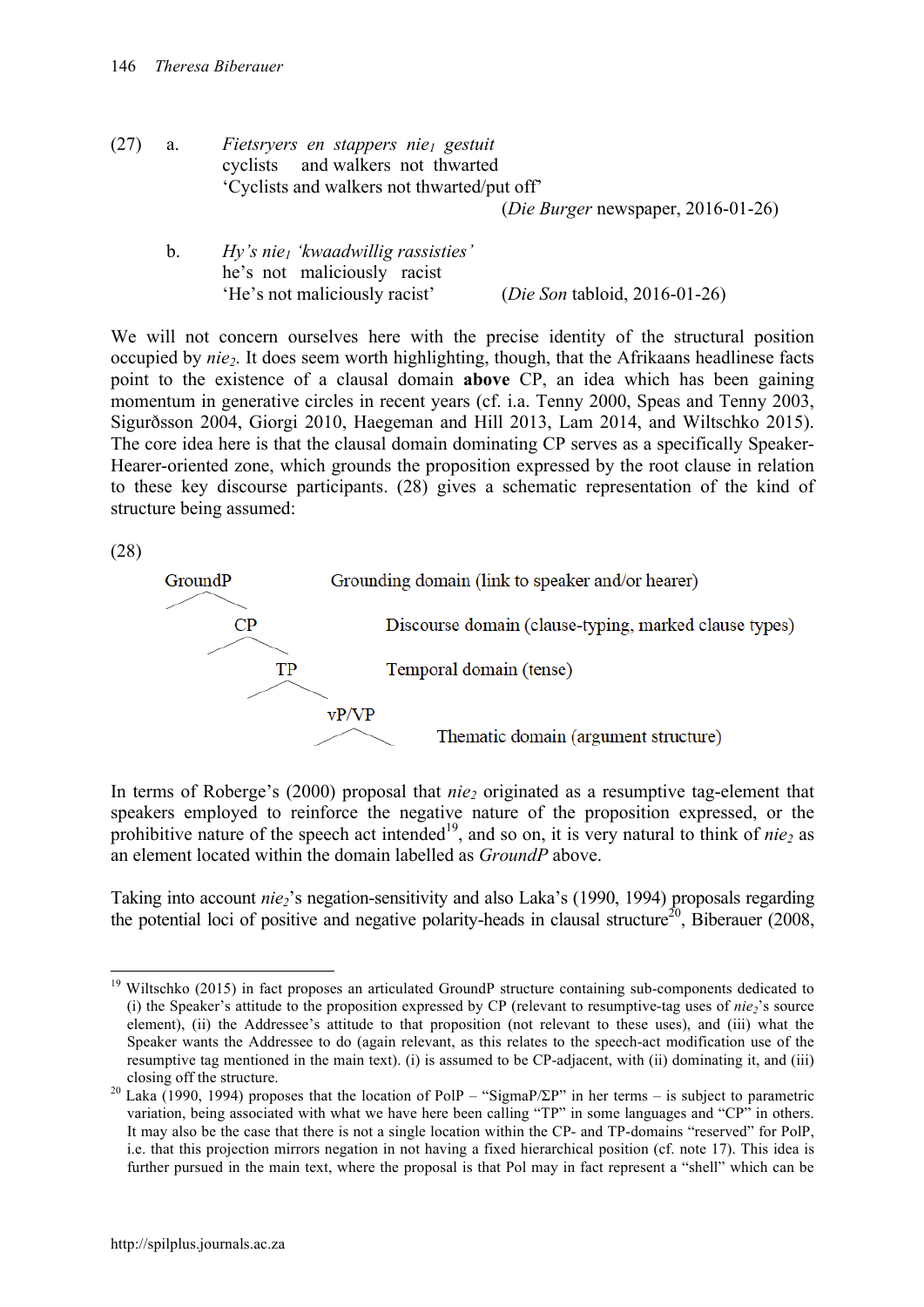(27) a. *Fietsryers en stappers nie₁ gestuit*

cyclists and walkers not thwarted

'Cyclists and walkers not thwarted/put off'

(*Die Burger* newspaper, 2016-01-26)

b. *Hy's nie₁ 'kwaadwillig rassisties'*

he's not maliciously racist

'He's not maliciously racist' (*Die Son* tabloid, 2016-01-26)

We will not concern ourselves here with the precise identity of the structural position occupied by *nie₂*. It does seem worth highlighting, though, that the Afrikaans headlinese facts point to the existence of a clausal domain **above** CP, an idea which has been gaining momentum in generative circles in recent years (cf. i.a. Tenny 2000, Speas and Tenny 2003, Sigurðsson 2004, Giorgi 2010, Haegeman and Hill 2013, Lam 2014, and Wiltschko 2015). The core idea here is that the clausal domain dominating CP serves as a specifically Speaker-Hearer-oriented zone, which grounds the proposition expressed by the root clause in relation to these key discourse participants. (28) gives a schematic representation of the kind of structure being assumed:

(28)

```
GroundP              Grounding domain (link to speaker and/or hearer)
   CP                Discourse domain (clause-typing, marked clause types)
      TP             Temporal domain (tense)
         vP/VP       Thematic domain (argument structure)
```

In terms of Roberge's (2000) proposal that *nie₂* originated as a resumptive tag-element that speakers employed to reinforce the negative nature of the proposition expressed, or the prohibitive nature of the speech act intended[19], and so on, it is very natural to think of *nie₂* as an element located within the domain labelled as *GroundP* above.

Taking into account *nie₂*'s negation-sensitivity and also Laka's (1990, 1994) proposals regarding the potential loci of positive and negative polarity-heads in clausal structure[20], Biberauer (2008,

---

[19] Wiltschko (2015) in fact proposes an articulated GroundP structure containing sub-components dedicated to (i) the Speaker's attitude to the proposition expressed by CP (relevant to resumptive-tag uses of *nie₂*'s source element), (ii) the Addressee's attitude to that proposition (not relevant to these uses), and (iii) what the Speaker wants the Addressee to do (again relevant, as this relates to the speech-act modification use of the resumptive tag mentioned in the main text). (i) is assumed to be CP-adjacent, with (ii) dominating it, and (iii) closing off the structure.

[20] Laka (1990, 1994) proposes that the location of PolP – "SigmaP/ΣP" in her terms – is subject to parametric variation, being associated with what we have here been calling "TP" in some languages and "CP" in others. It may also be the case that there is not a single location within the CP- and TP-domains "reserved" for PolP, i.e. that this projection mirrors negation in not having a fixed hierarchical position (cf. note 17). This idea is further pursued in the main text, where the proposal is that Pol may in fact represent a "shell" which can be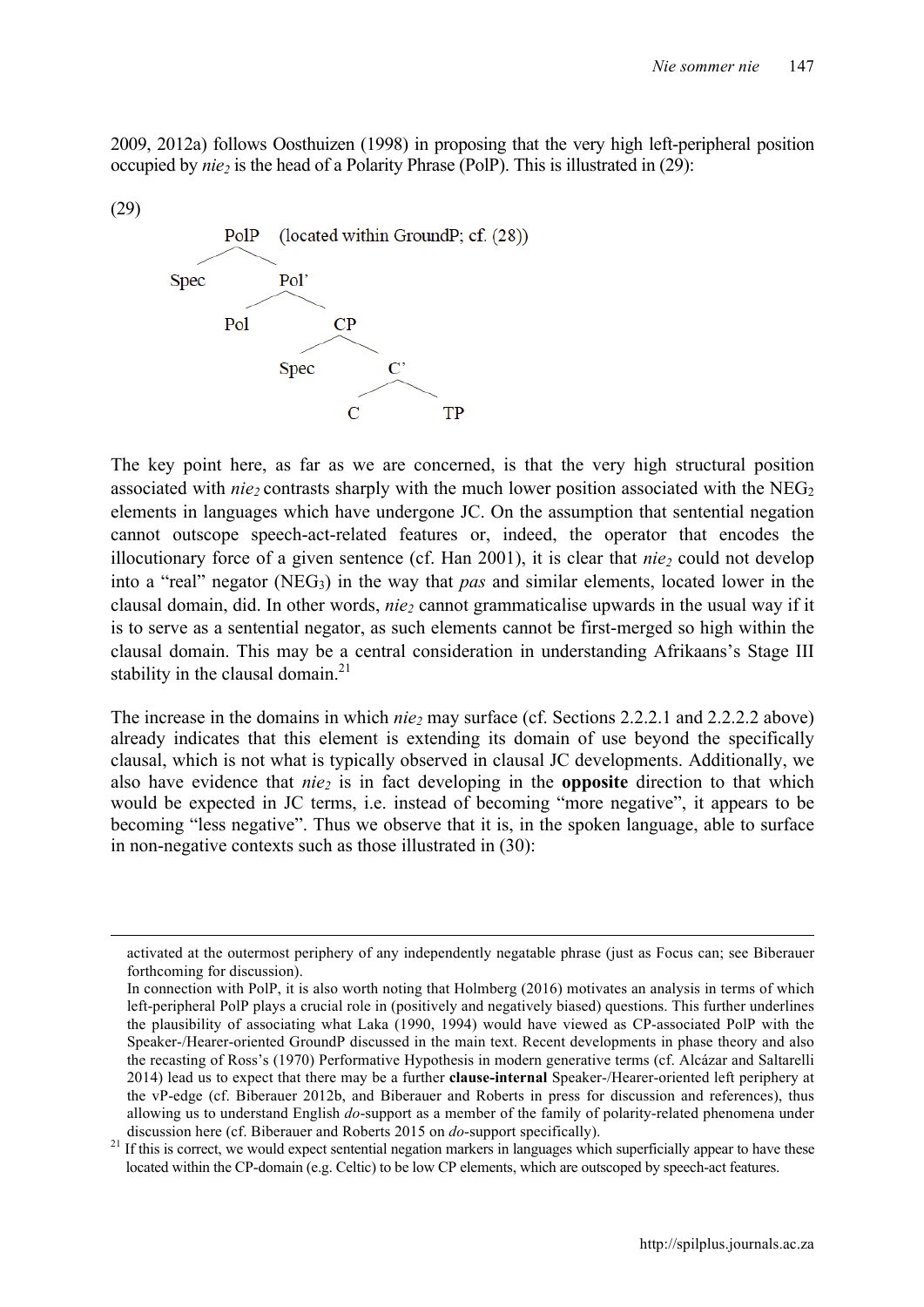2009, 2012a) follows Oosthuizen (1998) in proposing that the very high left-peripheral position occupied by *nie*$_2$ is the head of a Polarity Phrase (PolP). This is illustrated in (29):

(29)

```
PolP   (located within GroundP; cf. (28))
├── Spec
└── Pol'
    ├── Pol
    └── CP
        ├── Spec
        └── C'
            ├── C
            └── TP
```

The key point here, as far as we are concerned, is that the very high structural position associated with *nie*$_2$ contrasts sharply with the much lower position associated with the NEG$_2$ elements in languages which have undergone JC. On the assumption that sentential negation cannot outscope speech-act-related features or, indeed, the operator that encodes the illocutionary force of a given sentence (cf. Han 2001), it is clear that *nie*$_2$ could not develop into a "real" negator (NEG$_3$) in the way that *pas* and similar elements, located lower in the clausal domain, did. In other words, *nie*$_2$ cannot grammaticalise upwards in the usual way if it is to serve as a sentential negator, as such elements cannot be first-merged so high within the clausal domain. This may be a central consideration in understanding Afrikaans's Stage III stability in the clausal domain.[21]

The increase in the domains in which *nie*$_2$ may surface (cf. Sections 2.2.2.1 and 2.2.2.2 above) already indicates that this element is extending its domain of use beyond the specifically clausal, which is not what is typically observed in clausal JC developments. Additionally, we also have evidence that *nie*$_2$ is in fact developing in the **opposite** direction to that which would be expected in JC terms, i.e. instead of becoming "more negative", it appears to be becoming "less negative". Thus we observe that it is, in the spoken language, able to surface in non-negative contexts such as those illustrated in (30):

---

activated at the outermost periphery of any independently negatable phrase (just as Focus can; see Biberauer forthcoming for discussion).

In connection with PolP, it is also worth noting that Holmberg (2016) motivates an analysis in terms of which left-peripheral PolP plays a crucial role in (positively and negatively biased) questions. This further underlines the plausibility of associating what Laka (1990, 1994) would have viewed as CP-associated PolP with the Speaker-/Hearer-oriented GroundP discussed in the main text. Recent developments in phase theory and also the recasting of Ross's (1970) Performative Hypothesis in modern generative terms (cf. Alcázar and Saltarelli 2014) lead us to expect that there may be a further **clause-internal** Speaker-/Hearer-oriented left periphery at the vP-edge (cf. Biberauer 2012b, and Biberauer and Roberts in press for discussion and references), thus allowing us to understand English *do*-support as a member of the family of polarity-related phenomena under discussion here (cf. Biberauer and Roberts 2015 on *do*-support specifically).

[21] If this is correct, we would expect sentential negation markers in languages which superficially appear to have these located within the CP-domain (e.g. Celtic) to be low CP elements, which are outscoped by speech-act features.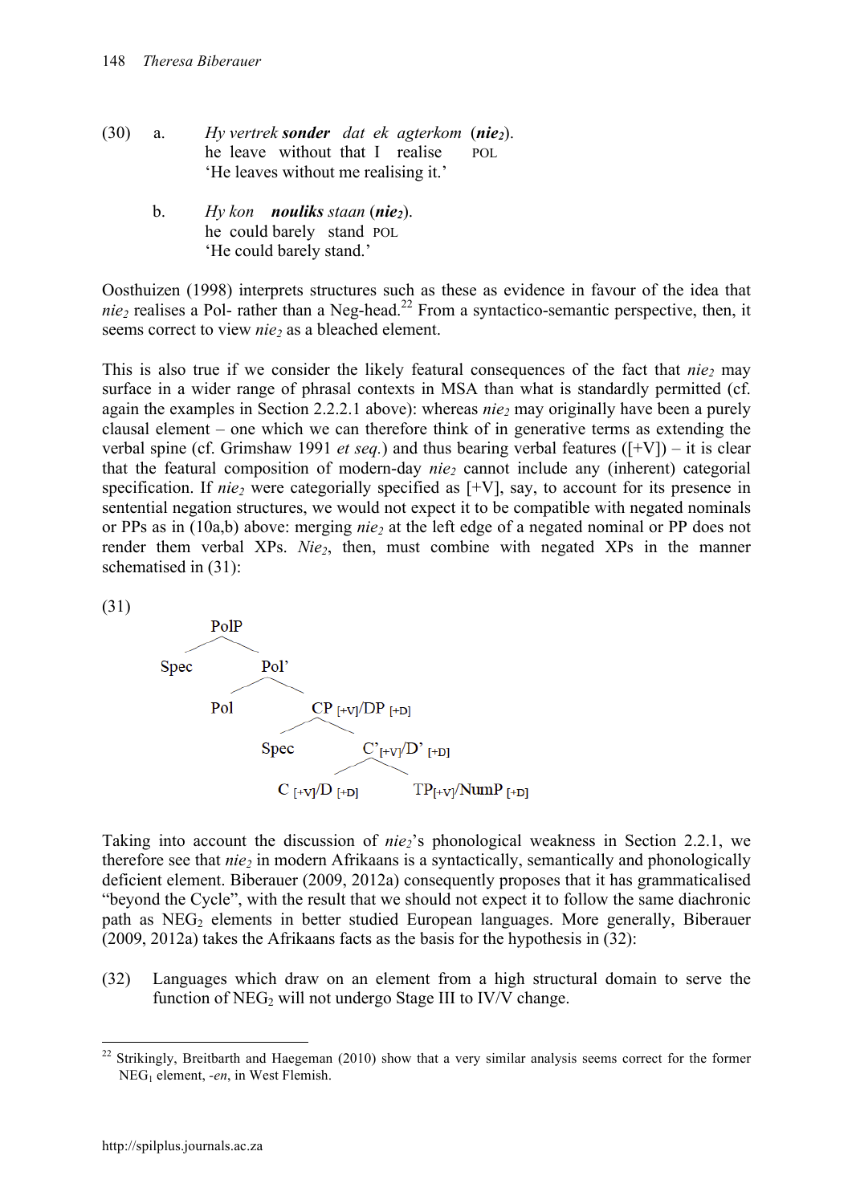(30) a. *Hy vertrek* ***sonder*** *dat ek agterkom* (***nie₂***).
he leave without that I realise POL
'He leaves without me realising it.'

b. *Hy kon* ***nouliks*** *staan* (***nie₂***).
he could barely stand POL
'He could barely stand.'

Oosthuizen (1998) interprets structures such as these as evidence in favour of the idea that *nie₂* realises a Pol- rather than a Neg-head.[22] From a syntactico-semantic perspective, then, it seems correct to view *nie₂* as a bleached element.

This is also true if we consider the likely featural consequences of the fact that *nie₂* may surface in a wider range of phrasal contexts in MSA than what is standardly permitted (cf. again the examples in Section 2.2.2.1 above): whereas *nie₂* may originally have been a purely clausal element – one which we can therefore think of in generative terms as extending the verbal spine (cf. Grimshaw 1991 *et seq.*) and thus bearing verbal features ([+V]) – it is clear that the featural composition of modern-day *nie₂* cannot include any (inherent) categorial specification. If *nie₂* were categorially specified as [+V], say, to account for its presence in sentential negation structures, we would not expect it to be compatible with negated nominals or PPs as in (10a,b) above: merging *nie₂* at the left edge of a negated nominal or PP does not render them verbal XPs. *Nie₂*, then, must combine with negated XPs in the manner schematised in (31):

(31)

```
PolP
├── Spec
└── Pol'
    ├── Pol
    └── CP [+V]/DP [+D]
        ├── Spec
        └── C' [+V]/D' [+D]
            ├── C [+V]/D [+D]
            └── TP[+V]/NumP [+D]
```

Taking into account the discussion of *nie₂*'s phonological weakness in Section 2.2.1, we therefore see that *nie₂* in modern Afrikaans is a syntactically, semantically and phonologically deficient element. Biberauer (2009, 2012a) consequently proposes that it has grammaticalised "beyond the Cycle", with the result that we should not expect it to follow the same diachronic path as $NEG_2$ elements in better studied European languages. More generally, Biberauer (2009, 2012a) takes the Afrikaans facts as the basis for the hypothesis in (32):

(32) Languages which draw on an element from a high structural domain to serve the function of $NEG_2$ will not undergo Stage III to IV/V change.

[22] Strikingly, Breitbarth and Haegeman (2010) show that a very similar analysis seems correct for the former $NEG_1$ element, *-en*, in West Flemish.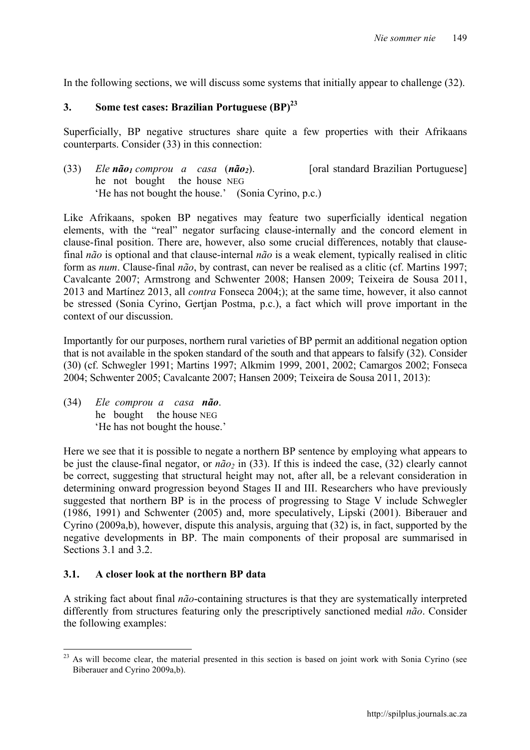In the following sections, we will discuss some systems that initially appear to challenge (32).

## 3. Some test cases: Brazilian Portuguese (BP)[23]

Superficially, BP negative structures share quite a few properties with their Afrikaans counterparts. Consider (33) in this connection:

(33) *Ele **não₁** comprou a casa* (***não₂***). [oral standard Brazilian Portuguese]
he not bought the house NEG
'He has not bought the house.' (Sonia Cyrino, p.c.)

Like Afrikaans, spoken BP negatives may feature two superficially identical negation elements, with the "real" negator surfacing clause-internally and the concord element in clause-final position. There are, however, also some crucial differences, notably that clause-final *não* is optional and that clause-internal *não* is a weak element, typically realised in clitic form as *num*. Clause-final *não*, by contrast, can never be realised as a clitic (cf. Martins 1997; Cavalcante 2007; Armstrong and Schwenter 2008; Hansen 2009; Teixeira de Sousa 2011, 2013 and Martínez 2013, all *contra* Fonseca 2004;); at the same time, however, it also cannot be stressed (Sonia Cyrino, Gertjan Postma, p.c.), a fact which will prove important in the context of our discussion.

Importantly for our purposes, northern rural varieties of BP permit an additional negation option that is not available in the spoken standard of the south and that appears to falsify (32). Consider (30) (cf. Schwegler 1991; Martins 1997; Alkmim 1999, 2001, 2002; Camargos 2002; Fonseca 2004; Schwenter 2005; Cavalcante 2007; Hansen 2009; Teixeira de Sousa 2011, 2013):

(34) *Ele comprou a casa **não**.*
he bought the house NEG
'He has not bought the house.'

Here we see that it is possible to negate a northern BP sentence by employing what appears to be just the clause-final negator, or *não₂* in (33). If this is indeed the case, (32) clearly cannot be correct, suggesting that structural height may not, after all, be a relevant consideration in determining onward progression beyond Stages II and III. Researchers who have previously suggested that northern BP is in the process of progressing to Stage V include Schwegler (1986, 1991) and Schwenter (2005) and, more speculatively, Lipski (2001). Biberauer and Cyrino (2009a,b), however, dispute this analysis, arguing that (32) is, in fact, supported by the negative developments in BP. The main components of their proposal are summarised in Sections 3.1 and 3.2.

### 3.1. A closer look at the northern BP data

A striking fact about final *não*-containing structures is that they are systematically interpreted differently from structures featuring only the prescriptively sanctioned medial *não*. Consider the following examples:

[23] As will become clear, the material presented in this section is based on joint work with Sonia Cyrino (see Biberauer and Cyrino 2009a,b).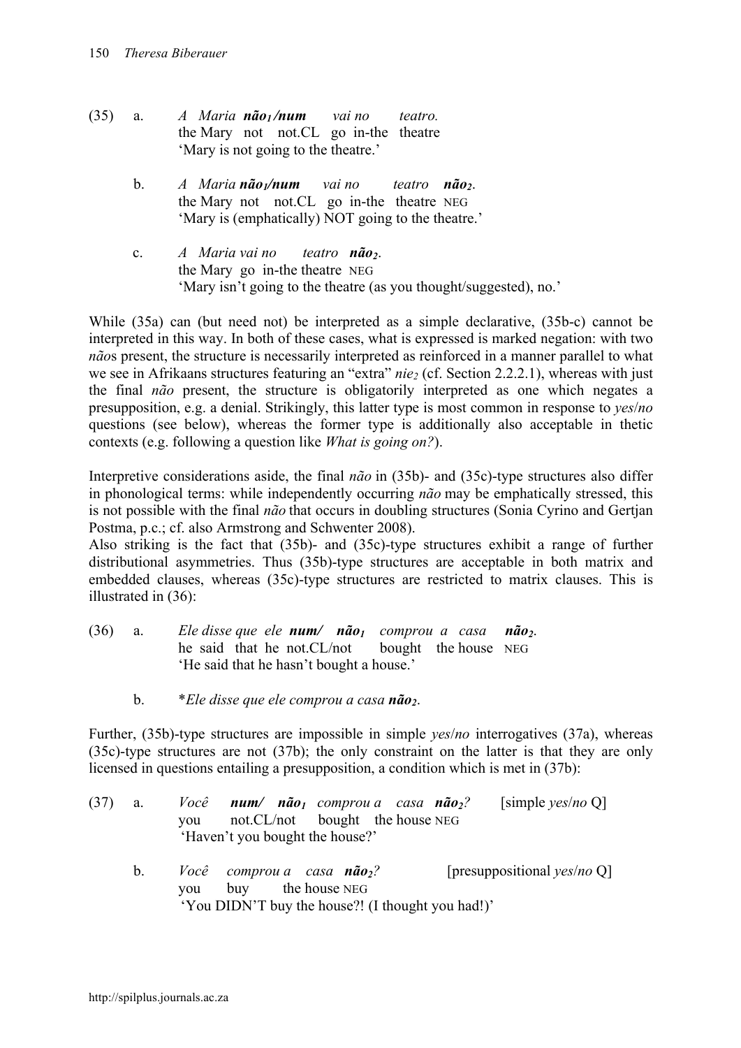(35) a. *A Maria* ***não₁/num*** *vai no teatro.*
the Mary not not.CL go in-the theatre
'Mary is not going to the theatre.'

b. *A Maria* ***não₁/num*** *vai no teatro* ***não₂****.*
the Mary not not.CL go in-the theatre NEG
'Mary is (emphatically) NOT going to the theatre.'

c. *A Maria vai no teatro* ***não₂****.*
the Mary go in-the theatre NEG
'Mary isn't going to the theatre (as you thought/suggested), no.'

While (35a) can (but need not) be interpreted as a simple declarative, (35b-c) cannot be interpreted in this way. In both of these cases, what is expressed is marked negation: with two *não*s present, the structure is necessarily interpreted as reinforced in a manner parallel to what we see in Afrikaans structures featuring an "extra" $nie_2$ (cf. Section 2.2.2.1), whereas with just the final *não* present, the structure is obligatorily interpreted as one which negates a presupposition, e.g. a denial. Strikingly, this latter type is most common in response to *yes*/*no* questions (see below), whereas the former type is additionally also acceptable in thetic contexts (e.g. following a question like *What is going on?*).

Interpretive considerations aside, the final *não* in (35b)- and (35c)-type structures also differ in phonological terms: while independently occurring *não* may be emphatically stressed, this is not possible with the final *não* that occurs in doubling structures (Sonia Cyrino and Gertjan Postma, p.c.; cf. also Armstrong and Schwenter 2008).
Also striking is the fact that (35b)- and (35c)-type structures exhibit a range of further distributional asymmetries. Thus (35b)-type structures are acceptable in both matrix and embedded clauses, whereas (35c)-type structures are restricted to matrix clauses. This is illustrated in (36):

(36) a. *Ele disse que ele* ***num/ não₁*** *comprou a casa* ***não₂****.*
he said that he not.CL/not bought the house NEG
'He said that he hasn't bought a house.'

b. \**Ele disse que ele comprou a casa* ***não₂****.*

Further, (35b)-type structures are impossible in simple *yes*/*no* interrogatives (37a), whereas (35c)-type structures are not (37b); the only constraint on the latter is that they are only licensed in questions entailing a presupposition, a condition which is met in (37b):

(37) a. *Você* ***num/ não₁*** *comprou a casa* ***não₂****?* [simple *yes*/*no* Q]
you not.CL/not bought the house NEG
'Haven't you bought the house?'

b. *Você comprou a casa* ***não₂****?* [presuppositional *yes*/*no* Q]
you buy the house NEG
'You DIDN'T buy the house?! (I thought you had!)'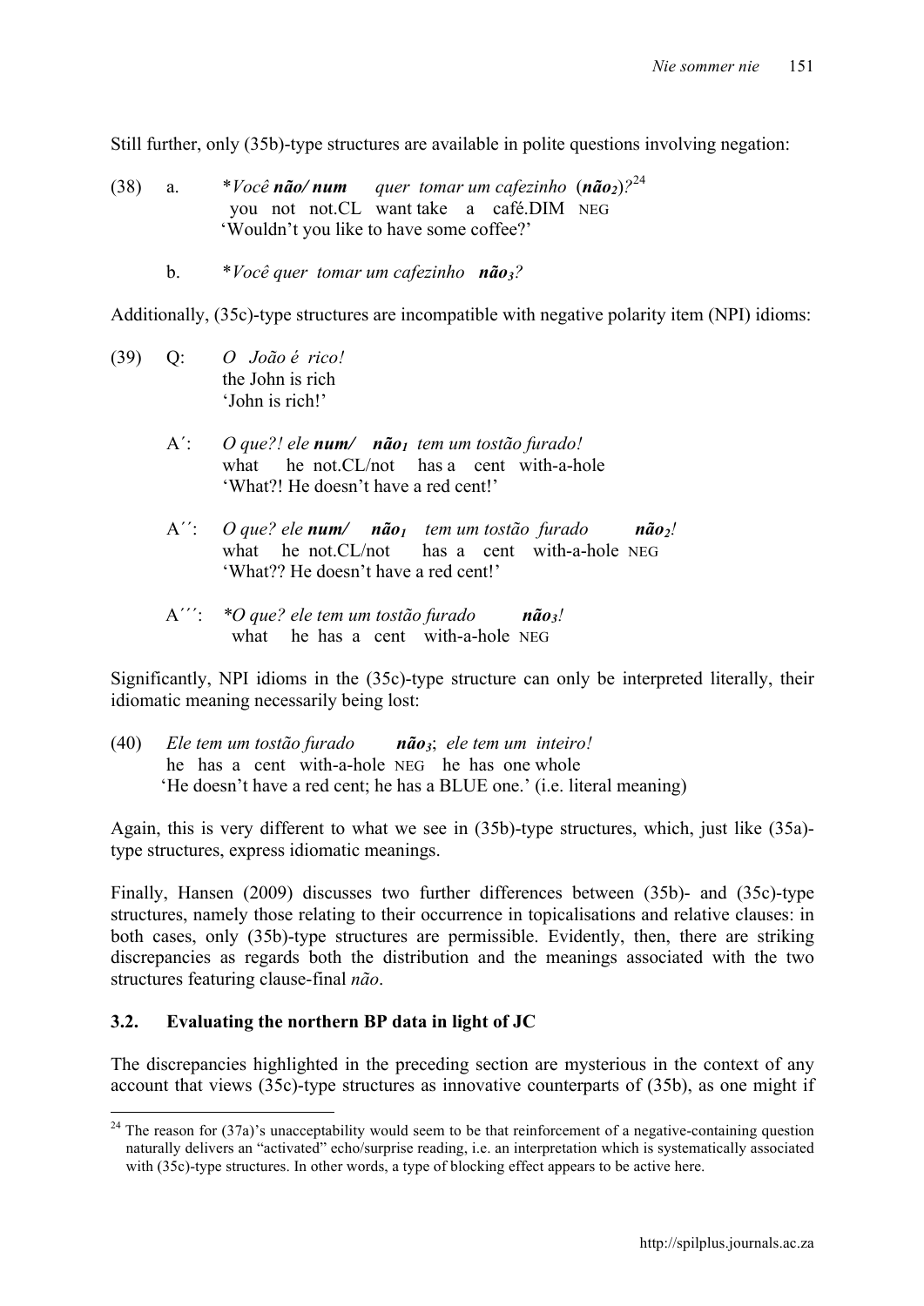Still further, only (35b)-type structures are available in polite questions involving negation:

(38) a. \**Você **não/ num** quer tomar um cafezinho* (***não₂***)*?*[24]
you not not.CL want take a café.DIM NEG
'Wouldn't you like to have some coffee?'

b. \**Você quer tomar um cafezinho **não₃**?*

Additionally, (35c)-type structures are incompatible with negative polarity item (NPI) idioms:

(39) Q: *O João é rico!*
the John is rich
'John is rich!'

A′: *O que?! ele **num/ não₁** tem um tostão furado!*
what he not.CL/not has a cent with-a-hole
'What?! He doesn't have a red cent!'

A′′: *O que? ele **num/ não₁** tem um tostão furado **não₂**!*
what he not.CL/not has a cent with-a-hole NEG
'What?? He doesn't have a red cent!'

A′′′: \**O que? ele tem um tostão furado **não₃**!*
what he has a cent with-a-hole NEG

Significantly, NPI idioms in the (35c)-type structure can only be interpreted literally, their idiomatic meaning necessarily being lost:

(40) *Ele tem um tostão furado **não₃**; ele tem um inteiro!*
he has a cent with-a-hole NEG he has one whole
'He doesn't have a red cent; he has a BLUE one.' (i.e. literal meaning)

Again, this is very different to what we see in (35b)-type structures, which, just like (35a)-type structures, express idiomatic meanings.

Finally, Hansen (2009) discusses two further differences between (35b)- and (35c)-type structures, namely those relating to their occurrence in topicalisations and relative clauses: in both cases, only (35b)-type structures are permissible. Evidently, then, there are striking discrepancies as regards both the distribution and the meanings associated with the two structures featuring clause-final *não*.

### 3.2. Evaluating the northern BP data in light of JC

The discrepancies highlighted in the preceding section are mysterious in the context of any account that views (35c)-type structures as innovative counterparts of (35b), as one might if

[24] The reason for (37a)'s unacceptability would seem to be that reinforcement of a negative-containing question naturally delivers an "activated" echo/surprise reading, i.e. an interpretation which is systematically associated with (35c)-type structures. In other words, a type of blocking effect appears to be active here.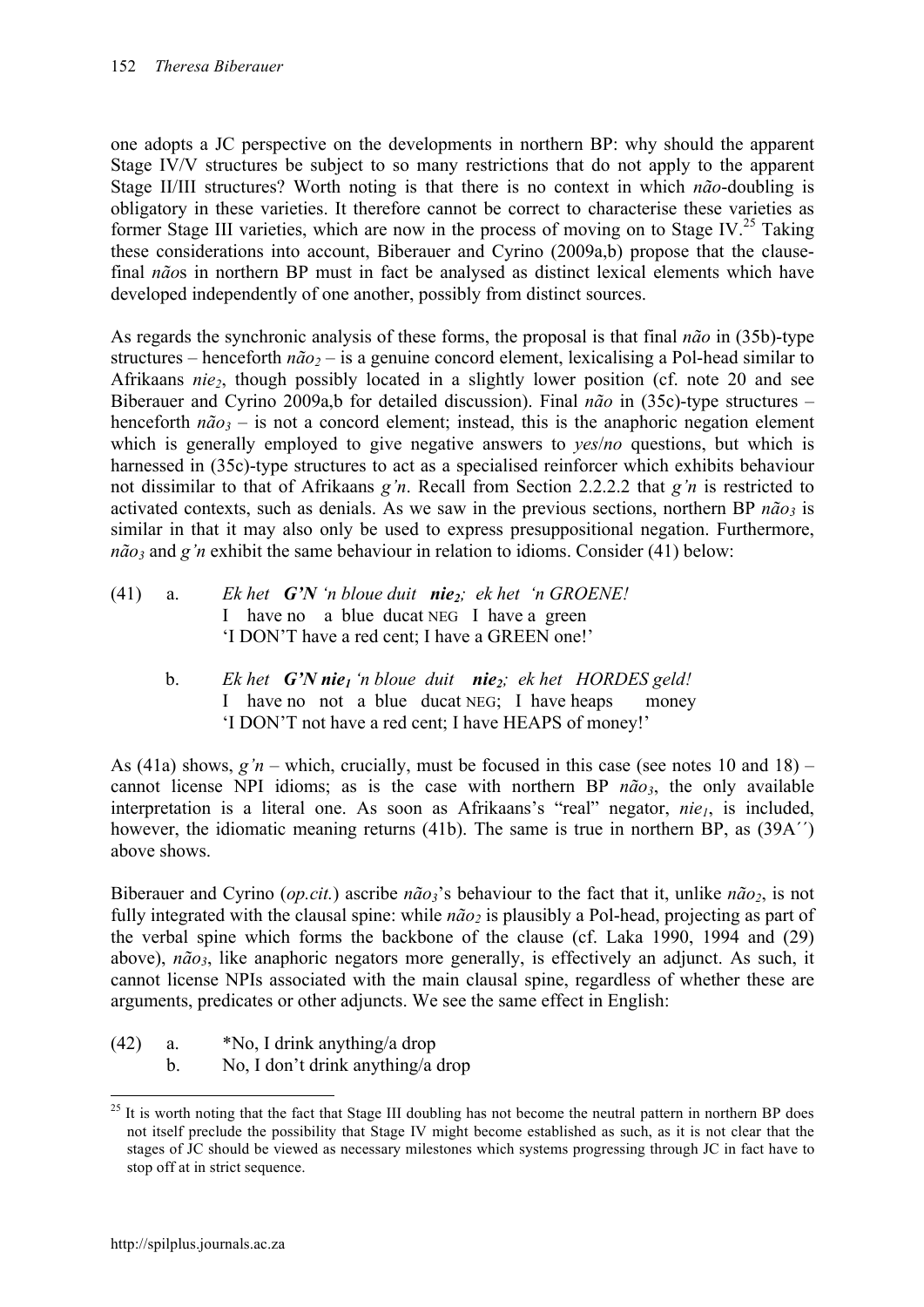one adopts a JC perspective on the developments in northern BP: why should the apparent Stage IV/V structures be subject to so many restrictions that do not apply to the apparent Stage II/III structures? Worth noting is that there is no context in which *não*-doubling is obligatory in these varieties. It therefore cannot be correct to characterise these varieties as former Stage III varieties, which are now in the process of moving on to Stage IV.[25] Taking these considerations into account, Biberauer and Cyrino (2009a,b) propose that the clause-final *não*s in northern BP must in fact be analysed as distinct lexical elements which have developed independently of one another, possibly from distinct sources.

As regards the synchronic analysis of these forms, the proposal is that final *não* in (35b)-type structures – henceforth *não₂* – is a genuine concord element, lexicalising a Pol-head similar to Afrikaans *nie₂*, though possibly located in a slightly lower position (cf. note 20 and see Biberauer and Cyrino 2009a,b for detailed discussion). Final *não* in (35c)-type structures – henceforth *não₃* – is not a concord element; instead, this is the anaphoric negation element which is generally employed to give negative answers to *yes*/*no* questions, but which is harnessed in (35c)-type structures to act as a specialised reinforcer which exhibits behaviour not dissimilar to that of Afrikaans *g'n*. Recall from Section 2.2.2.2 that *g'n* is restricted to activated contexts, such as denials. As we saw in the previous sections, northern BP *não₃* is similar in that it may also only be used to express presuppositional negation. Furthermore, *não₃* and *g'n* exhibit the same behaviour in relation to idioms. Consider (41) below:

(41) a. *Ek het **G'N** 'n bloue duit **nie₂**; ek het 'n GROENE!*
I have no a blue ducat NEG I have a green
'I DON'T have a red cent; I have a GREEN one!'

b. *Ek het **G'N nie₁** 'n bloue duit **nie₂**; ek het HORDES geld!*
I have no not a blue ducat NEG; I have heaps money
'I DON'T not have a red cent; I have HEAPS of money!'

As (41a) shows, *g'n* – which, crucially, must be focused in this case (see notes 10 and 18) – cannot license NPI idioms; as is the case with northern BP *não₃*, the only available interpretation is a literal one. As soon as Afrikaans's "real" negator, *nie₁*, is included, however, the idiomatic meaning returns (41b). The same is true in northern BP, as (39A´´) above shows.

Biberauer and Cyrino (*op.cit.*) ascribe *não₃*'s behaviour to the fact that it, unlike *não₂*, is not fully integrated with the clausal spine: while *não₂* is plausibly a Pol-head, projecting as part of the verbal spine which forms the backbone of the clause (cf. Laka 1990, 1994 and (29) above), *não₃*, like anaphoric negators more generally, is effectively an adjunct. As such, it cannot license NPIs associated with the main clausal spine, regardless of whether these are arguments, predicates or other adjuncts. We see the same effect in English:

(42) a. *No, I drink anything/a drop
b. No, I don't drink anything/a drop

[25] It is worth noting that the fact that Stage III doubling has not become the neutral pattern in northern BP does not itself preclude the possibility that Stage IV might become established as such, as it is not clear that the stages of JC should be viewed as necessary milestones which systems progressing through JC in fact have to stop off at in strict sequence.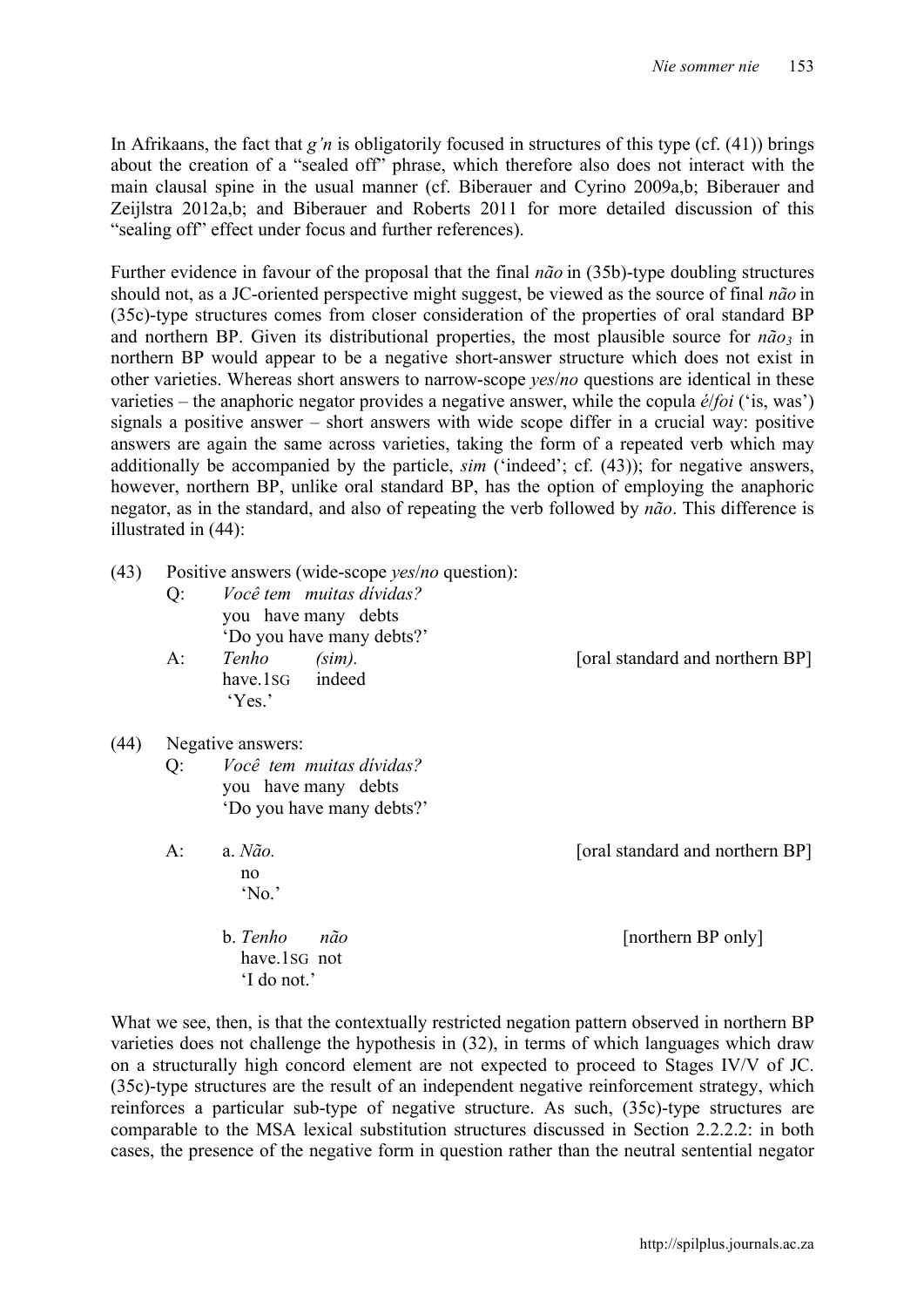In Afrikaans, the fact that *g'n* is obligatorily focused in structures of this type (cf. (41)) brings about the creation of a "sealed off" phrase, which therefore also does not interact with the main clausal spine in the usual manner (cf. Biberauer and Cyrino 2009a,b; Biberauer and Zeijlstra 2012a,b; and Biberauer and Roberts 2011 for more detailed discussion of this "sealing off" effect under focus and further references).

Further evidence in favour of the proposal that the final *não* in (35b)-type doubling structures should not, as a JC-oriented perspective might suggest, be viewed as the source of final *não* in (35c)-type structures comes from closer consideration of the properties of oral standard BP and northern BP. Given its distributional properties, the most plausible source for *não*$_3$ in northern BP would appear to be a negative short-answer structure which does not exist in other varieties. Whereas short answers to narrow-scope *yes*/*no* questions are identical in these varieties – the anaphoric negator provides a negative answer, while the copula *é*/*foi* ('is, was') signals a positive answer – short answers with wide scope differ in a crucial way: positive answers are again the same across varieties, taking the form of a repeated verb which may additionally be accompanied by the particle, *sim* ('indeed'; cf. (43)); for negative answers, however, northern BP, unlike oral standard BP, has the option of employing the anaphoric negator, as in the standard, and also of repeating the verb followed by *não*. This difference is illustrated in (44):

(43) Positive answers (wide-scope *yes*/*no* question):

Q: *Você tem muitas dívidas?*
you have many debts
'Do you have many debts?'

A: *Tenho (sim).* [oral standard and northern BP]
have.1SG indeed
'Yes.'

(44) Negative answers:

Q: *Você tem muitas dívidas?*
you have many debts
'Do you have many debts?'

A: a. *Não.* [oral standard and northern BP]
no
'No.'

b. *Tenho não* [northern BP only]
have.1SG not
'I do not.'

What we see, then, is that the contextually restricted negation pattern observed in northern BP varieties does not challenge the hypothesis in (32), in terms of which languages which draw on a structurally high concord element are not expected to proceed to Stages IV/V of JC. (35c)-type structures are the result of an independent negative reinforcement strategy, which reinforces a particular sub-type of negative structure. As such, (35c)-type structures are comparable to the MSA lexical substitution structures discussed in Section 2.2.2.2: in both cases, the presence of the negative form in question rather than the neutral sentential negator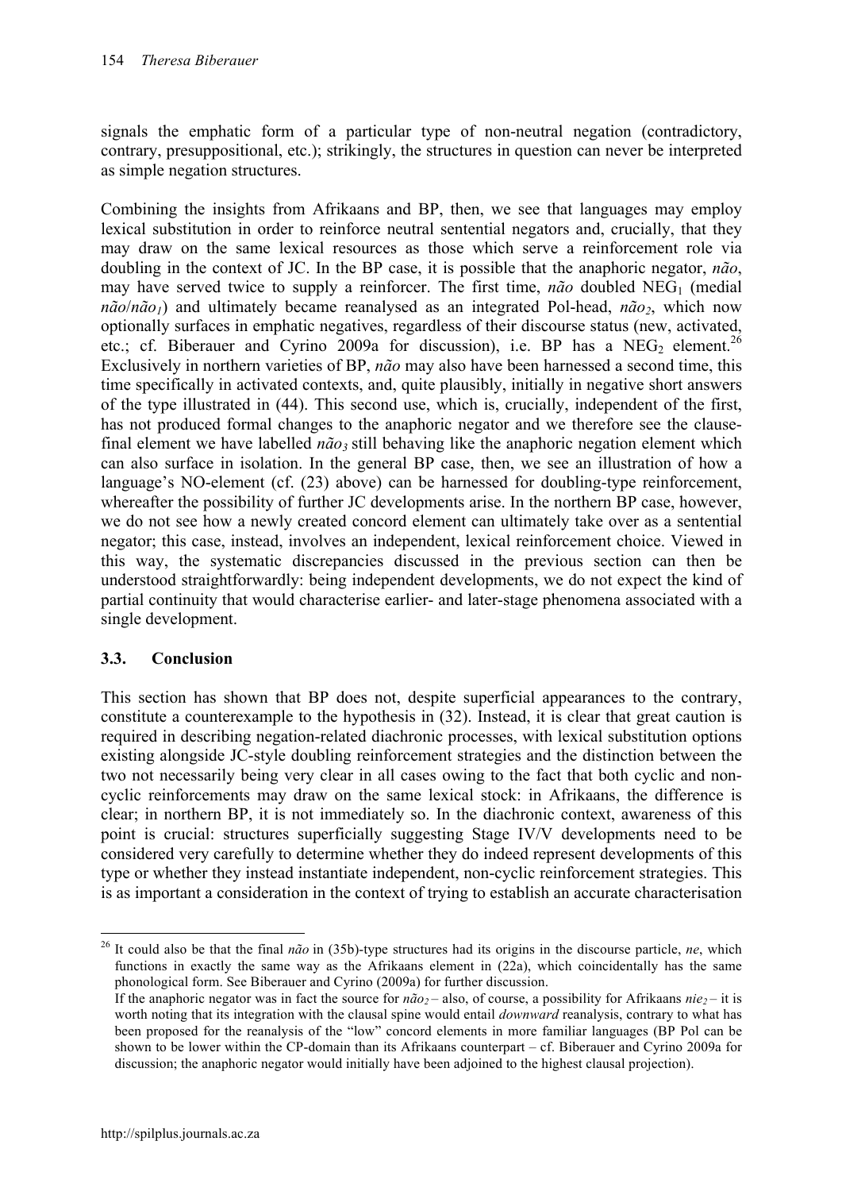signals the emphatic form of a particular type of non-neutral negation (contradictory, contrary, presuppositional, etc.); strikingly, the structures in question can never be interpreted as simple negation structures.

Combining the insights from Afrikaans and BP, then, we see that languages may employ lexical substitution in order to reinforce neutral sentential negators and, crucially, that they may draw on the same lexical resources as those which serve a reinforcement role via doubling in the context of JC. In the BP case, it is possible that the anaphoric negator, *não*, may have served twice to supply a reinforcer. The first time, *não* doubled $NEG_1$ (medial *não*/$não_1$) and ultimately became reanalysed as an integrated Pol-head, $não_2$, which now optionally surfaces in emphatic negatives, regardless of their discourse status (new, activated, etc.; cf. Biberauer and Cyrino 2009a for discussion), i.e. BP has a $NEG_2$ element.[26] Exclusively in northern varieties of BP, *não* may also have been harnessed a second time, this time specifically in activated contexts, and, quite plausibly, initially in negative short answers of the type illustrated in (44). This second use, which is, crucially, independent of the first, has not produced formal changes to the anaphoric negator and we therefore see the clause-final element we have labelled $não_3$ still behaving like the anaphoric negation element which can also surface in isolation. In the general BP case, then, we see an illustration of how a language's NO-element (cf. (23) above) can be harnessed for doubling-type reinforcement, whereafter the possibility of further JC developments arise. In the northern BP case, however, we do not see how a newly created concord element can ultimately take over as a sentential negator; this case, instead, involves an independent, lexical reinforcement choice. Viewed in this way, the systematic discrepancies discussed in the previous section can then be understood straightforwardly: being independent developments, we do not expect the kind of partial continuity that would characterise earlier- and later-stage phenomena associated with a single development.

### 3.3. Conclusion

This section has shown that BP does not, despite superficial appearances to the contrary, constitute a counterexample to the hypothesis in (32). Instead, it is clear that great caution is required in describing negation-related diachronic processes, with lexical substitution options existing alongside JC-style doubling reinforcement strategies and the distinction between the two not necessarily being very clear in all cases owing to the fact that both cyclic and non-cyclic reinforcements may draw on the same lexical stock: in Afrikaans, the difference is clear; in northern BP, it is not immediately so. In the diachronic context, awareness of this point is crucial: structures superficially suggesting Stage IV/V developments need to be considered very carefully to determine whether they do indeed represent developments of this type or whether they instead instantiate independent, non-cyclic reinforcement strategies. This is as important a consideration in the context of trying to establish an accurate characterisation

---

[26] It could also be that the final *não* in (35b)-type structures had its origins in the discourse particle, *ne*, which functions in exactly the same way as the Afrikaans element in (22a), which coincidentally has the same phonological form. See Biberauer and Cyrino (2009a) for further discussion.
If the anaphoric negator was in fact the source for $não_2$ – also, of course, a possibility for Afrikaans $nie_2$ – it is worth noting that its integration with the clausal spine would entail *downward* reanalysis, contrary to what has been proposed for the reanalysis of the "low" concord elements in more familiar languages (BP Pol can be shown to be lower within the CP-domain than its Afrikaans counterpart – cf. Biberauer and Cyrino 2009a for discussion; the anaphoric negator would initially have been adjoined to the highest clausal projection).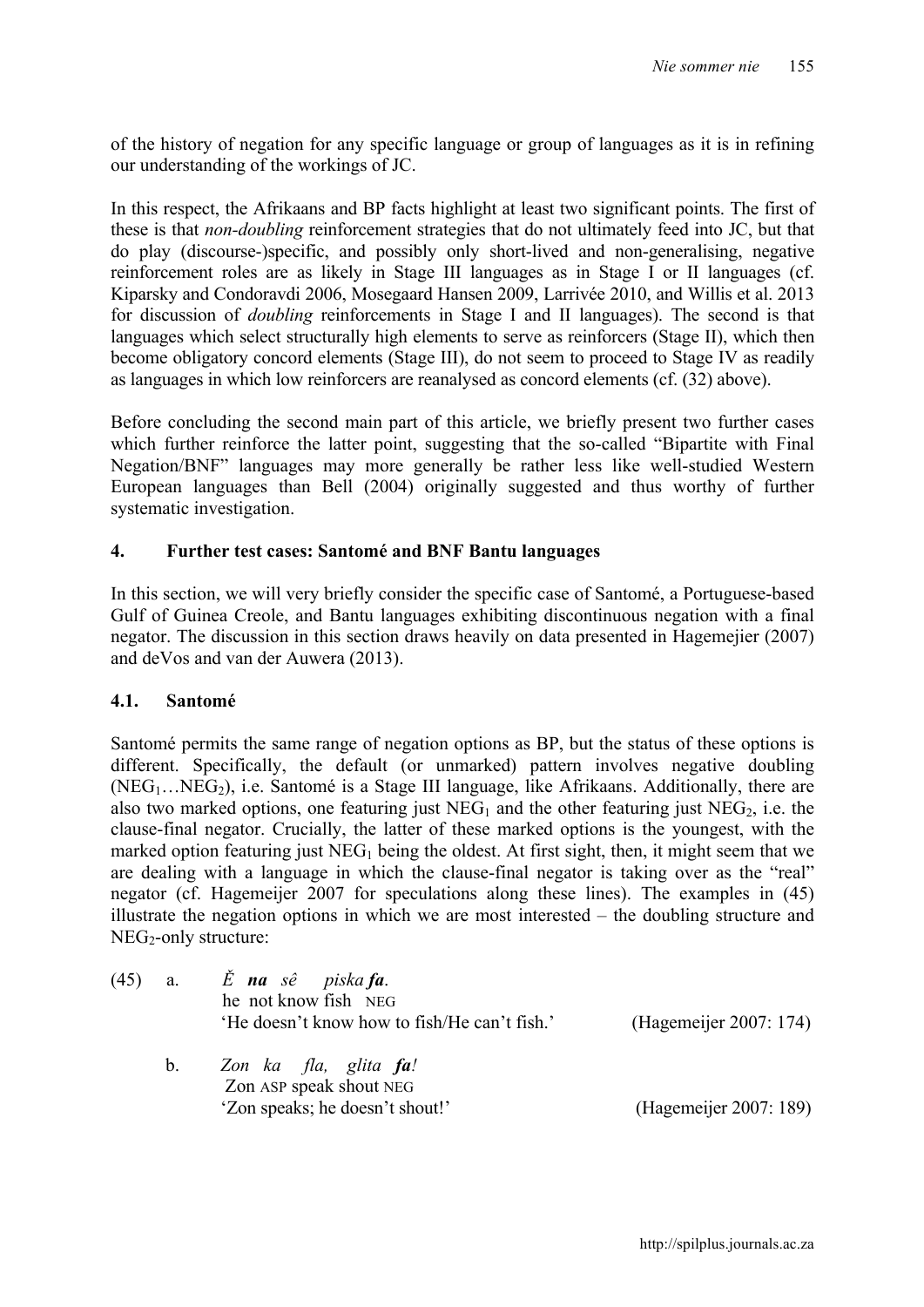of the history of negation for any specific language or group of languages as it is in refining our understanding of the workings of JC.

In this respect, the Afrikaans and BP facts highlight at least two significant points. The first of these is that *non-doubling* reinforcement strategies that do not ultimately feed into JC, but that do play (discourse-)specific, and possibly only short-lived and non-generalising, negative reinforcement roles are as likely in Stage III languages as in Stage I or II languages (cf. Kiparsky and Condoravdi 2006, Mosegaard Hansen 2009, Larrivée 2010, and Willis et al. 2013 for discussion of *doubling* reinforcements in Stage I and II languages). The second is that languages which select structurally high elements to serve as reinforcers (Stage II), which then become obligatory concord elements (Stage III), do not seem to proceed to Stage IV as readily as languages in which low reinforcers are reanalysed as concord elements (cf. (32) above).

Before concluding the second main part of this article, we briefly present two further cases which further reinforce the latter point, suggesting that the so-called "Bipartite with Final Negation/BNF" languages may more generally be rather less like well-studied Western European languages than Bell (2004) originally suggested and thus worthy of further systematic investigation.

## 4. Further test cases: Santomé and BNF Bantu languages

In this section, we will very briefly consider the specific case of Santomé, a Portuguese-based Gulf of Guinea Creole, and Bantu languages exhibiting discontinuous negation with a final negator. The discussion in this section draws heavily on data presented in Hagemejier (2007) and deVos and van der Auwera (2013).

### 4.1. Santomé

Santomé permits the same range of negation options as BP, but the status of these options is different. Specifically, the default (or unmarked) pattern involves negative doubling ($NEG_1 \ldots NEG_2$), i.e. Santomé is a Stage III language, like Afrikaans. Additionally, there are also two marked options, one featuring just $NEG_1$ and the other featuring just $NEG_2$, i.e. the clause-final negator. Crucially, the latter of these marked options is the youngest, with the marked option featuring just $NEG_1$ being the oldest. At first sight, then, it might seem that we are dealing with a language in which the clause-final negator is taking over as the "real" negator (cf. Hagemeijer 2007 for speculations along these lines). The examples in (45) illustrate the negation options in which we are most interested – the doubling structure and $NEG_2$-only structure:

(45) a. *Ě* ***na*** *sê piska* ***fa****.*
he not know fish NEG
'He doesn't know how to fish/He can't fish.' (Hagemeijer 2007: 174)

b. *Zon ka fla, glita* ***fa****!*
Zon ASP speak shout NEG
'Zon speaks; he doesn't shout!' (Hagemeijer 2007: 189)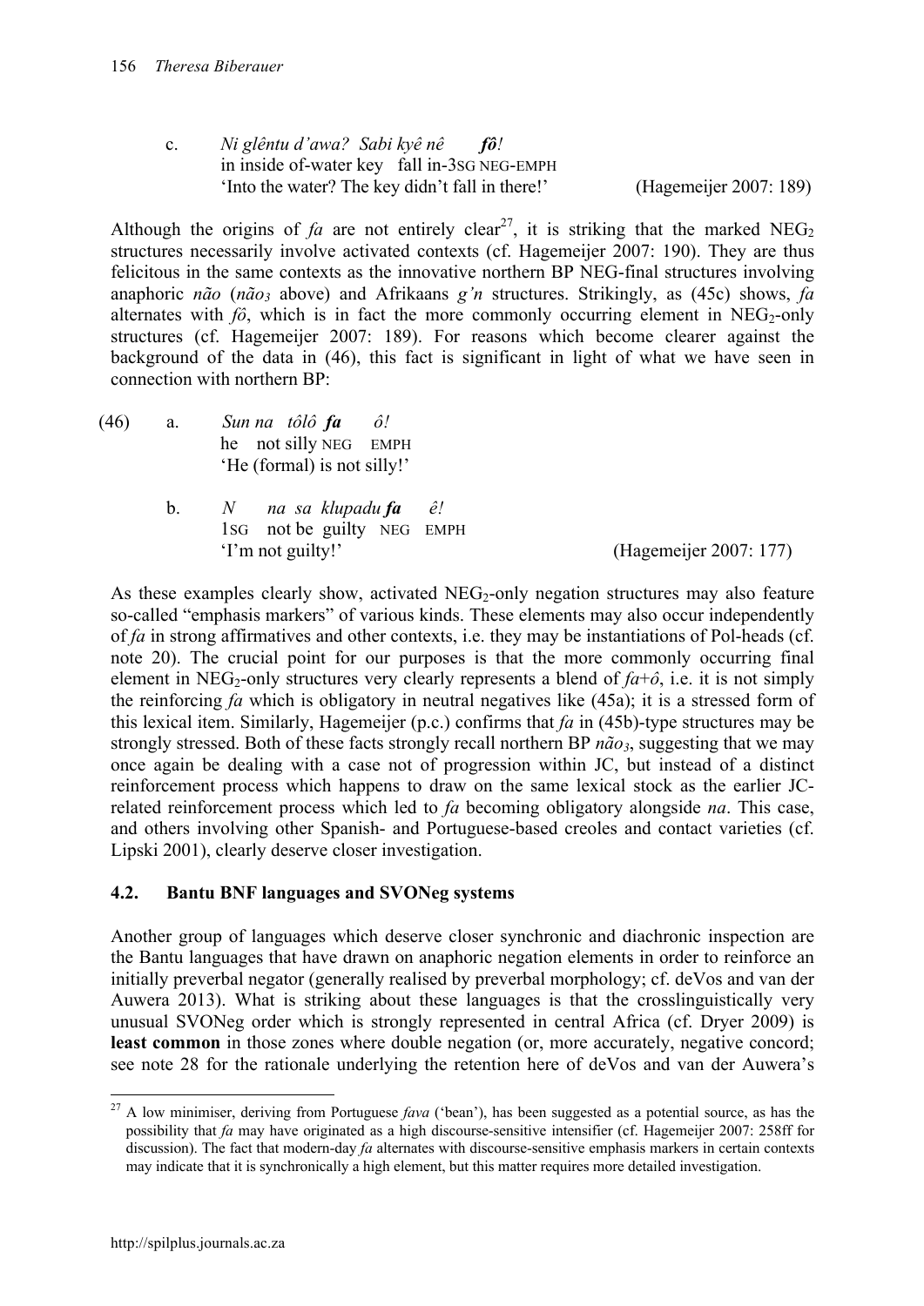c. *Ni glêntu d'awa? Sabi kyê nê* ***fô****!*
   in inside of-water key fall in-3SG NEG-EMPH
   'Into the water? The key didn't fall in there!' (Hagemeijer 2007: 189)

Although the origins of *fa* are not entirely clear[27], it is striking that the marked $NEG_2$ structures necessarily involve activated contexts (cf. Hagemeijer 2007: 190). They are thus felicitous in the same contexts as the innovative northern BP NEG-final structures involving anaphoric *não* (*não₃* above) and Afrikaans *g'n* structures. Strikingly, as (45c) shows, *fa* alternates with *fô*, which is in fact the more commonly occurring element in $NEG_2$-only structures (cf. Hagemeijer 2007: 189). For reasons which become clearer against the background of the data in (46), this fact is significant in light of what we have seen in connection with northern BP:

(46) a. *Sun na tôlô* ***fa*** *ô!*
   he not silly NEG EMPH
   'He (formal) is not silly!'

b. *N na sa klupadu* ***fa*** *ê!*
   1SG not be guilty NEG EMPH
   'I'm not guilty!' (Hagemeijer 2007: 177)

As these examples clearly show, activated $NEG_2$-only negation structures may also feature so-called "emphasis markers" of various kinds. These elements may also occur independently of *fa* in strong affirmatives and other contexts, i.e. they may be instantiations of Pol-heads (cf. note 20). The crucial point for our purposes is that the more commonly occurring final element in $NEG_2$-only structures very clearly represents a blend of *fa*+*ô*, i.e. it is not simply the reinforcing *fa* which is obligatory in neutral negatives like (45a); it is a stressed form of this lexical item. Similarly, Hagemeijer (p.c.) confirms that *fa* in (45b)-type structures may be strongly stressed. Both of these facts strongly recall northern BP *não₃*, suggesting that we may once again be dealing with a case not of progression within JC, but instead of a distinct reinforcement process which happens to draw on the same lexical stock as the earlier JC-related reinforcement process which led to *fa* becoming obligatory alongside *na*. This case, and others involving other Spanish- and Portuguese-based creoles and contact varieties (cf. Lipski 2001), clearly deserve closer investigation.

## 4.2. Bantu BNF languages and SVONeg systems

Another group of languages which deserve closer synchronic and diachronic inspection are the Bantu languages that have drawn on anaphoric negation elements in order to reinforce an initially preverbal negator (generally realised by preverbal morphology; cf. deVos and van der Auwera 2013). What is striking about these languages is that the crosslinguistically very unusual SVONeg order which is strongly represented in central Africa (cf. Dryer 2009) is **least common** in those zones where double negation (or, more accurately, negative concord; see note 28 for the rationale underlying the retention here of deVos and van der Auwera's

[27] A low minimiser, deriving from Portuguese *fava* ('bean'), has been suggested as a potential source, as has the possibility that *fa* may have originated as a high discourse-sensitive intensifier (cf. Hagemeijer 2007: 258ff for discussion). The fact that modern-day *fa* alternates with discourse-sensitive emphasis markers in certain contexts may indicate that it is synchronically a high element, but this matter requires more detailed investigation.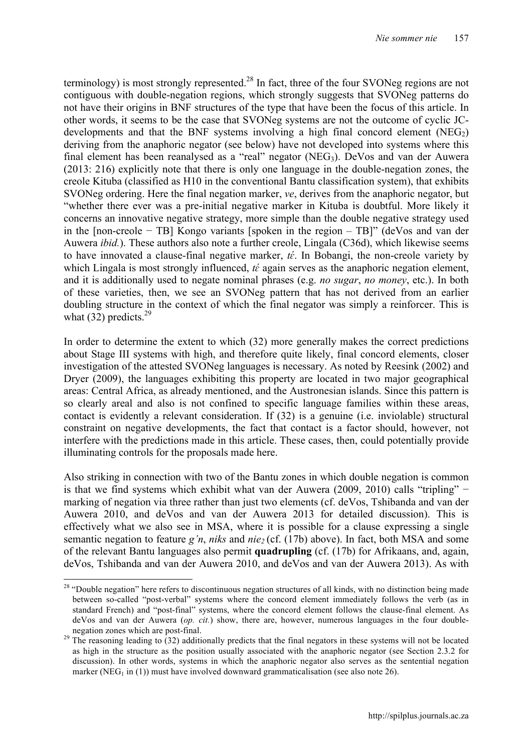terminology) is most strongly represented.[28] In fact, three of the four SVONeg regions are not contiguous with double-negation regions, which strongly suggests that SVONeg patterns do not have their origins in BNF structures of the type that have been the focus of this article. In other words, it seems to be the case that SVONeg systems are not the outcome of cyclic JC-developments and that the BNF systems involving a high final concord element ($NEG_2$) deriving from the anaphoric negator (see below) have not developed into systems where this final element has been reanalysed as a "real" negator ($NEG_3$). DeVos and van der Auwera (2013: 216) explicitly note that there is only one language in the double-negation zones, the creole Kituba (classified as H10 in the conventional Bantu classification system), that exhibits SVONeg ordering. Here the final negation marker, *ve*, derives from the anaphoric negator, but "whether there ever was a pre-initial negative marker in Kituba is doubtful. More likely it concerns an innovative negative strategy, more simple than the double negative strategy used in the [non-creole − TB] Kongo variants [spoken in the region – TB]" (deVos and van der Auwera *ibid.*). These authors also note a further creole, Lingala (C36d), which likewise seems to have innovated a clause-final negative marker, *tέ*. In Bobangi, the non-creole variety by which Lingala is most strongly influenced, *tέ* again serves as the anaphoric negation element, and it is additionally used to negate nominal phrases (e.g. *no sugar*, *no money*, etc.). In both of these varieties, then, we see an SVONeg pattern that has not derived from an earlier doubling structure in the context of which the final negator was simply a reinforcer. This is what (32) predicts.[29]

In order to determine the extent to which (32) more generally makes the correct predictions about Stage III systems with high, and therefore quite likely, final concord elements, closer investigation of the attested SVONeg languages is necessary. As noted by Reesink (2002) and Dryer (2009), the languages exhibiting this property are located in two major geographical areas: Central Africa, as already mentioned, and the Austronesian islands. Since this pattern is so clearly areal and also is not confined to specific language families within these areas, contact is evidently a relevant consideration. If (32) is a genuine (i.e. inviolable) structural constraint on negative developments, the fact that contact is a factor should, however, not interfere with the predictions made in this article. These cases, then, could potentially provide illuminating controls for the proposals made here.

Also striking in connection with two of the Bantu zones in which double negation is common is that we find systems which exhibit what van der Auwera (2009, 2010) calls "tripling" − marking of negation via three rather than just two elements (cf. deVos, Tshibanda and van der Auwera 2010, and deVos and van der Auwera 2013 for detailed discussion). This is effectively what we also see in MSA, where it is possible for a clause expressing a single semantic negation to feature *g'n*, *niks* and *nie₂* (cf. (17b) above). In fact, both MSA and some of the relevant Bantu languages also permit **quadrupling** (cf. (17b) for Afrikaans, and, again, deVos, Tshibanda and van der Auwera 2010, and deVos and van der Auwera 2013). As with

[28] "Double negation" here refers to discontinuous negation structures of all kinds, with no distinction being made between so-called "post-verbal" systems where the concord element immediately follows the verb (as in standard French) and "post-final" systems, where the concord element follows the clause-final element. As deVos and van der Auwera (*op. cit.*) show, there are, however, numerous languages in the four double-negation zones which are post-final.

[29] The reasoning leading to (32) additionally predicts that the final negators in these systems will not be located as high in the structure as the position usually associated with the anaphoric negator (see Section 2.3.2 for discussion). In other words, systems in which the anaphoric negator also serves as the sentential negation marker ($NEG_1$ in (1)) must have involved downward grammaticalisation (see also note 26).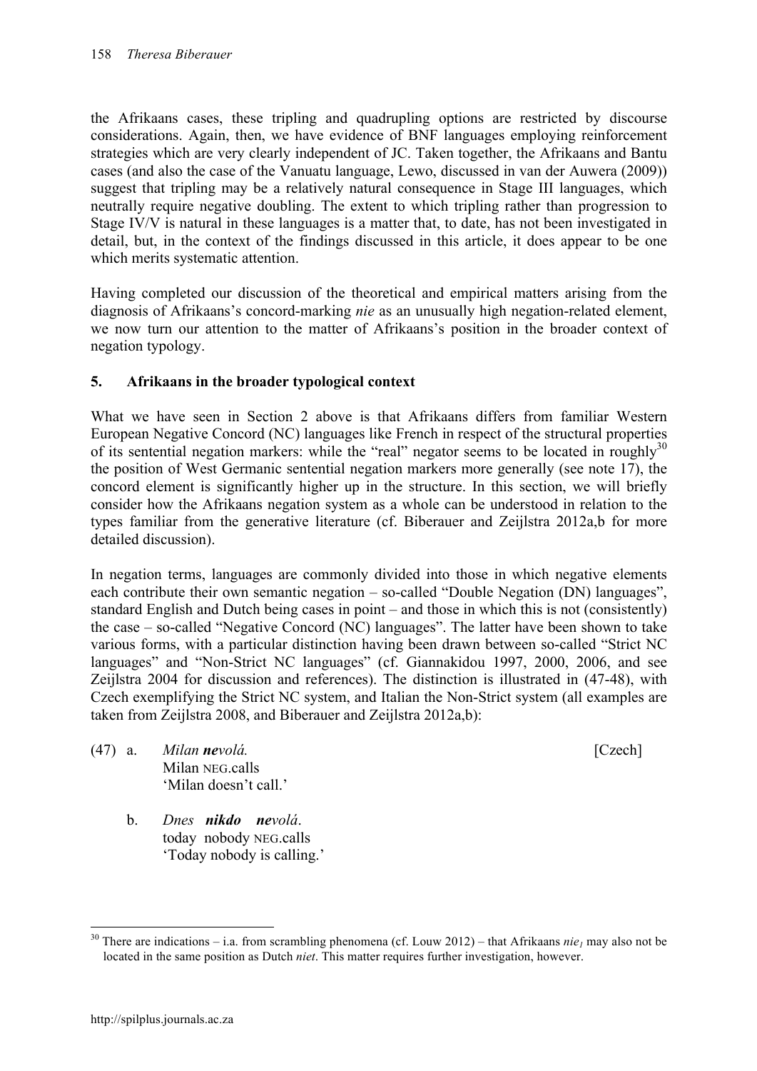the Afrikaans cases, these tripling and quadrupling options are restricted by discourse considerations. Again, then, we have evidence of BNF languages employing reinforcement strategies which are very clearly independent of JC. Taken together, the Afrikaans and Bantu cases (and also the case of the Vanuatu language, Lewo, discussed in van der Auwera (2009)) suggest that tripling may be a relatively natural consequence in Stage III languages, which neutrally require negative doubling. The extent to which tripling rather than progression to Stage IV/V is natural in these languages is a matter that, to date, has not been investigated in detail, but, in the context of the findings discussed in this article, it does appear to be one which merits systematic attention.

Having completed our discussion of the theoretical and empirical matters arising from the diagnosis of Afrikaans's concord-marking *nie* as an unusually high negation-related element, we now turn our attention to the matter of Afrikaans's position in the broader context of negation typology.

## 5. Afrikaans in the broader typological context

What we have seen in Section 2 above is that Afrikaans differs from familiar Western European Negative Concord (NC) languages like French in respect of the structural properties of its sentential negation markers: while the "real" negator seems to be located in roughly[30] the position of West Germanic sentential negation markers more generally (see note 17), the concord element is significantly higher up in the structure. In this section, we will briefly consider how the Afrikaans negation system as a whole can be understood in relation to the types familiar from the generative literature (cf. Biberauer and Zeijlstra 2012a,b for more detailed discussion).

In negation terms, languages are commonly divided into those in which negative elements each contribute their own semantic negation – so-called "Double Negation (DN) languages", standard English and Dutch being cases in point – and those in which this is not (consistently) the case – so-called "Negative Concord (NC) languages". The latter have been shown to take various forms, with a particular distinction having been drawn between so-called "Strict NC languages" and "Non-Strict NC languages" (cf. Giannakidou 1997, 2000, 2006, and see Zeijlstra 2004 for discussion and references). The distinction is illustrated in (47-48), with Czech exemplifying the Strict NC system, and Italian the Non-Strict system (all examples are taken from Zeijlstra 2008, and Biberauer and Zeijlstra 2012a,b):

(47) a. *Milan **ne**volá.* [Czech]
Milan NEG.calls
'Milan doesn't call.'

b. *Dnes **nikdo** **ne**volá.*
today nobody NEG.calls
'Today nobody is calling.'

[30] There are indications – i.a. from scrambling phenomena (cf. Louw 2012) – that Afrikaans $nie_1$ may also not be located in the same position as Dutch *niet*. This matter requires further investigation, however.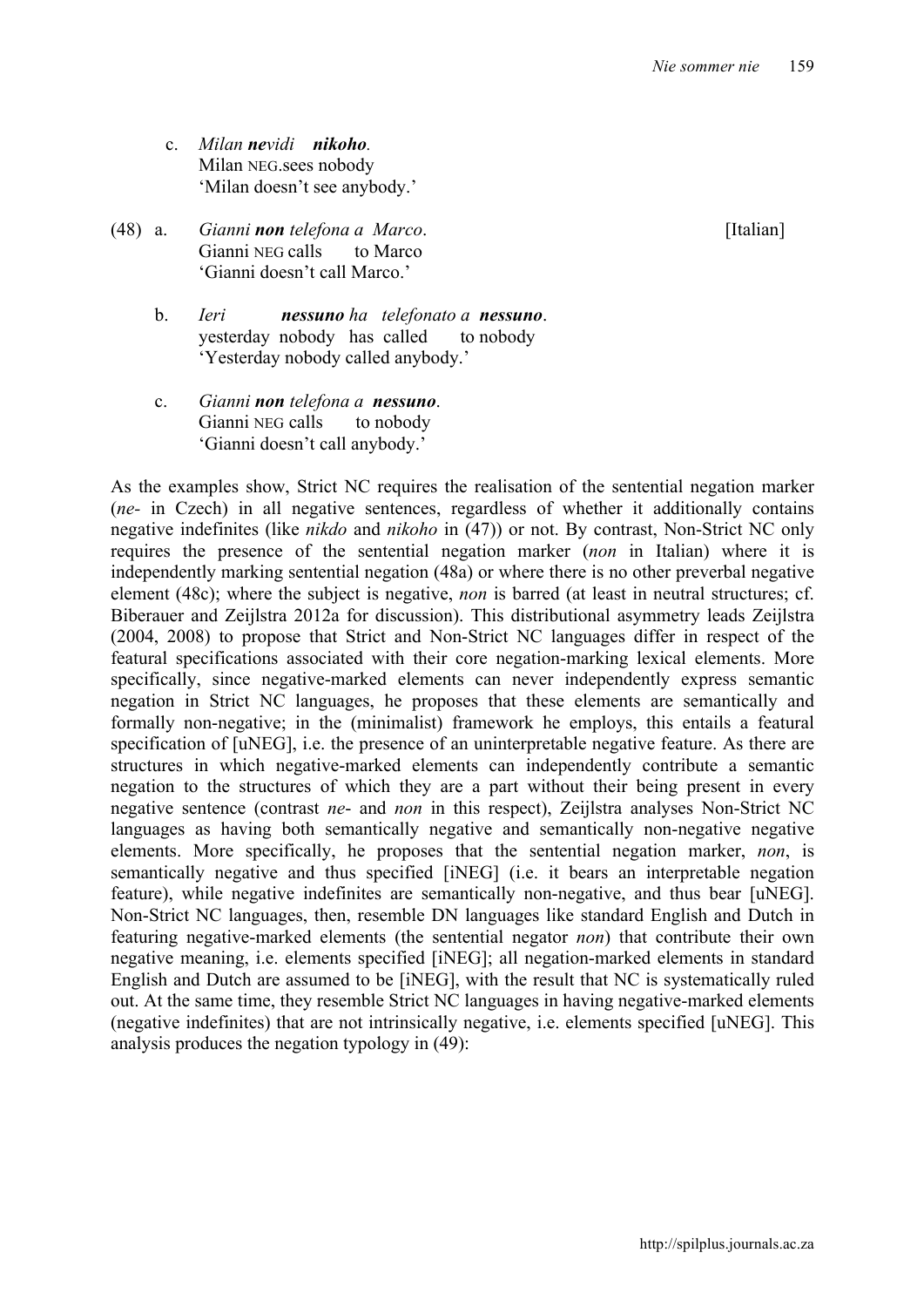c. *Milan **ne**vidi **nikoho**.*
Milan NEG.sees nobody
'Milan doesn't see anybody.'

(48) a. *Gianni **non** telefona a Marco*. [Italian]
Gianni NEG calls to Marco
'Gianni doesn't call Marco.'

b. *Ieri **nessuno** ha telefonato a **nessuno***.
yesterday nobody has called to nobody
'Yesterday nobody called anybody.'

c. *Gianni **non** telefona a **nessuno***.
Gianni NEG calls to nobody
'Gianni doesn't call anybody.'

As the examples show, Strict NC requires the realisation of the sentential negation marker (*ne-* in Czech) in all negative sentences, regardless of whether it additionally contains negative indefinites (like *nikdo* and *nikoho* in (47)) or not. By contrast, Non-Strict NC only requires the presence of the sentential negation marker (*non* in Italian) where it is independently marking sentential negation (48a) or where there is no other preverbal negative element (48c); where the subject is negative, *non* is barred (at least in neutral structures; cf. Biberauer and Zeijlstra 2012a for discussion). This distributional asymmetry leads Zeijlstra (2004, 2008) to propose that Strict and Non-Strict NC languages differ in respect of the featural specifications associated with their core negation-marking lexical elements. More specifically, since negative-marked elements can never independently express semantic negation in Strict NC languages, he proposes that these elements are semantically and formally non-negative; in the (minimalist) framework he employs, this entails a featural specification of [uNEG], i.e. the presence of an uninterpretable negative feature. As there are structures in which negative-marked elements can independently contribute a semantic negation to the structures of which they are a part without their being present in every negative sentence (contrast *ne-* and *non* in this respect), Zeijlstra analyses Non-Strict NC languages as having both semantically negative and semantically non-negative negative elements. More specifically, he proposes that the sentential negation marker, *non*, is semantically negative and thus specified [iNEG] (i.e. it bears an interpretable negation feature), while negative indefinites are semantically non-negative, and thus bear [uNEG]. Non-Strict NC languages, then, resemble DN languages like standard English and Dutch in featuring negative-marked elements (the sentential negator *non*) that contribute their own negative meaning, i.e. elements specified [iNEG]; all negation-marked elements in standard English and Dutch are assumed to be [iNEG], with the result that NC is systematically ruled out. At the same time, they resemble Strict NC languages in having negative-marked elements (negative indefinites) that are not intrinsically negative, i.e. elements specified [uNEG]. This analysis produces the negation typology in (49):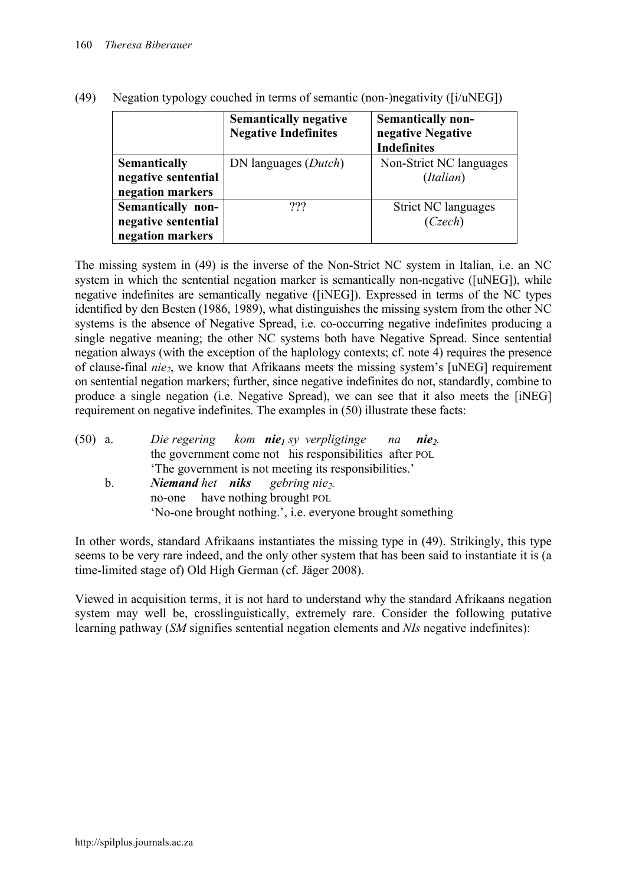(49) Negation typology couched in terms of semantic (non-)negativity ([i/uNEG])

| | **Semantically negative Negative Indefinites** | **Semantically non-negative Negative Indefinites** |
|---|---|---|
| **Semantically negative sentential negation markers** | DN languages (*Dutch*) | Non-Strict NC languages (*Italian*) |
| **Semantically non-negative sentential negation markers** | ??? | Strict NC languages (*Czech*) |

The missing system in (49) is the inverse of the Non-Strict NC system in Italian, i.e. an NC system in which the sentential negation marker is semantically non-negative ([uNEG]), while negative indefinites are semantically negative ([iNEG]). Expressed in terms of the NC types identified by den Besten (1986, 1989), what distinguishes the missing system from the other NC systems is the absence of Negative Spread, i.e. co-occurring negative indefinites producing a single negative meaning; the other NC systems both have Negative Spread. Since sentential negation always (with the exception of the haplology contexts; cf. note 4) requires the presence of clause-final *nie*$_2$, we know that Afrikaans meets the missing system's [uNEG] requirement on sentential negation markers; further, since negative indefinites do not, standardly, combine to produce a single negation (i.e. Negative Spread), we can see that it also meets the [iNEG] requirement on negative indefinites. The examples in (50) illustrate these facts:

(50) a. *Die regering kom* ***nie***$_1$ *sy verpligtinge na* ***nie***$_2$.
the government come not his responsibilities after POL
'The government is not meeting its responsibilities.'

b. ***Niemand*** *het* ***niks*** *gebring nie*$_2$.
no-one have nothing brought POL
'No-one brought nothing.', i.e. everyone brought something

In other words, standard Afrikaans instantiates the missing type in (49). Strikingly, this type seems to be very rare indeed, and the only other system that has been said to instantiate it is (a time-limited stage of) Old High German (cf. Jäger 2008).

Viewed in acquisition terms, it is not hard to understand why the standard Afrikaans negation system may well be, crosslinguistically, extremely rare. Consider the following putative learning pathway (*SM* signifies sentential negation elements and *NIs* negative indefinites):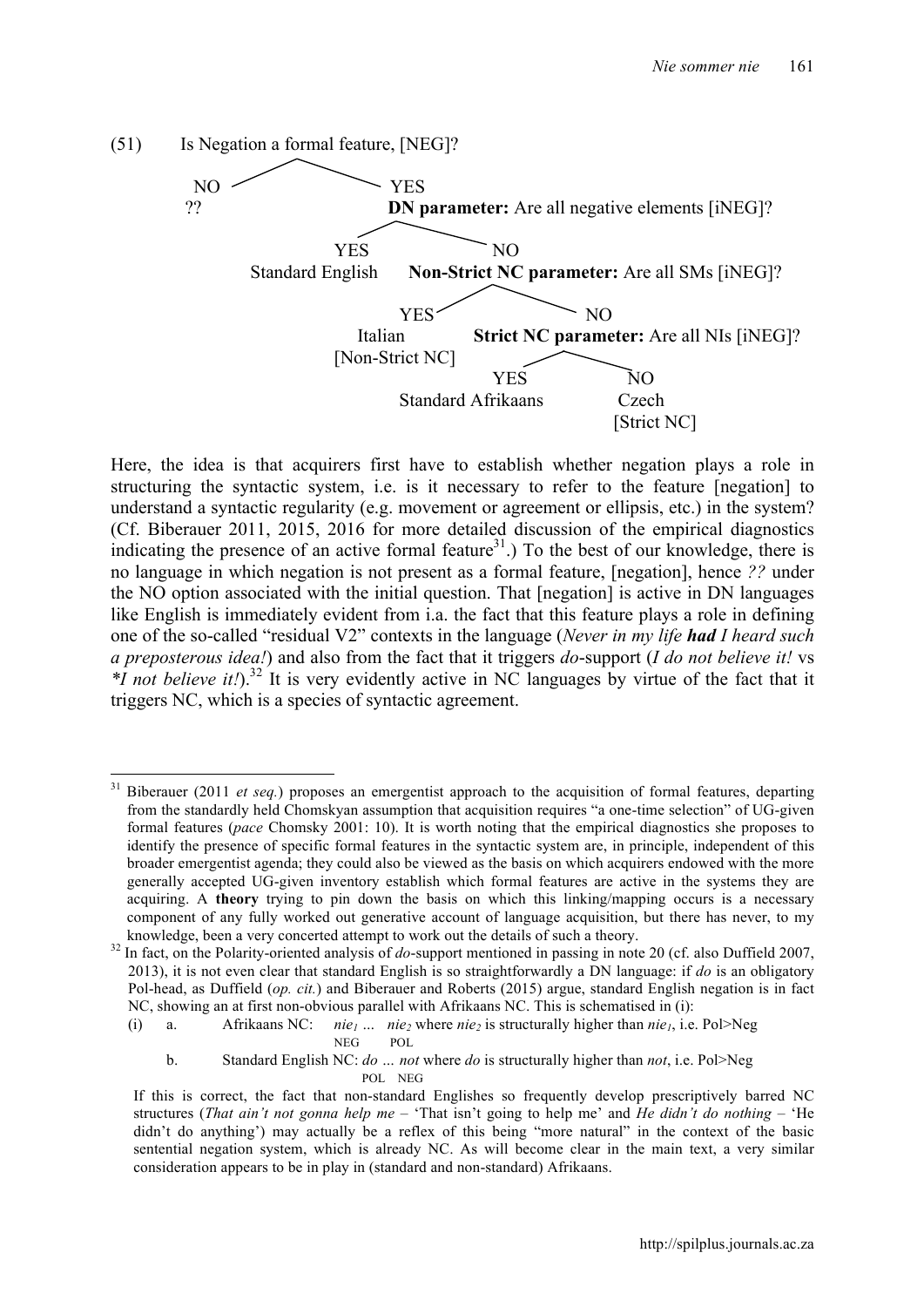(51) Is Negation a formal feature, [NEG]?

```
Is Negation a formal feature, [NEG]?
├── NO
│   ??
└── YES
    DN parameter: Are all negative elements [iNEG]?
    ├── YES
    │   Standard English
    └── NO
        Non-Strict NC parameter: Are all SMs [iNEG]?
        ├── YES
        │   Italian
        │   [Non-Strict NC]
        └── NO
            Strict NC parameter: Are all NIs [iNEG]?
            ├── YES
            │   Standard Afrikaans
            └── NO
                Czech
                [Strict NC]
```

Here, the idea is that acquirers first have to establish whether negation plays a role in structuring the syntactic system, i.e. is it necessary to refer to the feature [negation] to understand a syntactic regularity (e.g. movement or agreement or ellipsis, etc.) in the system? (Cf. Biberauer 2011, 2015, 2016 for more detailed discussion of the empirical diagnostics indicating the presence of an active formal feature[31].) To the best of our knowledge, there is no language in which negation is not present as a formal feature, [negation], hence *??* under the NO option associated with the initial question. That [negation] is active in DN languages like English is immediately evident from i.a. the fact that this feature plays a role in defining one of the so-called "residual V2" contexts in the language (*Never in my life **had** I heard such a preposterous idea!*) and also from the fact that it triggers *do*-support (*I do not believe it!* vs *\*I not believe it!*).[32] It is very evidently active in NC languages by virtue of the fact that it triggers NC, which is a species of syntactic agreement.

---

[31] Biberauer (2011 *et seq.*) proposes an emergentist approach to the acquisition of formal features, departing from the standardly held Chomskyan assumption that acquisition requires "a one-time selection" of UG-given formal features (*pace* Chomsky 2001: 10). It is worth noting that the empirical diagnostics she proposes to identify the presence of specific formal features in the syntactic system are, in principle, independent of this broader emergentist agenda; they could also be viewed as the basis on which acquirers endowed with the more generally accepted UG-given inventory establish which formal features are active in the systems they are acquiring. A **theory** trying to pin down the basis on which this linking/mapping occurs is a necessary component of any fully worked out generative account of language acquisition, but there has never, to my knowledge, been a very concerted attempt to work out the details of such a theory.

[32] In fact, on the Polarity-oriented analysis of *do*-support mentioned in passing in note 20 (cf. also Duffield 2007, 2013), it is not even clear that standard English is so straightforwardly a DN language: if *do* is an obligatory Pol-head, as Duffield (*op. cit.*) and Biberauer and Roberts (2015) argue, standard English negation is in fact NC, showing an at first non-obvious parallel with Afrikaans NC. This is schematised in (i):

(i) a. Afrikaans NC: *nie*$_1$ … *nie*$_2$ where *nie*$_2$ is structurally higher than *nie*$_1$, i.e. Pol>Neg
  (NEG … POL)

b. Standard English NC: *do* … *not* where *do* is structurally higher than *not*, i.e. Pol>Neg
  (POL … NEG)

If this is correct, the fact that non-standard Englishes so frequently develop prescriptively barred NC structures (*That ain't not gonna help me* – 'That isn't going to help me' and *He didn't do nothing* – 'He didn't do anything') may actually be a reflex of this being "more natural" in the context of the basic sentential negation system, which is already NC. As will become clear in the main text, a very similar consideration appears to be in play in (standard and non-standard) Afrikaans.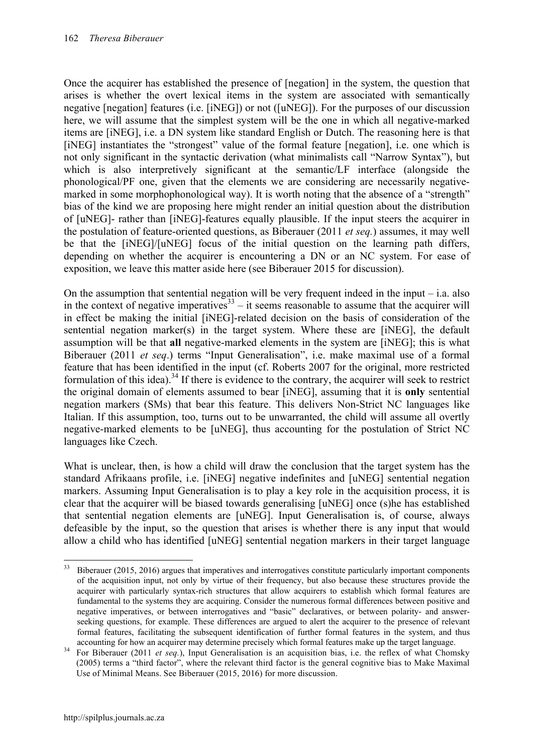Once the acquirer has established the presence of [negation] in the system, the question that arises is whether the overt lexical items in the system are associated with semantically negative [negation] features (i.e. [iNEG]) or not ([uNEG]). For the purposes of our discussion here, we will assume that the simplest system will be the one in which all negative-marked items are [iNEG], i.e. a DN system like standard English or Dutch. The reasoning here is that [iNEG] instantiates the "strongest" value of the formal feature [negation], i.e. one which is not only significant in the syntactic derivation (what minimalists call "Narrow Syntax"), but which is also interpretively significant at the semantic/LF interface (alongside the phonological/PF one, given that the elements we are considering are necessarily negative-marked in some morphophonological way). It is worth noting that the absence of a "strength" bias of the kind we are proposing here might render an initial question about the distribution of [uNEG]- rather than [iNEG]-features equally plausible. If the input steers the acquirer in the postulation of feature-oriented questions, as Biberauer (2011 *et seq.*) assumes, it may well be that the [iNEG]/[uNEG] focus of the initial question on the learning path differs, depending on whether the acquirer is encountering a DN or an NC system. For ease of exposition, we leave this matter aside here (see Biberauer 2015 for discussion).

On the assumption that sentential negation will be very frequent indeed in the input – i.a. also in the context of negative imperatives[33] – it seems reasonable to assume that the acquirer will in effect be making the initial [iNEG]-related decision on the basis of consideration of the sentential negation marker(s) in the target system. Where these are [iNEG], the default assumption will be that **all** negative-marked elements in the system are [iNEG]; this is what Biberauer (2011 *et seq*.) terms "Input Generalisation", i.e. make maximal use of a formal feature that has been identified in the input (cf. Roberts 2007 for the original, more restricted formulation of this idea).[34] If there is evidence to the contrary, the acquirer will seek to restrict the original domain of elements assumed to bear [iNEG], assuming that it is **only** sentential negation markers (SMs) that bear this feature. This delivers Non-Strict NC languages like Italian. If this assumption, too, turns out to be unwarranted, the child will assume all overtly negative-marked elements to be [uNEG], thus accounting for the postulation of Strict NC languages like Czech.

What is unclear, then, is how a child will draw the conclusion that the target system has the standard Afrikaans profile, i.e. [iNEG] negative indefinites and [uNEG] sentential negation markers. Assuming Input Generalisation is to play a key role in the acquisition process, it is clear that the acquirer will be biased towards generalising [uNEG] once (s)he has established that sentential negation elements are [uNEG]. Input Generalisation is, of course, always defeasible by the input, so the question that arises is whether there is any input that would allow a child who has identified [uNEG] sentential negation markers in their target language

---

[33] Biberauer (2015, 2016) argues that imperatives and interrogatives constitute particularly important components of the acquisition input, not only by virtue of their frequency, but also because these structures provide the acquirer with particularly syntax-rich structures that allow acquirers to establish which formal features are fundamental to the systems they are acquiring. Consider the numerous formal differences between positive and negative imperatives, or between interrogatives and "basic" declaratives, or between polarity- and answer-seeking questions, for example. These differences are argued to alert the acquirer to the presence of relevant formal features, facilitating the subsequent identification of further formal features in the system, and thus accounting for how an acquirer may determine precisely which formal features make up the target language.

[34] For Biberauer (2011 *et seq.*), Input Generalisation is an acquisition bias, i.e. the reflex of what Chomsky (2005) terms a "third factor", where the relevant third factor is the general cognitive bias to Make Maximal Use of Minimal Means. See Biberauer (2015, 2016) for more discussion.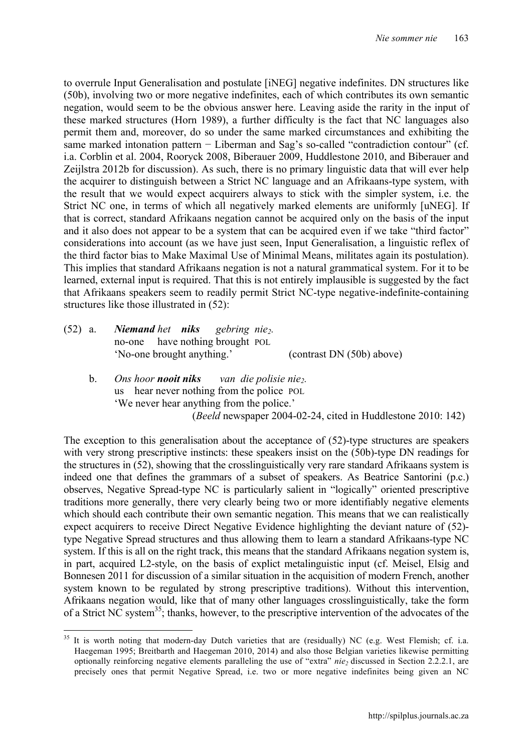to overrule Input Generalisation and postulate [iNEG] negative indefinites. DN structures like (50b), involving two or more negative indefinites, each of which contributes its own semantic negation, would seem to be the obvious answer here. Leaving aside the rarity in the input of these marked structures (Horn 1989), a further difficulty is the fact that NC languages also permit them and, moreover, do so under the same marked circumstances and exhibiting the same marked intonation pattern − Liberman and Sag's so-called "contradiction contour" (cf. i.a. Corblin et al. 2004, Rooryck 2008, Biberauer 2009, Huddlestone 2010, and Biberauer and Zeijlstra 2012b for discussion). As such, there is no primary linguistic data that will ever help the acquirer to distinguish between a Strict NC language and an Afrikaans-type system, with the result that we would expect acquirers always to stick with the simpler system, i.e. the Strict NC one, in terms of which all negatively marked elements are uniformly [uNEG]. If that is correct, standard Afrikaans negation cannot be acquired only on the basis of the input and it also does not appear to be a system that can be acquired even if we take "third factor" considerations into account (as we have just seen, Input Generalisation, a linguistic reflex of the third factor bias to Make Maximal Use of Minimal Means, militates again its postulation). This implies that standard Afrikaans negation is not a natural grammatical system. For it to be learned, external input is required. That this is not entirely implausible is suggested by the fact that Afrikaans speakers seem to readily permit Strict NC-type negative-indefinite-containing structures like those illustrated in (52):

(52) a. ***Niemand*** *het* ***niks*** *gebring nie*$_2$.
no-one have nothing brought POL
'No-one brought anything.' (contrast DN (50b) above)

b. *Ons hoor* ***nooit niks*** *van die polisie nie*$_2$.
us hear never nothing from the police POL
'We never hear anything from the police.'
(*Beeld* newspaper 2004-02-24, cited in Huddlestone 2010: 142)

The exception to this generalisation about the acceptance of (52)-type structures are speakers with very strong prescriptive instincts: these speakers insist on the (50b)-type DN readings for the structures in (52), showing that the crosslinguistically very rare standard Afrikaans system is indeed one that defines the grammars of a subset of speakers. As Beatrice Santorini (p.c.) observes, Negative Spread-type NC is particularly salient in "logically" oriented prescriptive traditions more generally, there very clearly being two or more identifiably negative elements which should each contribute their own semantic negation. This means that we can realistically expect acquirers to receive Direct Negative Evidence highlighting the deviant nature of (52)-type Negative Spread structures and thus allowing them to learn a standard Afrikaans-type NC system. If this is all on the right track, this means that the standard Afrikaans negation system is, in part, acquired L2-style, on the basis of explict metalinguistic input (cf. Meisel, Elsig and Bonnesen 2011 for discussion of a similar situation in the acquisition of modern French, another system known to be regulated by strong prescriptive traditions). Without this intervention, Afrikaans negation would, like that of many other languages crosslinguistically, take the form of a Strict NC system[35]; thanks, however, to the prescriptive intervention of the advocates of the

[35] It is worth noting that modern-day Dutch varieties that are (residually) NC (e.g. West Flemish; cf. i.a. Haegeman 1995; Breitbarth and Haegeman 2010, 2014) and also those Belgian varieties likewise permitting optionally reinforcing negative elements paralleling the use of "extra" *nie*$_2$ discussed in Section 2.2.2.1, are precisely ones that permit Negative Spread, i.e. two or more negative indefinites being given an NC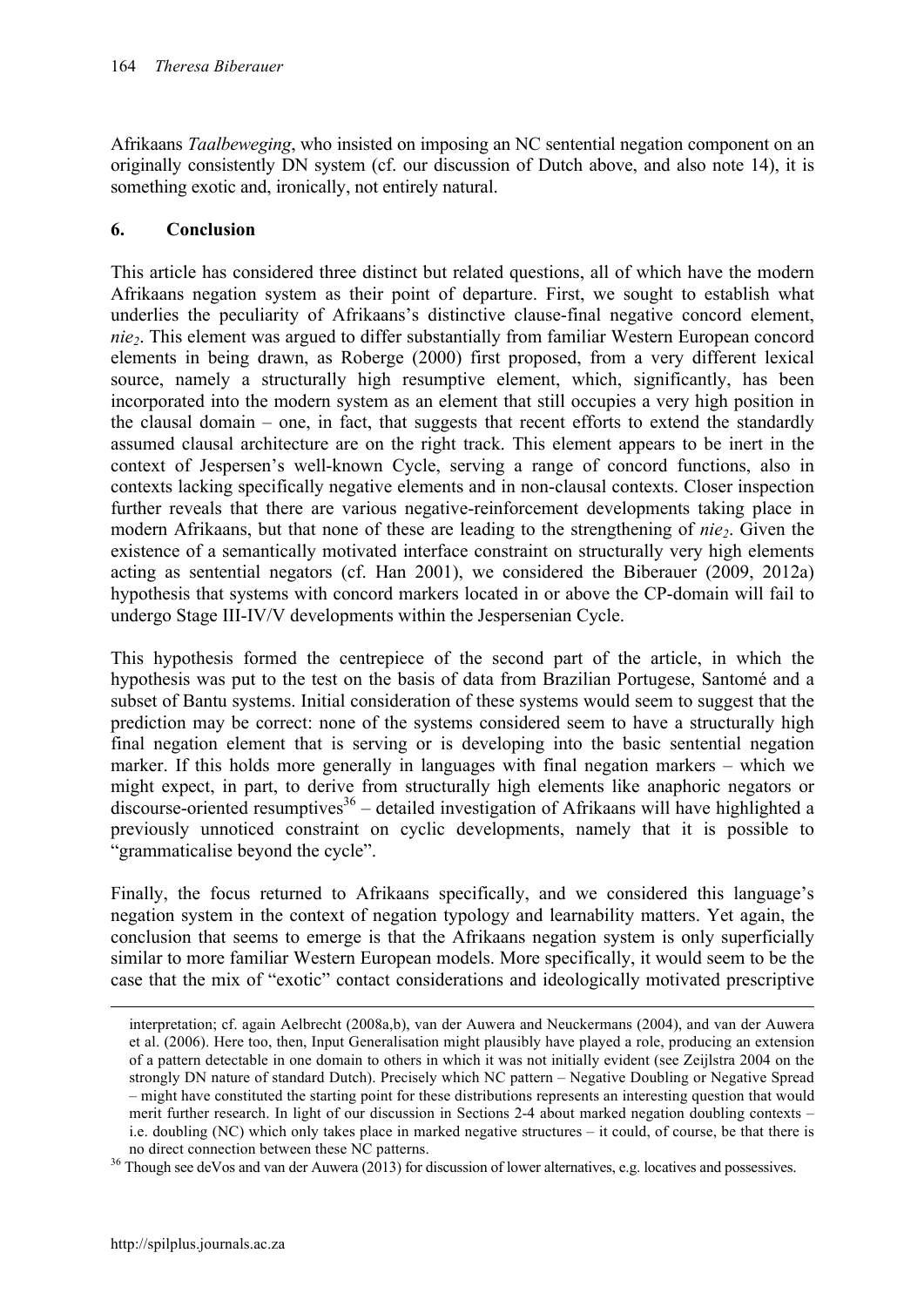Afrikaans *Taalbeweging*, who insisted on imposing an NC sentential negation component on an originally consistently DN system (cf. our discussion of Dutch above, and also note 14), it is something exotic and, ironically, not entirely natural.

## 6. Conclusion

This article has considered three distinct but related questions, all of which have the modern Afrikaans negation system as their point of departure. First, we sought to establish what underlies the peculiarity of Afrikaans's distinctive clause-final negative concord element, *nie₂*. This element was argued to differ substantially from familiar Western European concord elements in being drawn, as Roberge (2000) first proposed, from a very different lexical source, namely a structurally high resumptive element, which, significantly, has been incorporated into the modern system as an element that still occupies a very high position in the clausal domain – one, in fact, that suggests that recent efforts to extend the standardly assumed clausal architecture are on the right track. This element appears to be inert in the context of Jespersen's well-known Cycle, serving a range of concord functions, also in contexts lacking specifically negative elements and in non-clausal contexts. Closer inspection further reveals that there are various negative-reinforcement developments taking place in modern Afrikaans, but that none of these are leading to the strengthening of *nie₂*. Given the existence of a semantically motivated interface constraint on structurally very high elements acting as sentential negators (cf. Han 2001), we considered the Biberauer (2009, 2012a) hypothesis that systems with concord markers located in or above the CP-domain will fail to undergo Stage III-IV/V developments within the Jespersenian Cycle.

This hypothesis formed the centrepiece of the second part of the article, in which the hypothesis was put to the test on the basis of data from Brazilian Portegese, Santomé and a subset of Bantu systems. Initial consideration of these systems would seem to suggest that the prediction may be correct: none of the systems considered seem to have a structurally high final negation element that is serving or is developing into the basic sentential negation marker. If this holds more generally in languages with final negation markers – which we might expect, in part, to derive from structurally high elements like anaphoric negators or discourse-oriented resumptives[36] – detailed investigation of Afrikaans will have highlighted a previously unnoticed constraint on cyclic developments, namely that it is possible to "grammaticalise beyond the cycle".

Finally, the focus returned to Afrikaans specifically, and we considered this language's negation system in the context of negation typology and learnability matters. Yet again, the conclusion that seems to emerge is that the Afrikaans negation system is only superficially similar to more familiar Western European models. More specifically, it would seem to be the case that the mix of "exotic" contact considerations and ideologically motivated prescriptive

---

interpretation; cf. again Aelbrecht (2008a,b), van der Auwera and Neuckermans (2004), and van der Auwera et al. (2006). Here too, then, Input Generalisation might plausibly have played a role, producing an extension of a pattern detectable in one domain to others in which it was not initially evident (see Zeijlstra 2004 on the strongly DN nature of standard Dutch). Precisely which NC pattern – Negative Doubling or Negative Spread – might have constituted the starting point for these distributions represents an interesting question that would merit further research. In light of our discussion in Sections 2-4 about marked negation doubling contexts – i.e. doubling (NC) which only takes place in marked negative structures – it could, of course, be that there is no direct connection between these NC patterns.

[36] Though see deVos and van der Auwera (2013) for discussion of lower alternatives, e.g. locatives and possessives.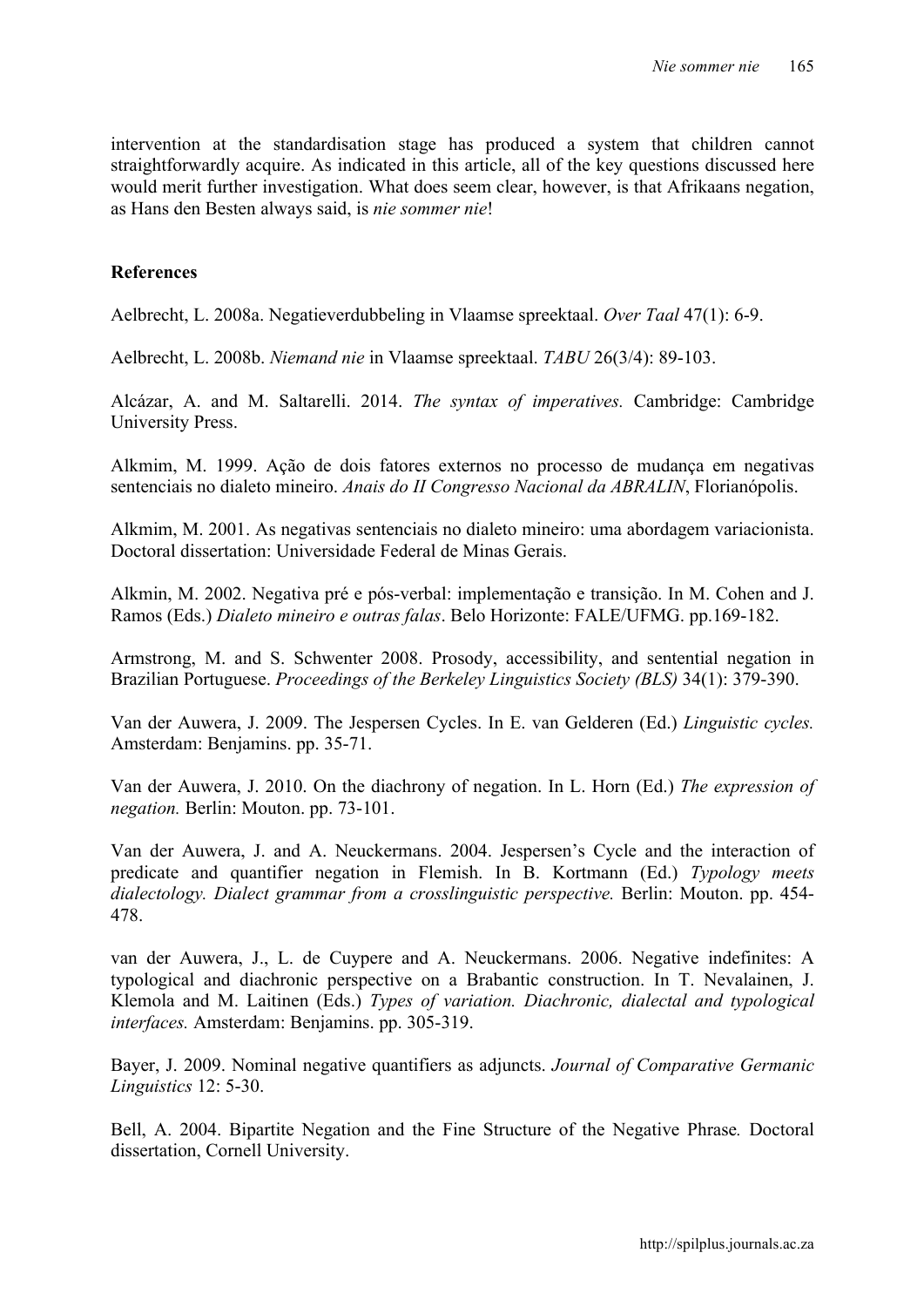intervention at the standardisation stage has produced a system that children cannot straightforwardly acquire. As indicated in this article, all of the key questions discussed here would merit further investigation. What does seem clear, however, is that Afrikaans negation, as Hans den Besten always said, is *nie sommer nie*!

## References

Aelbrecht, L. 2008a. Negatieverdubbeling in Vlaamse spreektaal. *Over Taal* 47(1): 6-9.

Aelbrecht, L. 2008b. *Niemand nie* in Vlaamse spreektaal. *TABU* 26(3/4): 89-103.

Alcázar, A. and M. Saltarelli. 2014. *The syntax of imperatives.* Cambridge: Cambridge University Press.

Alkmim, M. 1999. Ação de dois fatores externos no processo de mudança em negativas sentenciais no dialeto mineiro. *Anais do II Congresso Nacional da ABRALIN*, Florianópolis.

Alkmim, M. 2001. As negativas sentenciais no dialeto mineiro: uma abordagem variacionista. Doctoral dissertation: Universidade Federal de Minas Gerais.

Alkmin, M. 2002. Negativa pré e pós-verbal: implementação e transição. In M. Cohen and J. Ramos (Eds.) *Dialeto mineiro e outras falas*. Belo Horizonte: FALE/UFMG. pp.169-182.

Armstrong, M. and S. Schwenter 2008. Prosody, accessibility, and sentential negation in Brazilian Portuguese. *Proceedings of the Berkeley Linguistics Society (BLS)* 34(1): 379-390.

Van der Auwera, J. 2009. The Jespersen Cycles. In E. van Gelderen (Ed.) *Linguistic cycles.* Amsterdam: Benjamins. pp. 35-71.

Van der Auwera, J. 2010. On the diachrony of negation. In L. Horn (Ed.) *The expression of negation.* Berlin: Mouton. pp. 73-101.

Van der Auwera, J. and A. Neuckermans. 2004. Jespersen's Cycle and the interaction of predicate and quantifier negation in Flemish. In B. Kortmann (Ed.) *Typology meets dialectology. Dialect grammar from a crosslinguistic perspective.* Berlin: Mouton. pp. 454-478.

van der Auwera, J., L. de Cuypere and A. Neuckermans. 2006. Negative indefinites: A typological and diachronic perspective on a Brabantic construction. In T. Nevalainen, J. Klemola and M. Laitinen (Eds.) *Types of variation. Diachronic, dialectal and typological interfaces.* Amsterdam: Benjamins. pp. 305-319.

Bayer, J. 2009. Nominal negative quantifiers as adjuncts. *Journal of Comparative Germanic Linguistics* 12: 5-30.

Bell, A. 2004. Bipartite Negation and the Fine Structure of the Negative Phrase*.* Doctoral dissertation, Cornell University.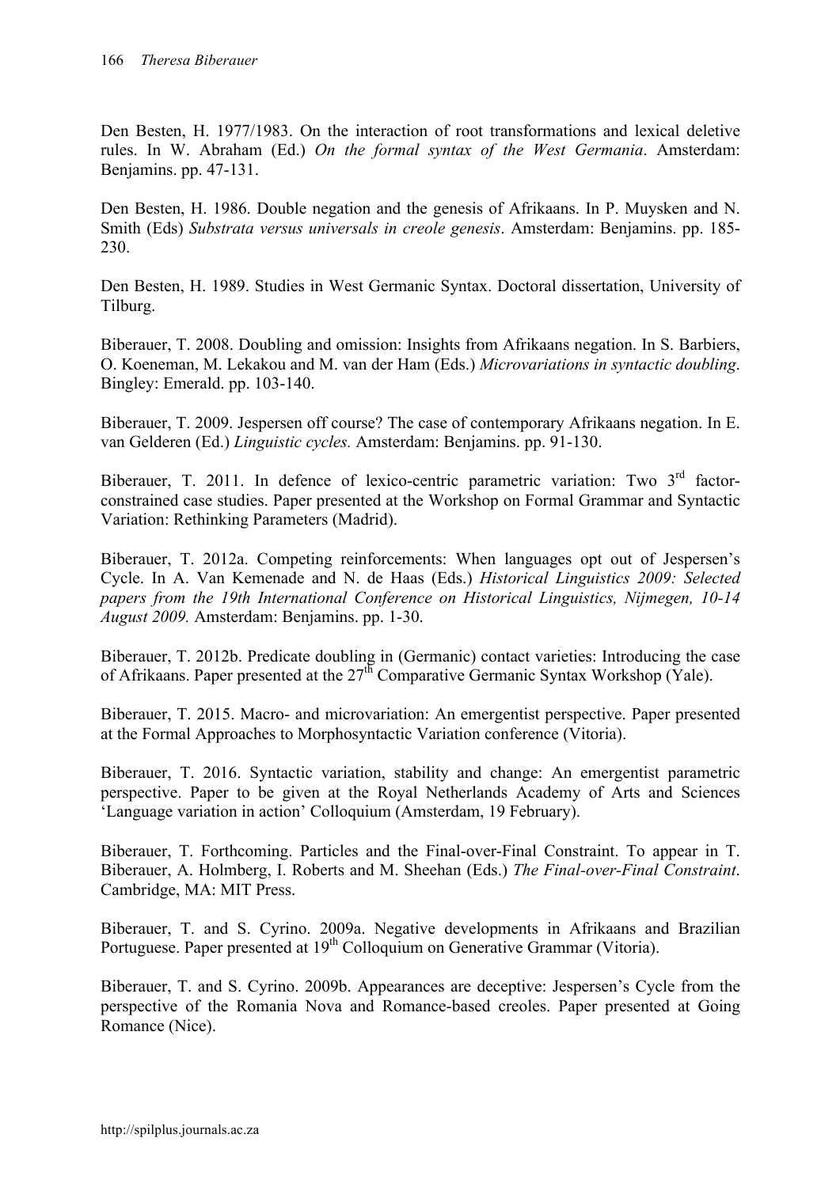Den Besten, H. 1977/1983. On the interaction of root transformations and lexical deletive rules. In W. Abraham (Ed.) *On the formal syntax of the West Germania*. Amsterdam: Benjamins. pp. 47-131.

Den Besten, H. 1986. Double negation and the genesis of Afrikaans. In P. Muysken and N. Smith (Eds) *Substrata versus universals in creole genesis*. Amsterdam: Benjamins. pp. 185-230.

Den Besten, H. 1989. Studies in West Germanic Syntax. Doctoral dissertation, University of Tilburg.

Biberauer, T. 2008. Doubling and omission: Insights from Afrikaans negation. In S. Barbiers, O. Koeneman, M. Lekakou and M. van der Ham (Eds.) *Microvariations in syntactic doubling*. Bingley: Emerald. pp. 103-140.

Biberauer, T. 2009. Jespersen off course? The case of contemporary Afrikaans negation. In E. van Gelderen (Ed.) *Linguistic cycles.* Amsterdam: Benjamins. pp. 91-130.

Biberauer, T. 2011. In defence of lexico-centric parametric variation: Two 3rd factor-constrained case studies. Paper presented at the Workshop on Formal Grammar and Syntactic Variation: Rethinking Parameters (Madrid).

Biberauer, T. 2012a. Competing reinforcements: When languages opt out of Jespersen's Cycle. In A. Van Kemenade and N. de Haas (Eds.) *Historical Linguistics 2009: Selected papers from the 19th International Conference on Historical Linguistics, Nijmegen, 10-14 August 2009.* Amsterdam: Benjamins. pp. 1-30.

Biberauer, T. 2012b. Predicate doubling in (Germanic) contact varieties: Introducing the case of Afrikaans. Paper presented at the 27th Comparative Germanic Syntax Workshop (Yale).

Biberauer, T. 2015. Macro- and microvariation: An emergentist perspective. Paper presented at the Formal Approaches to Morphosyntactic Variation conference (Vitoria).

Biberauer, T. 2016. Syntactic variation, stability and change: An emergentist parametric perspective. Paper to be given at the Royal Netherlands Academy of Arts and Sciences 'Language variation in action' Colloquium (Amsterdam, 19 February).

Biberauer, T. Forthcoming. Particles and the Final-over-Final Constraint. To appear in T. Biberauer, A. Holmberg, I. Roberts and M. Sheehan (Eds.) *The Final-over-Final Constraint*. Cambridge, MA: MIT Press.

Biberauer, T. and S. Cyrino. 2009a. Negative developments in Afrikaans and Brazilian Portuguese. Paper presented at 19th Colloquium on Generative Grammar (Vitoria).

Biberauer, T. and S. Cyrino. 2009b. Appearances are deceptive: Jespersen's Cycle from the perspective of the Romania Nova and Romance-based creoles. Paper presented at Going Romance (Nice).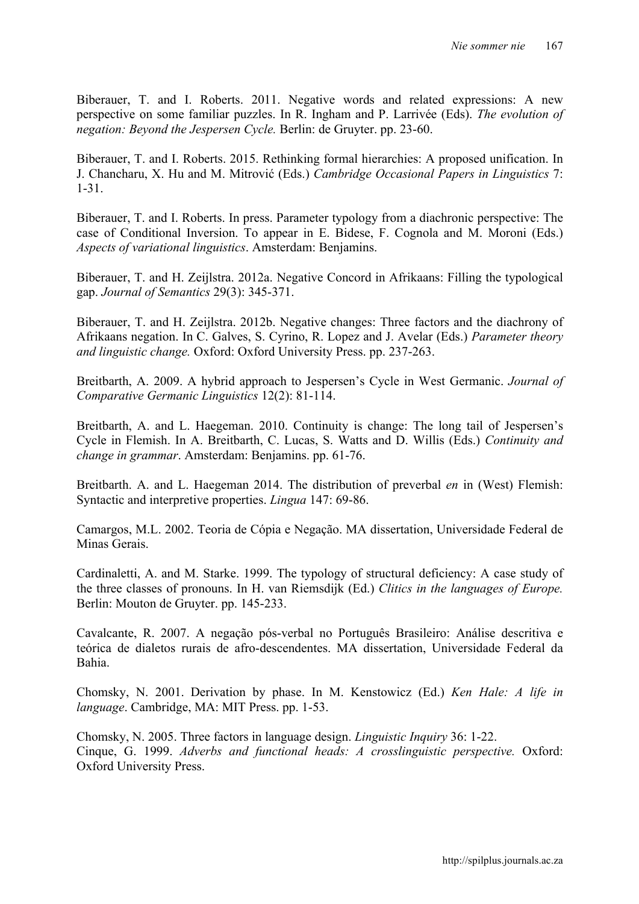Biberauer, T. and I. Roberts. 2011. Negative words and related expressions: A new perspective on some familiar puzzles. In R. Ingham and P. Larrivée (Eds). *The evolution of negation: Beyond the Jespersen Cycle.* Berlin: de Gruyter. pp. 23-60.

Biberauer, T. and I. Roberts. 2015. Rethinking formal hierarchies: A proposed unification. In J. Chancharu, X. Hu and M. Mitrović (Eds.) *Cambridge Occasional Papers in Linguistics* 7: 1-31.

Biberauer, T. and I. Roberts. In press. Parameter typology from a diachronic perspective: The case of Conditional Inversion. To appear in E. Bidese, F. Cognola and M. Moroni (Eds.) *Aspects of variational linguistics*. Amsterdam: Benjamins.

Biberauer, T. and H. Zeijlstra. 2012a. Negative Concord in Afrikaans: Filling the typological gap. *Journal of Semantics* 29(3): 345-371.

Biberauer, T. and H. Zeijlstra. 2012b. Negative changes: Three factors and the diachrony of Afrikaans negation. In C. Galves, S. Cyrino, R. Lopez and J. Avelar (Eds.) *Parameter theory and linguistic change.* Oxford: Oxford University Press. pp. 237-263.

Breitbarth, A. 2009. A hybrid approach to Jespersen's Cycle in West Germanic. *Journal of Comparative Germanic Linguistics* 12(2): 81-114.

Breitbarth, A. and L. Haegeman. 2010. Continuity is change: The long tail of Jespersen's Cycle in Flemish. In A. Breitbarth, C. Lucas, S. Watts and D. Willis (Eds.) *Continuity and change in grammar*. Amsterdam: Benjamins. pp. 61-76.

Breitbarth. A. and L. Haegeman 2014. The distribution of preverbal *en* in (West) Flemish: Syntactic and interpretive properties. *Lingua* 147: 69-86.

Camargos, M.L. 2002. Teoria de Cópia e Negação. MA dissertation, Universidade Federal de Minas Gerais.

Cardinaletti, A. and M. Starke. 1999. The typology of structural deficiency: A case study of the three classes of pronouns. In H. van Riemsdijk (Ed.) *Clitics in the languages of Europe.* Berlin: Mouton de Gruyter. pp. 145-233.

Cavalcante, R. 2007. A negação pós-verbal no Português Brasileiro: Análise descritiva e teórica de dialetos rurais de afro-descendentes. MA dissertation, Universidade Federal da Bahia.

Chomsky, N. 2001. Derivation by phase. In M. Kenstowicz (Ed.) *Ken Hale: A life in language*. Cambridge, MA: MIT Press. pp. 1-53.

Chomsky, N. 2005. Three factors in language design. *Linguistic Inquiry* 36: 1-22.

Cinque, G. 1999. *Adverbs and functional heads: A crosslinguistic perspective.* Oxford: Oxford University Press.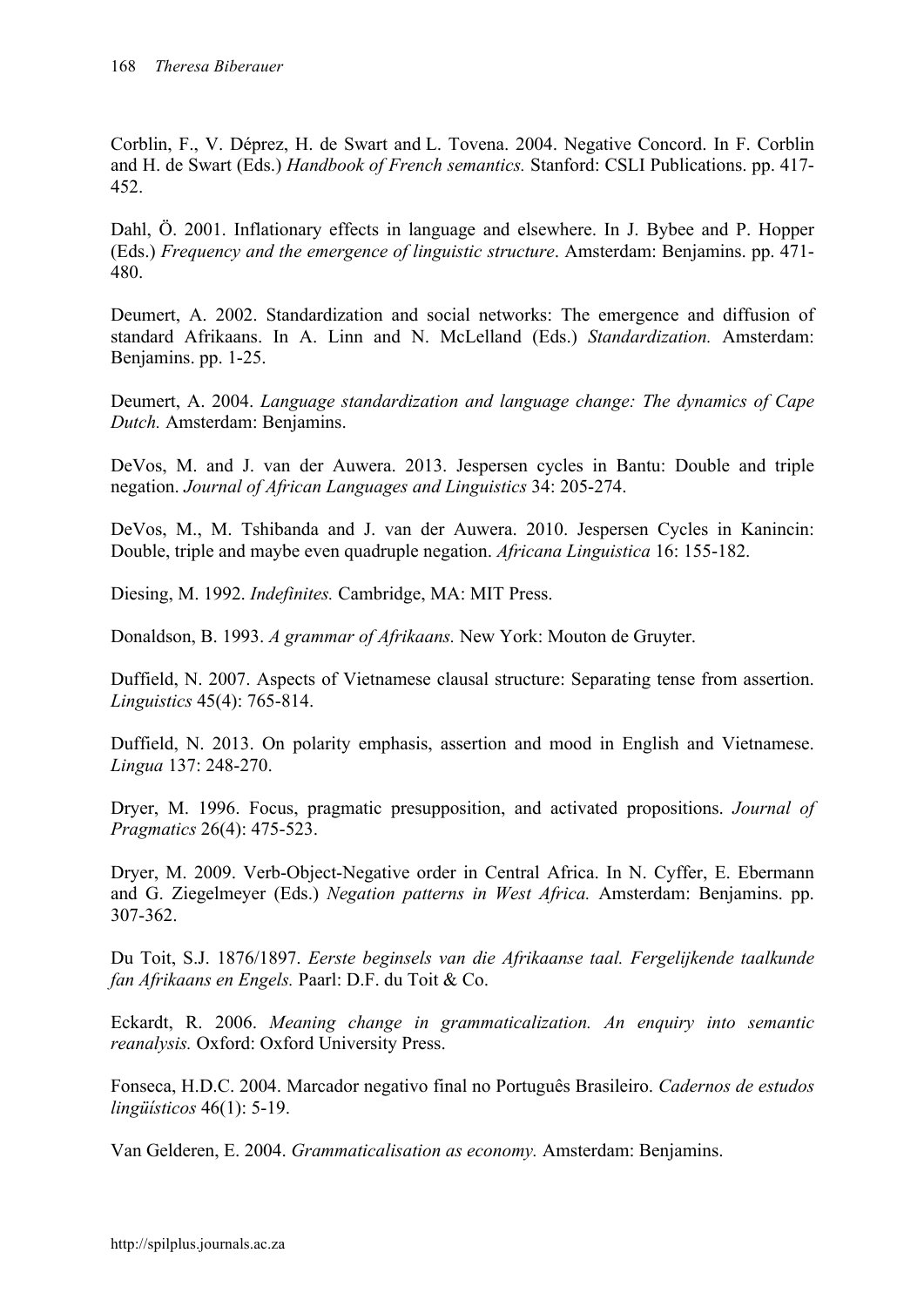Corblin, F., V. Déprez, H. de Swart and L. Tovena. 2004. Negative Concord. In F. Corblin and H. de Swart (Eds.) *Handbook of French semantics.* Stanford: CSLI Publications. pp. 417-452.

Dahl, Ö. 2001. Inflationary effects in language and elsewhere. In J. Bybee and P. Hopper (Eds.) *Frequency and the emergence of linguistic structure*. Amsterdam: Benjamins. pp. 471-480.

Deumert, A. 2002. Standardization and social networks: The emergence and diffusion of standard Afrikaans. In A. Linn and N. McLelland (Eds.) *Standardization.* Amsterdam: Benjamins. pp. 1-25.

Deumert, A. 2004. *Language standardization and language change: The dynamics of Cape Dutch.* Amsterdam: Benjamins.

DeVos, M. and J. van der Auwera. 2013. Jespersen cycles in Bantu: Double and triple negation. *Journal of African Languages and Linguistics* 34: 205-274.

DeVos, M., M. Tshibanda and J. van der Auwera. 2010. Jespersen Cycles in Kanincin: Double, triple and maybe even quadruple negation. *Africana Linguistica* 16: 155-182.

Diesing, M. 1992. *Indefinites.* Cambridge, MA: MIT Press.

Donaldson, B. 1993. *A grammar of Afrikaans.* New York: Mouton de Gruyter.

Duffield, N. 2007. Aspects of Vietnamese clausal structure: Separating tense from assertion. *Linguistics* 45(4): 765-814.

Duffield, N. 2013. On polarity emphasis, assertion and mood in English and Vietnamese. *Lingua* 137: 248-270.

Dryer, M. 1996. Focus, pragmatic presupposition, and activated propositions. *Journal of Pragmatics* 26(4): 475-523.

Dryer, M. 2009. Verb-Object-Negative order in Central Africa. In N. Cyffer, E. Ebermann and G. Ziegelmeyer (Eds.) *Negation patterns in West Africa.* Amsterdam: Benjamins. pp. 307-362.

Du Toit, S.J. 1876/1897. *Eerste beginsels van die Afrikaanse taal. Fergelijkende taalkunde fan Afrikaans en Engels.* Paarl: D.F. du Toit & Co.

Eckardt, R. 2006. *Meaning change in grammaticalization. An enquiry into semantic reanalysis.* Oxford: Oxford University Press.

Fonseca, H.D.C. 2004. Marcador negativo final no Português Brasileiro. *Cadernos de estudos lingüísticos* 46(1): 5-19.

Van Gelderen, E. 2004. *Grammaticalisation as economy.* Amsterdam: Benjamins.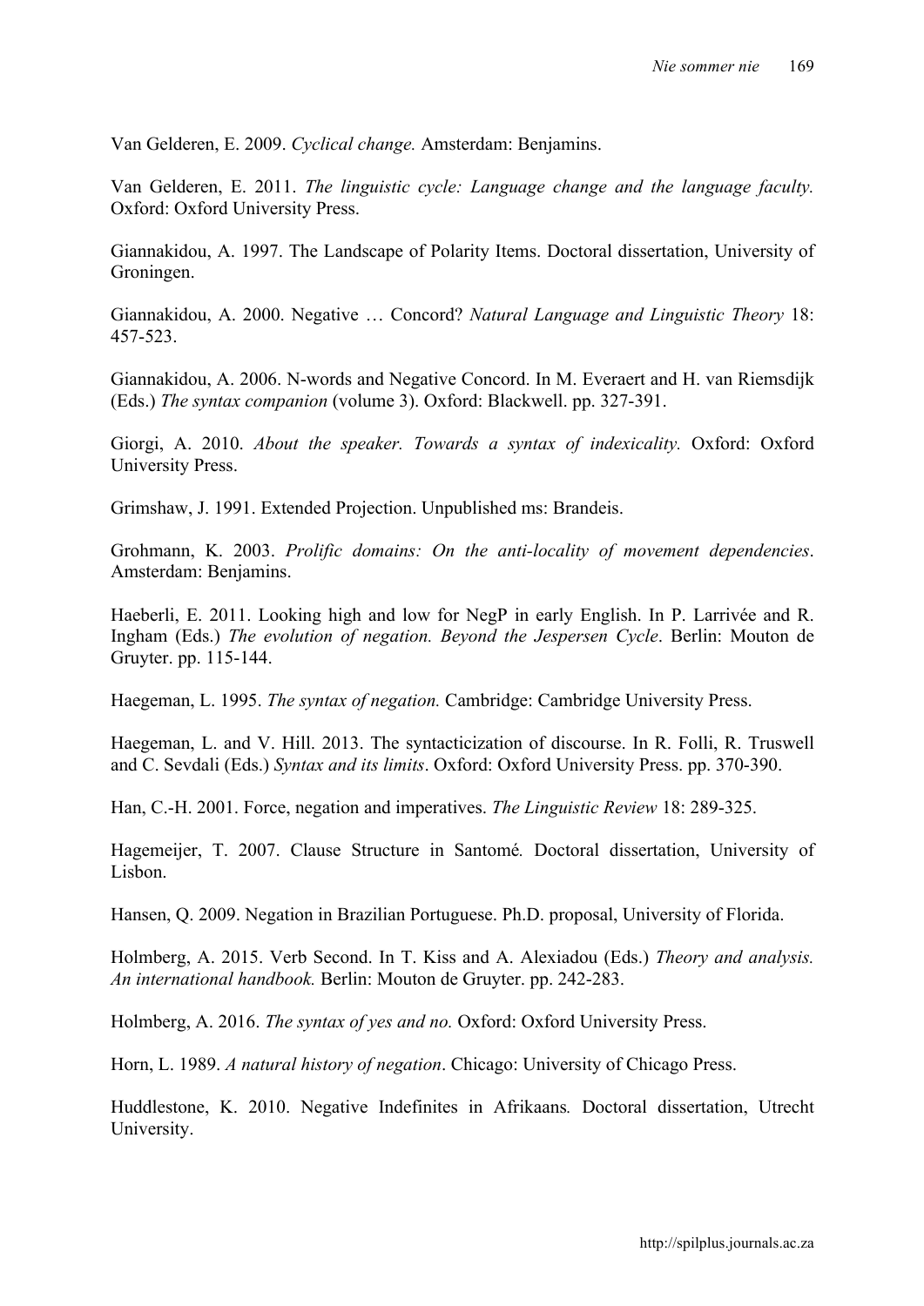Van Gelderen, E. 2009. *Cyclical change.* Amsterdam: Benjamins.

Van Gelderen, E. 2011. *The linguistic cycle: Language change and the language faculty.* Oxford: Oxford University Press.

Giannakidou, A. 1997. The Landscape of Polarity Items. Doctoral dissertation, University of Groningen.

Giannakidou, A. 2000. Negative … Concord? *Natural Language and Linguistic Theory* 18: 457-523.

Giannakidou, A. 2006. N-words and Negative Concord. In M. Everaert and H. van Riemsdijk (Eds.) *The syntax companion* (volume 3). Oxford: Blackwell. pp. 327-391.

Giorgi, A. 2010. *About the speaker. Towards a syntax of indexicality.* Oxford: Oxford University Press.

Grimshaw, J. 1991. Extended Projection. Unpublished ms: Brandeis.

Grohmann, K. 2003. *Prolific domains: On the anti-locality of movement dependencies*. Amsterdam: Benjamins.

Haeberli, E. 2011. Looking high and low for NegP in early English. In P. Larrivée and R. Ingham (Eds.) *The evolution of negation. Beyond the Jespersen Cycle*. Berlin: Mouton de Gruyter. pp. 115-144.

Haegeman, L. 1995. *The syntax of negation.* Cambridge: Cambridge University Press.

Haegeman, L. and V. Hill. 2013. The syntacticization of discourse. In R. Folli, R. Truswell and C. Sevdali (Eds.) *Syntax and its limits*. Oxford: Oxford University Press. pp. 370-390.

Han, C.-H. 2001. Force, negation and imperatives. *The Linguistic Review* 18: 289-325.

Hagemeijer, T. 2007. Clause Structure in Santomé*.* Doctoral dissertation, University of Lisbon.

Hansen, Q. 2009. Negation in Brazilian Portuguese. Ph.D. proposal, University of Florida.

Holmberg, A. 2015. Verb Second. In T. Kiss and A. Alexiadou (Eds.) *Theory and analysis. An international handbook.* Berlin: Mouton de Gruyter. pp. 242-283.

Holmberg, A. 2016. *The syntax of yes and no.* Oxford: Oxford University Press.

Horn, L. 1989. *A natural history of negation*. Chicago: University of Chicago Press.

Huddlestone, K. 2010. Negative Indefinites in Afrikaans*.* Doctoral dissertation, Utrecht University.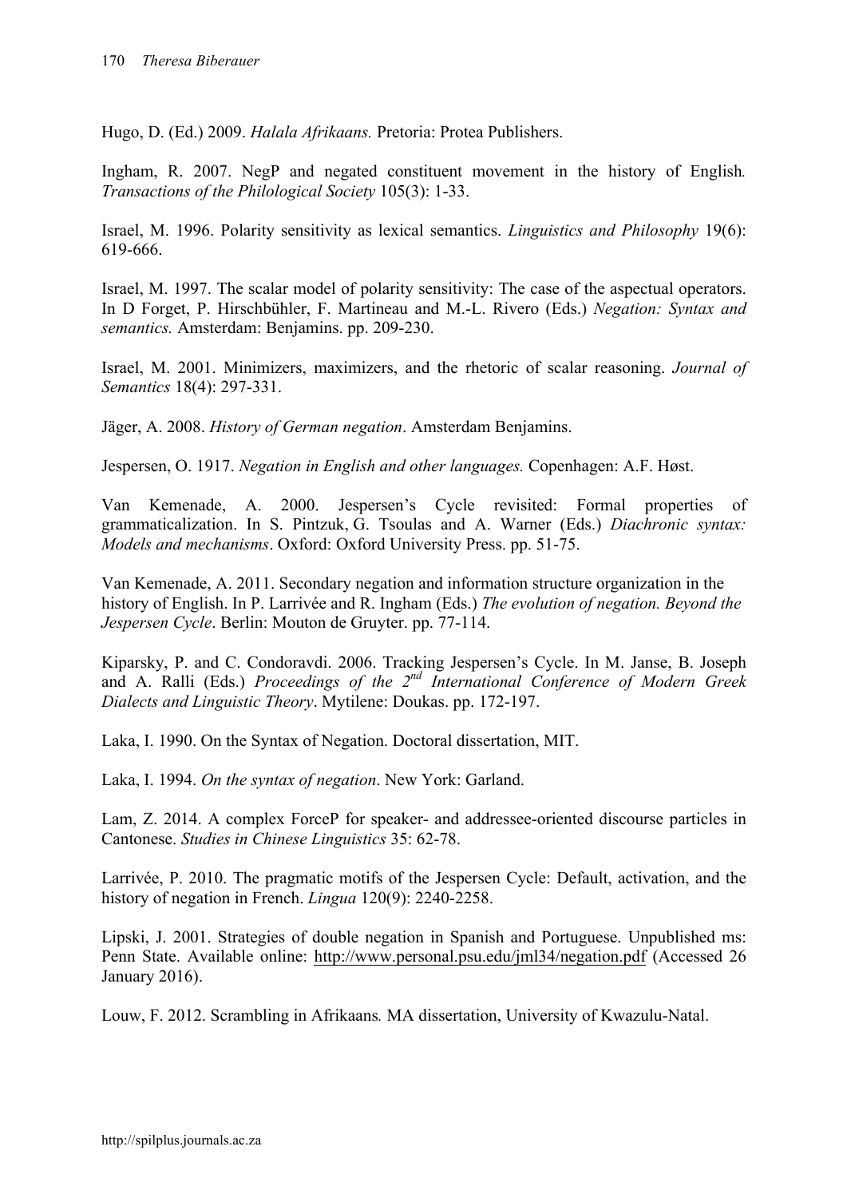Hugo, D. (Ed.) 2009. *Halala Afrikaans.* Pretoria: Protea Publishers.

Ingham, R. 2007. NegP and negated constituent movement in the history of English*. Transactions of the Philological Society* 105(3): 1-33.

Israel, M. 1996. Polarity sensitivity as lexical semantics. *Linguistics and Philosophy* 19(6): 619-666.

Israel, M. 1997. The scalar model of polarity sensitivity: The case of the aspectual operators. In D Forget, P. Hirschbühler, F. Martineau and M.-L. Rivero (Eds.) *Negation: Syntax and semantics.* Amsterdam: Benjamins. pp. 209-230.

Israel, M. 2001. Minimizers, maximizers, and the rhetoric of scalar reasoning. *Journal of Semantics* 18(4): 297-331.

Jäger, A. 2008. *History of German negation*. Amsterdam Benjamins.

Jespersen, O. 1917. *Negation in English and other languages.* Copenhagen: A.F. Høst.

Van Kemenade, A. 2000. Jespersen's Cycle revisited: Formal properties of grammaticalization. In S. Pintzuk, G. Tsoulas and A. Warner (Eds.) *Diachronic syntax: Models and mechanisms*. Oxford: Oxford University Press. pp. 51-75.

Van Kemenade, A. 2011. Secondary negation and information structure organization in the history of English. In P. Larrivée and R. Ingham (Eds.) *The evolution of negation. Beyond the Jespersen Cycle*. Berlin: Mouton de Gruyter. pp. 77-114.

Kiparsky, P. and C. Condoravdi. 2006. Tracking Jespersen's Cycle. In M. Janse, B. Joseph and A. Ralli (Eds.) *Proceedings of the 2nd International Conference of Modern Greek Dialects and Linguistic Theory*. Mytilene: Doukas. pp. 172-197.

Laka, I. 1990. On the Syntax of Negation. Doctoral dissertation, MIT.

Laka, I. 1994. *On the syntax of negation*. New York: Garland.

Lam, Z. 2014. A complex ForceP for speaker- and addressee-oriented discourse particles in Cantonese. *Studies in Chinese Linguistics* 35: 62-78.

Larrivée, P. 2010. The pragmatic motifs of the Jespersen Cycle: Default, activation, and the history of negation in French. *Lingua* 120(9): 2240-2258.

Lipski, J. 2001. Strategies of double negation in Spanish and Portuguese. Unpublished ms: Penn State. Available online: http://www.personal.psu.edu/jml34/negation.pdf (Accessed 26 January 2016).

Louw, F. 2012. Scrambling in Afrikaans*.* MA dissertation, University of Kwazulu-Natal.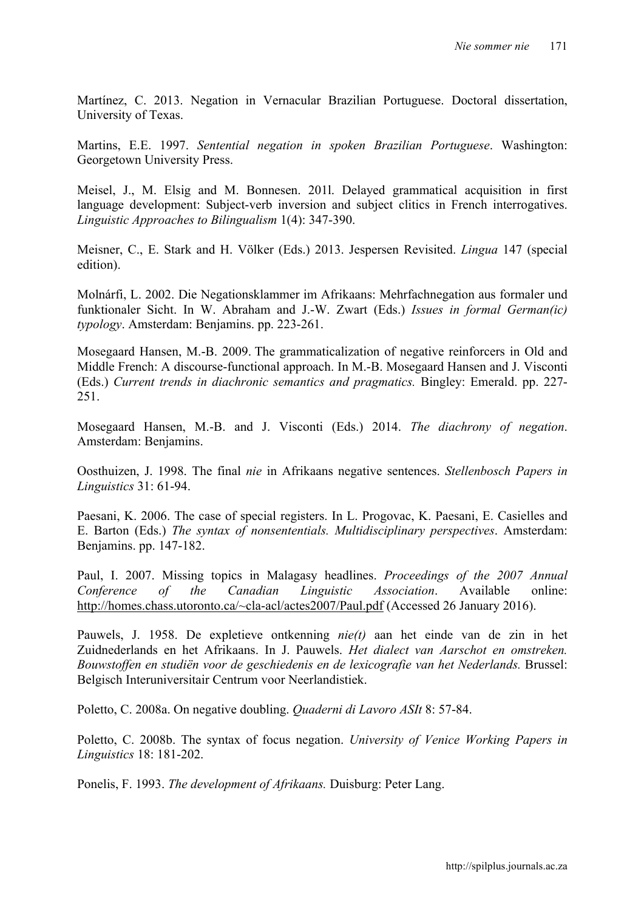Martínez, C. 2013. Negation in Vernacular Brazilian Portuguese. Doctoral dissertation, University of Texas.

Martins, E.E. 1997. *Sentential negation in spoken Brazilian Portuguese*. Washington: Georgetown University Press.

Meisel, J., M. Elsig and M. Bonnesen. 2011. Delayed grammatical acquisition in first language development: Subject-verb inversion and subject clitics in French interrogatives. *Linguistic Approaches to Bilingualism* 1(4): 347-390.

Meisner, C., E. Stark and H. Völker (Eds.) 2013. Jespersen Revisited. *Lingua* 147 (special edition).

Molnárfi, L. 2002. Die Negationsklammer im Afrikaans: Mehrfachnegation aus formaler und funktionaler Sicht. In W. Abraham and J.-W. Zwart (Eds.) *Issues in formal German(ic) typology*. Amsterdam: Benjamins. pp. 223-261.

Mosegaard Hansen, M.-B. 2009. The grammaticalization of negative reinforcers in Old and Middle French: A discourse-functional approach. In M.-B. Mosegaard Hansen and J. Visconti (Eds.) *Current trends in diachronic semantics and pragmatics.* Bingley: Emerald. pp. 227-251.

Mosegaard Hansen, M.-B. and J. Visconti (Eds.) 2014. *The diachrony of negation*. Amsterdam: Benjamins.

Oosthuizen, J. 1998. The final *nie* in Afrikaans negative sentences. *Stellenbosch Papers in Linguistics* 31: 61-94.

Paesani, K. 2006. The case of special registers. In L. Progovac, K. Paesani, E. Casielles and E. Barton (Eds.) *The syntax of nonsententials. Multidisciplinary perspectives*. Amsterdam: Benjamins. pp. 147-182.

Paul, I. 2007. Missing topics in Malagasy headlines. *Proceedings of the 2007 Annual Conference of the Canadian Linguistic Association*. Available online: http://homes.chass.utoronto.ca/~cla-acl/actes2007/Paul.pdf (Accessed 26 January 2016).

Pauwels, J. 1958. De expletieve ontkenning *nie(t)* aan het einde van de zin in het Zuidnederlands en het Afrikaans. In J. Pauwels. *Het dialect van Aarschot en omstreken. Bouwstoffen en studiën voor de geschiedenis en de lexicografie van het Nederlands.* Brussel: Belgisch Interuniversitair Centrum voor Neerlandistiek.

Poletto, C. 2008a. On negative doubling. *Quaderni di Lavoro ASIt* 8: 57-84.

Poletto, C. 2008b. The syntax of focus negation. *University of Venice Working Papers in Linguistics* 18: 181-202.

Ponelis, F. 1993. *The development of Afrikaans.* Duisburg: Peter Lang.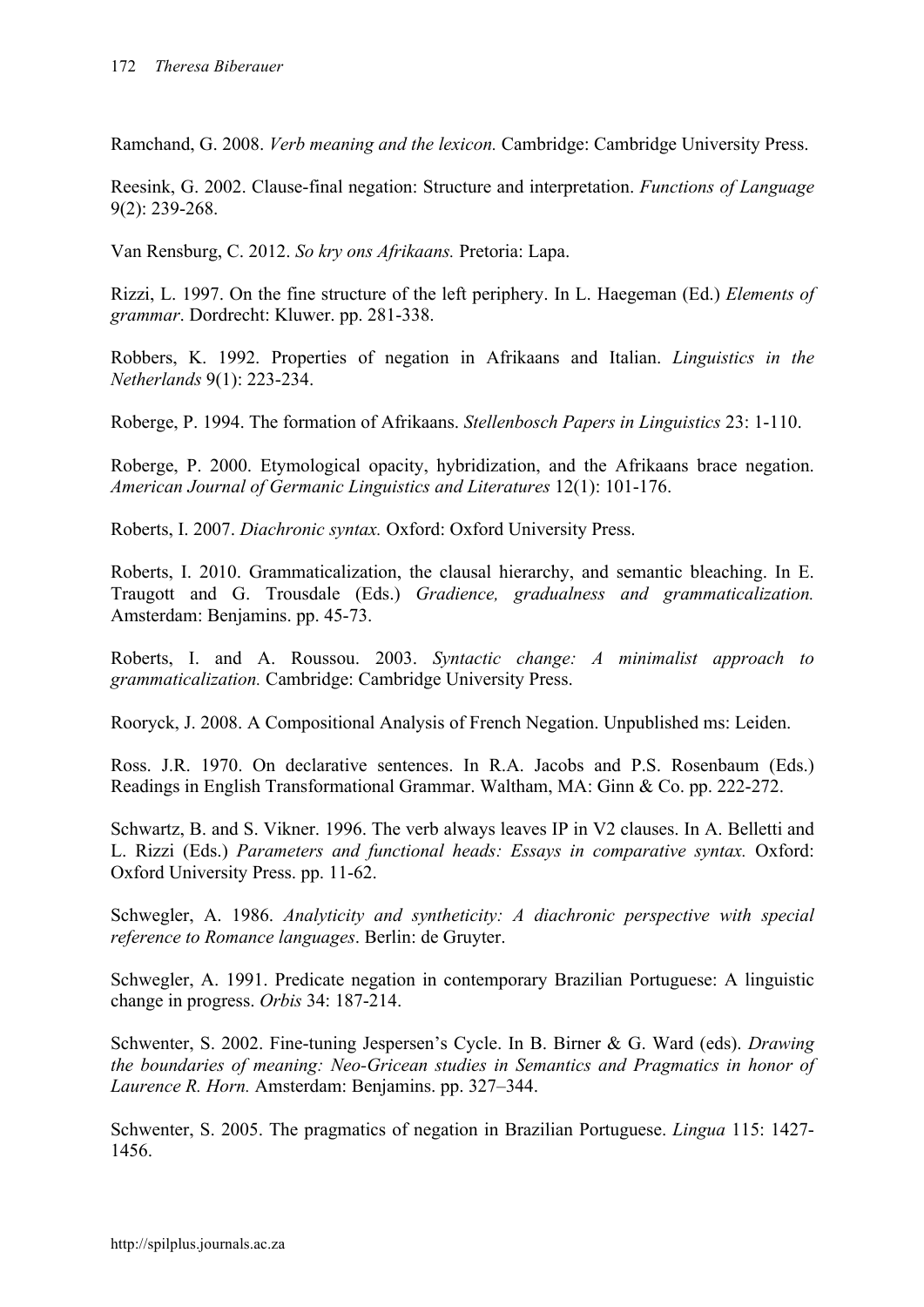Ramchand, G. 2008. *Verb meaning and the lexicon.* Cambridge: Cambridge University Press.

Reesink, G. 2002. Clause-final negation: Structure and interpretation. *Functions of Language* 9(2): 239-268.

Van Rensburg, C. 2012. *So kry ons Afrikaans.* Pretoria: Lapa.

Rizzi, L. 1997. On the fine structure of the left periphery. In L. Haegeman (Ed.) *Elements of grammar*. Dordrecht: Kluwer. pp. 281-338.

Robbers, K. 1992. Properties of negation in Afrikaans and Italian. *Linguistics in the Netherlands* 9(1): 223-234.

Roberge, P. 1994. The formation of Afrikaans. *Stellenbosch Papers in Linguistics* 23: 1-110.

Roberge, P. 2000. Etymological opacity, hybridization, and the Afrikaans brace negation. *American Journal of Germanic Linguistics and Literatures* 12(1): 101-176.

Roberts, I. 2007. *Diachronic syntax.* Oxford: Oxford University Press.

Roberts, I. 2010. Grammaticalization, the clausal hierarchy, and semantic bleaching. In E. Traugott and G. Trousdale (Eds.) *Gradience, gradualness and grammaticalization.* Amsterdam: Benjamins. pp. 45-73.

Roberts, I. and A. Roussou. 2003. *Syntactic change: A minimalist approach to grammaticalization.* Cambridge: Cambridge University Press.

Rooryck, J. 2008. A Compositional Analysis of French Negation. Unpublished ms: Leiden.

Ross. J.R. 1970. On declarative sentences. In R.A. Jacobs and P.S. Rosenbaum (Eds.) Readings in English Transformational Grammar. Waltham, MA: Ginn & Co. pp. 222-272.

Schwartz, B. and S. Vikner. 1996. The verb always leaves IP in V2 clauses. In A. Belletti and L. Rizzi (Eds.) *Parameters and functional heads: Essays in comparative syntax.* Oxford: Oxford University Press. pp. 11-62.

Schwegler, A. 1986. *Analyticity and syntheticity: A diachronic perspective with special reference to Romance languages*. Berlin: de Gruyter.

Schwegler, A. 1991. Predicate negation in contemporary Brazilian Portuguese: A linguistic change in progress. *Orbis* 34: 187-214.

Schwenter, S. 2002. Fine-tuning Jespersen's Cycle. In B. Birner & G. Ward (eds). *Drawing the boundaries of meaning: Neo-Gricean studies in Semantics and Pragmatics in honor of Laurence R. Horn.* Amsterdam: Benjamins. pp. 327–344.

Schwenter, S. 2005. The pragmatics of negation in Brazilian Portuguese. *Lingua* 115: 1427-1456.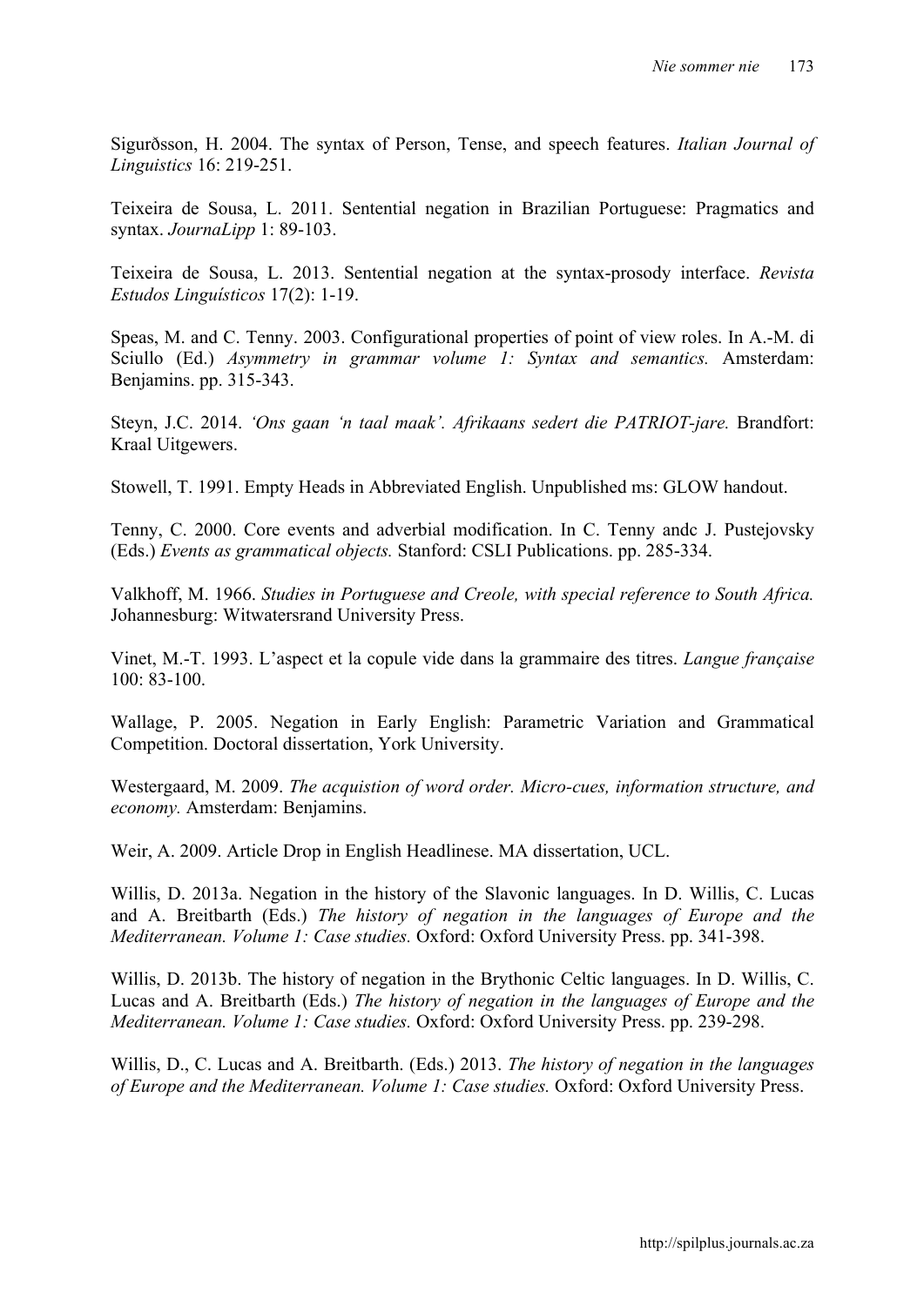Sigurðsson, H. 2004. The syntax of Person, Tense, and speech features. *Italian Journal of Linguistics* 16: 219-251.

Teixeira de Sousa, L. 2011. Sentential negation in Brazilian Portuguese: Pragmatics and syntax. *JournaLipp* 1: 89-103.

Teixeira de Sousa, L. 2013. Sentential negation at the syntax-prosody interface. *Revista Estudos Linguísticos* 17(2): 1-19.

Speas, M. and C. Tenny. 2003. Configurational properties of point of view roles. In A.-M. di Sciullo (Ed.) *Asymmetry in grammar volume 1: Syntax and semantics.* Amsterdam: Benjamins. pp. 315-343.

Steyn, J.C. 2014. *'Ons gaan 'n taal maak'. Afrikaans sedert die PATRIOT-jare.* Brandfort: Kraal Uitgewers.

Stowell, T. 1991. Empty Heads in Abbreviated English. Unpublished ms: GLOW handout.

Tenny, C. 2000. Core events and adverbial modification. In C. Tenny andc J. Pustejovsky (Eds.) *Events as grammatical objects.* Stanford: CSLI Publications. pp. 285-334.

Valkhoff, M. 1966. *Studies in Portuguese and Creole, with special reference to South Africa.* Johannesburg: Witwatersrand University Press.

Vinet, M.-T. 1993. L'aspect et la copule vide dans la grammaire des titres. *Langue française* 100: 83-100.

Wallage, P. 2005. Negation in Early English: Parametric Variation and Grammatical Competition. Doctoral dissertation, York University.

Westergaard, M. 2009. *The acquistion of word order. Micro-cues, information structure, and economy.* Amsterdam: Benjamins.

Weir, A. 2009. Article Drop in English Headlinese. MA dissertation, UCL.

Willis, D. 2013a. Negation in the history of the Slavonic languages. In D. Willis, C. Lucas and A. Breitbarth (Eds.) *The history of negation in the languages of Europe and the Mediterranean. Volume 1: Case studies.* Oxford: Oxford University Press. pp. 341-398.

Willis, D. 2013b. The history of negation in the Brythonic Celtic languages. In D. Willis, C. Lucas and A. Breitbarth (Eds.) *The history of negation in the languages of Europe and the Mediterranean. Volume 1: Case studies.* Oxford: Oxford University Press. pp. 239-298.

Willis, D., C. Lucas and A. Breitbarth. (Eds.) 2013. *The history of negation in the languages of Europe and the Mediterranean. Volume 1: Case studies.* Oxford: Oxford University Press.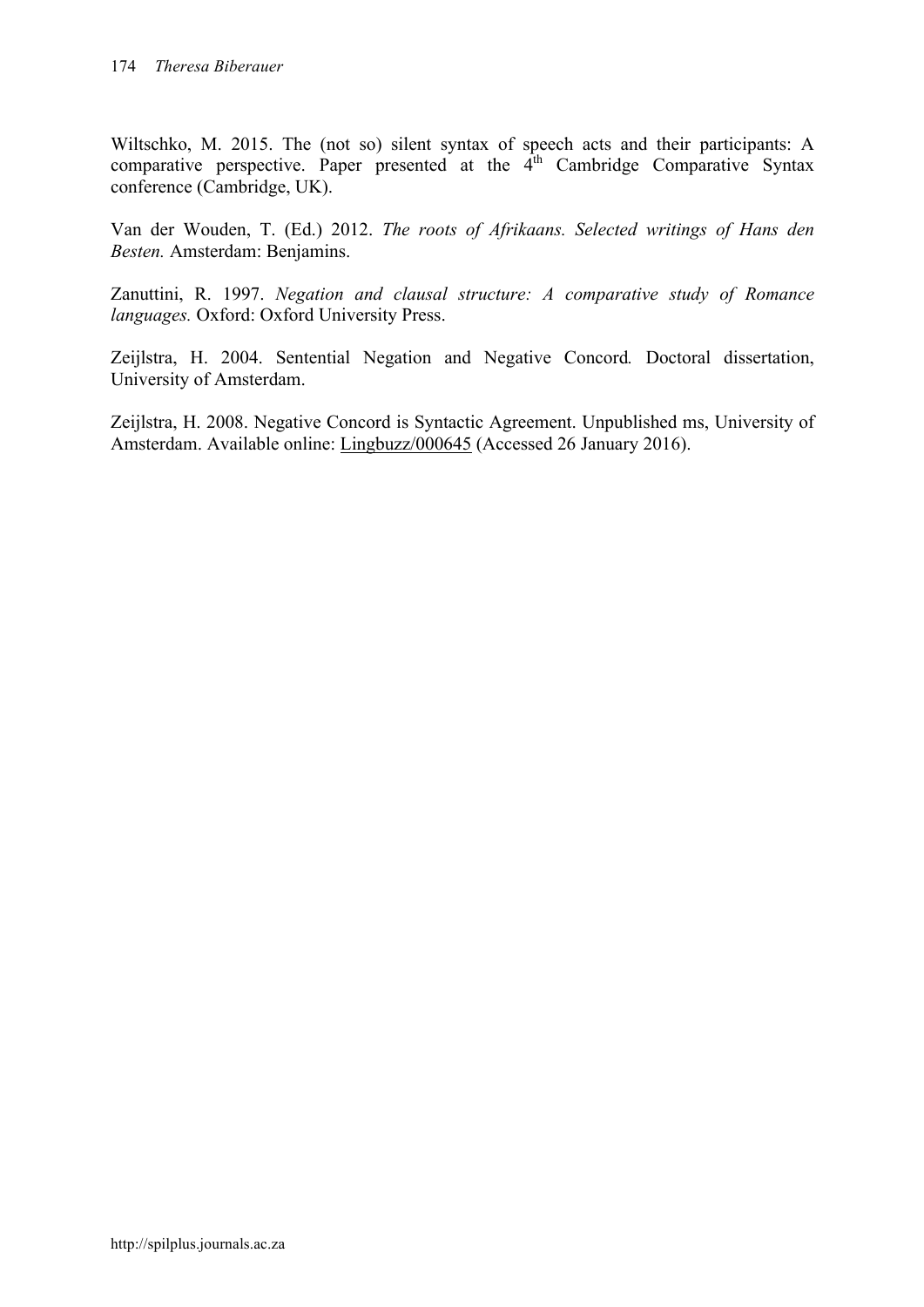Wiltschko, M. 2015. The (not so) silent syntax of speech acts and their participants: A comparative perspective. Paper presented at the 4th Cambridge Comparative Syntax conference (Cambridge, UK).

Van der Wouden, T. (Ed.) 2012. *The roots of Afrikaans. Selected writings of Hans den Besten.* Amsterdam: Benjamins.

Zanuttini, R. 1997. *Negation and clausal structure: A comparative study of Romance languages.* Oxford: Oxford University Press.

Zeijlstra, H. 2004. Sentential Negation and Negative Concord*.* Doctoral dissertation, University of Amsterdam.

Zeijlstra, H. 2008. Negative Concord is Syntactic Agreement. Unpublished ms, University of Amsterdam. Available online: Lingbuzz/000645 (Accessed 26 January 2016).